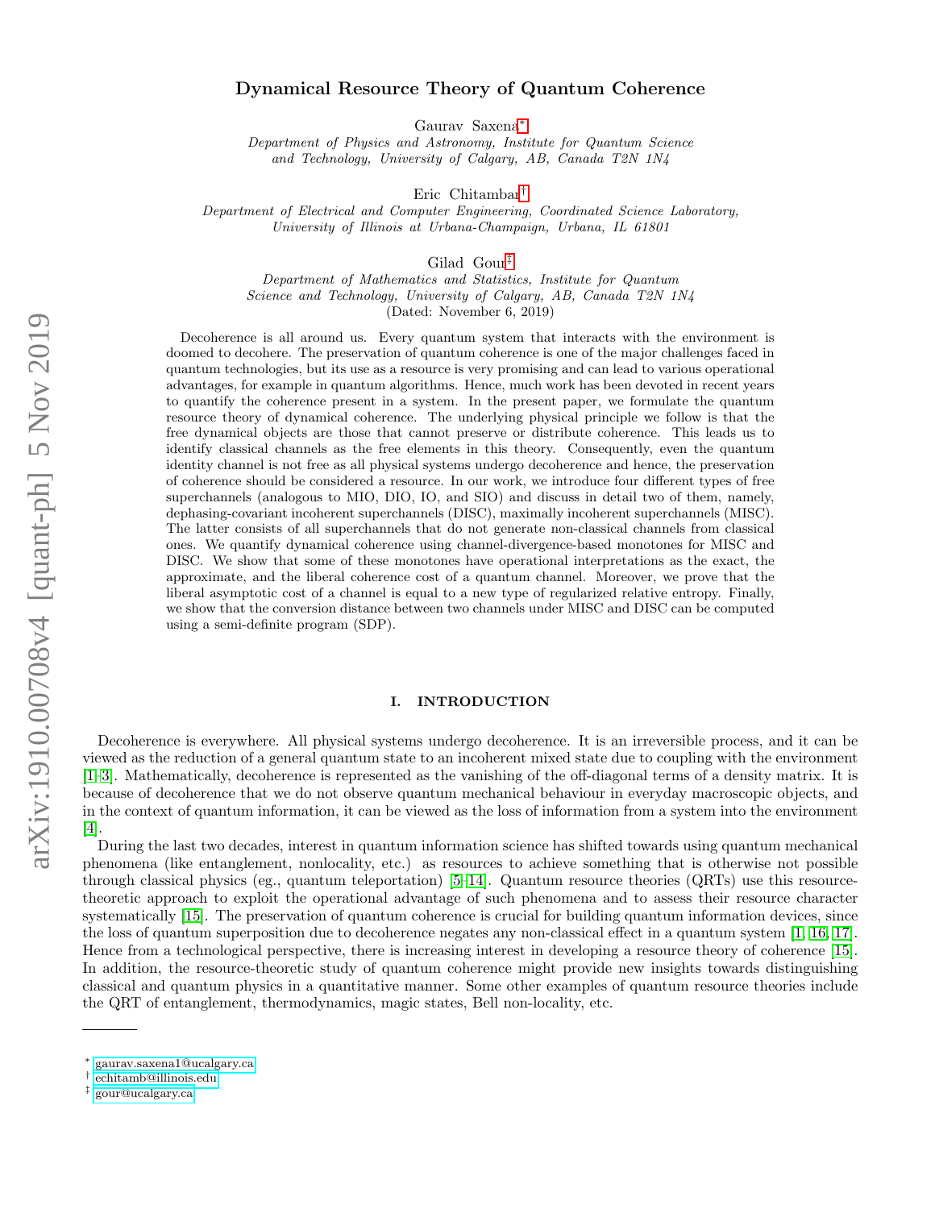# Dynamical Resource Theory of Quantum Coherence

Gaurav Saxena*

*Department of Physics and Astronomy, Institute for Quantum Science and Technology, University of Calgary, AB, Canada T2N 1N4*

Eric Chitambar†

*Department of Electrical and Computer Engineering, Coordinated Science Laboratory, University of Illinois at Urbana-Champaign, Urbana, IL 61801*

Gilad Gour‡

*Department of Mathematics and Statistics, Institute for Quantum Science and Technology, University of Calgary, AB, Canada T2N 1N4*

(Dated: November 6, 2019)

Decoherence is all around us. Every quantum system that interacts with the environment is doomed to decohere. The preservation of quantum coherence is one of the major challenges faced in quantum technologies, but its use as a resource is very promising and can lead to various operational advantages, for example in quantum algorithms. Hence, much work has been devoted in recent years to quantify the coherence present in a system. In the present paper, we formulate the quantum resource theory of dynamical coherence. The underlying physical principle we follow is that the free dynamical objects are those that cannot preserve or distribute coherence. This leads us to identify classical channels as the free elements in this theory. Consequently, even the quantum identity channel is not free as all physical systems undergo decoherence and hence, the preservation of coherence should be considered a resource. In our work, we introduce four different types of free superchannels (analogous to MIO, DIO, IO, and SIO) and discuss in detail two of them, namely, dephasing-covariant incoherent superchannels (DISC), maximally incoherent superchannels (MISC). The latter consists of all superchannels that do not generate non-classical channels from classical ones. We quantify dynamical coherence using channel-divergence-based monotones for MISC and DISC. We show that some of these monotones have operational interpretations as the exact, the approximate, and the liberal coherence cost of a quantum channel. Moreover, we prove that the liberal asymptotic cost of a channel is equal to a new type of regularized relative entropy. Finally, we show that the conversion distance between two channels under MISC and DISC can be computed using a semi-definite program (SDP).

## I. INTRODUCTION

Decoherence is everywhere. All physical systems undergo decoherence. It is an irreversible process, and it can be viewed as the reduction of a general quantum state to an incoherent mixed state due to coupling with the environment [1–3]. Mathematically, decoherence is represented as the vanishing of the off-diagonal terms of a density matrix. It is because of decoherence that we do not observe quantum mechanical behaviour in everyday macroscopic objects, and in the context of quantum information, it can be viewed as the loss of information from a system into the environment [4].

During the last two decades, interest in quantum information science has shifted towards using quantum mechanical phenomena (like entanglement, nonlocality, etc.) as resources to achieve something that is otherwise not possible through classical physics (eg., quantum teleportation) [5–14]. Quantum resource theories (QRTs) use this resource-theoretic approach to exploit the operational advantage of such phenomena and to assess their resource character systematically [15]. The preservation of quantum coherence is crucial for building quantum information devices, since the loss of quantum superposition due to decoherence negates any non-classical effect in a quantum system [1, 16, 17]. Hence from a technological perspective, there is increasing interest in developing a resource theory of coherence [15]. In addition, the resource-theoretic study of quantum coherence might provide new insights towards distinguishing classical and quantum physics in a quantitative manner. Some other examples of quantum resource theories include the QRT of entanglement, thermodynamics, magic states, Bell non-locality, etc.

---

* gaurav.saxena1@ucalgary.ca
† echitamb@illinois.edu
‡ gour@ucalgary.ca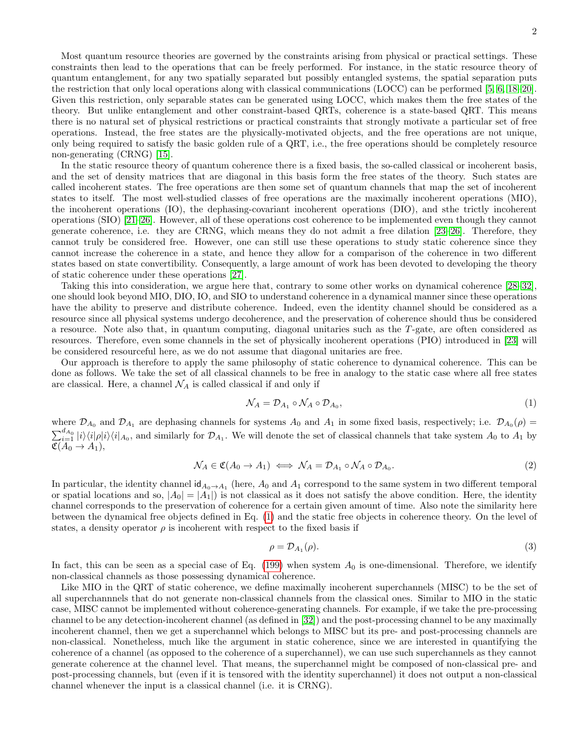Most quantum resource theories are governed by the constraints arising from physical or practical settings. These constraints then lead to the operations that can be freely performed. For instance, in the static resource theory of quantum entanglement, for any two spatially separated but possibly entangled systems, the spatial separation puts the restriction that only local operations along with classical communications (LOCC) can be performed [5, 6, 18–20]. Given this restriction, only separable states can be generated using LOCC, which makes them the free states of the theory. But unlike entanglement and other constraint-based QRTs, coherence is a state-based QRT. This means there is no natural set of physical restrictions or practical constraints that strongly motivate a particular set of free operations. Instead, the free states are the physically-motivated objects, and the free operations are not unique, only being required to satisfy the basic golden rule of a QRT, i.e., the free operations should be completely resource non-generating (CRNG) [15].

In the static resource theory of quantum coherence there is a fixed basis, the so-called classical or incoherent basis, and the set of density matrices that are diagonal in this basis form the free states of the theory. Such states are called incoherent states. The free operations are then some set of quantum channels that map the set of incoherent states to itself. The most well-studied classes of free operations are the maximally incoherent operations (MIO), the incoherent operations (IO), the dephasing-covariant incoherent operations (DIO), and sthe trictly incoherent operations (SIO) [21–26]. However, all of these operations cost coherence to be implemented even though they cannot generate coherence, i.e. they are CRNG, which means they do not admit a free dilation [23–26]. Therefore, they cannot truly be considered free. However, one can still use these operations to study static coherence since they cannot increase the coherence in a state, and hence they allow for a comparison of the coherence in two different states based on state convertibility. Consequently, a large amount of work has been devoted to developing the theory of static coherence under these operations [27].

Taking this into consideration, we argue here that, contrary to some other works on dynamical coherence [28–32], one should look beyond MIO, DIO, IO, and SIO to understand coherence in a dynamical manner since these operations have the ability to preserve and distribute coherence. Indeed, even the identity channel should be considered as a resource since all physical systems undergo decoherence, and the preservation of coherence should thus be considered a resource. Note also that, in quantum computing, diagonal unitaries such as the $T$-gate, are often considered as resources. Therefore, even some channels in the set of physically incoherent operations (PIO) introduced in [23] will be considered resourceful here, as we do not assume that diagonal unitaries are free.

Our approach is therefore to apply the same philosophy of static coherence to dynamical coherence. This can be done as follows. We take the set of all classical channels to be free in analogy to the static case where all free states are classical. Here, a channel $\mathcal{N}_A$ is called classical if and only if

$$\mathcal{N}_A = \mathcal{D}_{A_1} \circ \mathcal{N}_A \circ \mathcal{D}_{A_0}, \tag{1}$$

where $\mathcal{D}_{A_0}$ and $\mathcal{D}_{A_1}$ are dephasing channels for systems $A_0$ and $A_1$ in some fixed basis, respectively; i.e. $\mathcal{D}_{A_0}(\rho) = \sum_{i=1}^{d_{A_0}} |i\rangle\langle i|\rho|i\rangle\langle i|_{A_0}$, and similarly for $\mathcal{D}_{A_1}$. We will denote the set of classical channels that take system $A_0$ to $A_1$ by $\mathfrak{C}(A_0 \to A_1)$,

$$\mathcal{N}_A \in \mathfrak{C}(A_0 \to A_1) \iff \mathcal{N}_A = \mathcal{D}_{A_1} \circ \mathcal{N}_A \circ \mathcal{D}_{A_0}. \tag{2}$$

In particular, the identity channel $\mathsf{id}_{A_0 \to A_1}$ (here, $A_0$ and $A_1$ correspond to the same system in two different temporal or spatial locations and so, $|A_0| = |A_1|$) is not classical as it does not satisfy the above condition. Here, the identity channel corresponds to the preservation of coherence for a certain given amount of time. Also note the similarity here between the dynamical free objects defined in Eq. (1) and the static free objects in coherence theory. On the level of states, a density operator $\rho$ is incoherent with respect to the fixed basis if

$$\rho = \mathcal{D}_{A_1}(\rho). \tag{3}$$

In fact, this can be seen as a special case of Eq. (199) when system $A_0$ is one-dimensional. Therefore, we identify non-classical channels as those possessing dynamical coherence.

Like MIO in the QRT of static coherence, we define maximally incoherent superchannels (MISC) to be the set of all superchannnels that do not generate non-classical channels from the classical ones. Similar to MIO in the static case, MISC cannot be implemented without coherence-generating channels. For example, if we take the pre-processing channel to be any detection-incoherent channel (as defined in [32]) and the post-processing channel to be any maximally incoherent channel, then we get a superchannel which belongs to MISC but its pre- and post-processing channels are non-classical. Nonetheless, much like the argument in static coherence, since we are interested in quantifying the coherence of a channel (as opposed to the coherence of a superchannel), we can use such superchannels as they cannot generate coherence at the channel level. That means, the superchannel might be composed of non-classical pre- and post-processing channels, but (even if it is tensored with the identity superchannel) it does not output a non-classical channel whenever the input is a classical channel (i.e. it is CRNG).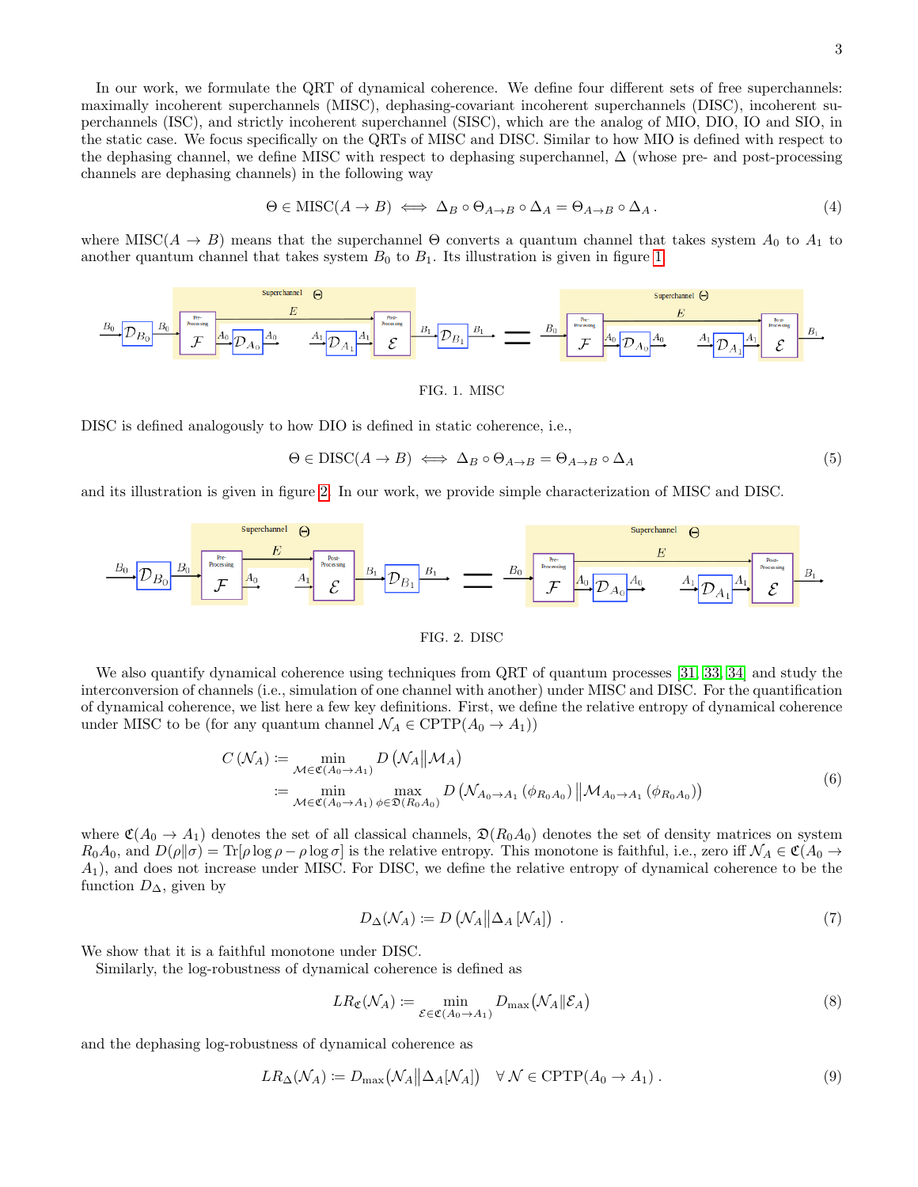In our work, we formulate the QRT of dynamical coherence. We define four different sets of free superchannels: maximally incoherent superchannels (MISC), dephasing-covariant incoherent superchannels (DISC), incoherent superchannels (ISC), and strictly incoherent superchannel (SISC), which are the analog of MIO, DIO, IO and SIO, in the static case. We focus specifically on the QRTs of MISC and DISC. Similar to how MIO is defined with respect to the dephasing channel, we define MISC with respect to dephasing superchannel, $\Delta$ (whose pre- and post-processing channels are dephasing channels) in the following way

$$\Theta \in \text{MISC}(A \to B) \iff \Delta_B \circ \Theta_{A\to B} \circ \Delta_A = \Theta_{A\to B} \circ \Delta_A\,. \tag{4}$$

where MISC$(A \to B)$ means that the superchannel $\Theta$ converts a quantum channel that takes system $A_0$ to $A_1$ to another quantum channel that takes system $B_0$ to $B_1$. Its illustration is given in figure 1.

FIG. 1. MISC

DISC is defined analogously to how DIO is defined in static coherence, i.e.,

$$\Theta \in \text{DISC}(A \to B) \iff \Delta_B \circ \Theta_{A\to B} = \Theta_{A\to B} \circ \Delta_A \tag{5}$$

and its illustration is given in figure 2. In our work, we provide simple characterization of MISC and DISC.

FIG. 2. DISC

We also quantify dynamical coherence using techniques from QRT of quantum processes [31, 33, 34] and study the interconversion of channels (i.e., simulation of one channel with another) under MISC and DISC. For the quantification of dynamical coherence, we list here a few key definitions. First, we define the relative entropy of dynamical coherence under MISC to be (for any quantum channel $\mathcal{N}_A \in \text{CPTP}(A_0 \to A_1)$)

$$\begin{aligned} C(\mathcal{N}_A) &:= \min_{\mathcal{M}\in\mathfrak{C}(A_0\to A_1)} D\left(\mathcal{N}_A \middle\| \mathcal{M}_A\right) \\ &:= \min_{\mathcal{M}\in\mathfrak{C}(A_0\to A_1)} \max_{\phi\in\mathfrak{D}(R_0A_0)} D\left(\mathcal{N}_{A_0\to A_1}\left(\phi_{R_0A_0}\right) \middle\| \mathcal{M}_{A_0\to A_1}\left(\phi_{R_0A_0}\right)\right) \end{aligned} \tag{6}$$

where $\mathfrak{C}(A_0 \to A_1)$ denotes the set of all classical channels, $\mathfrak{D}(R_0A_0)$ denotes the set of density matrices on system $R_0A_0$, and $D(\rho\|\sigma) = \text{Tr}[\rho\log\rho - \rho\log\sigma]$ is the relative entropy. This monotone is faithful, i.e., zero iff $\mathcal{N}_A \in \mathfrak{C}(A_0 \to A_1)$, and does not increase under MISC. For DISC, we define the relative entropy of dynamical coherence to be the function $D_\Delta$, given by

$$D_\Delta(\mathcal{N}_A) := D\left(\mathcal{N}_A \middle\| \Delta_A\left[\mathcal{N}_A\right]\right)\,. \tag{7}$$

We show that it is a faithful monotone under DISC.

Similarly, the log-robustness of dynamical coherence is defined as

$$LR_{\mathfrak{C}}(\mathcal{N}_A) := \min_{\mathcal{E}\in\mathfrak{C}(A_0\to A_1)} D_{\max}\left(\mathcal{N}_A \| \mathcal{E}_A\right) \tag{8}$$

and the dephasing log-robustness of dynamical coherence as

$$LR_\Delta(\mathcal{N}_A) := D_{\max}\left(\mathcal{N}_A \middle\| \Delta_A[\mathcal{N}_A]\right) \quad \forall\, \mathcal{N} \in \text{CPTP}(A_0 \to A_1)\,. \tag{9}$$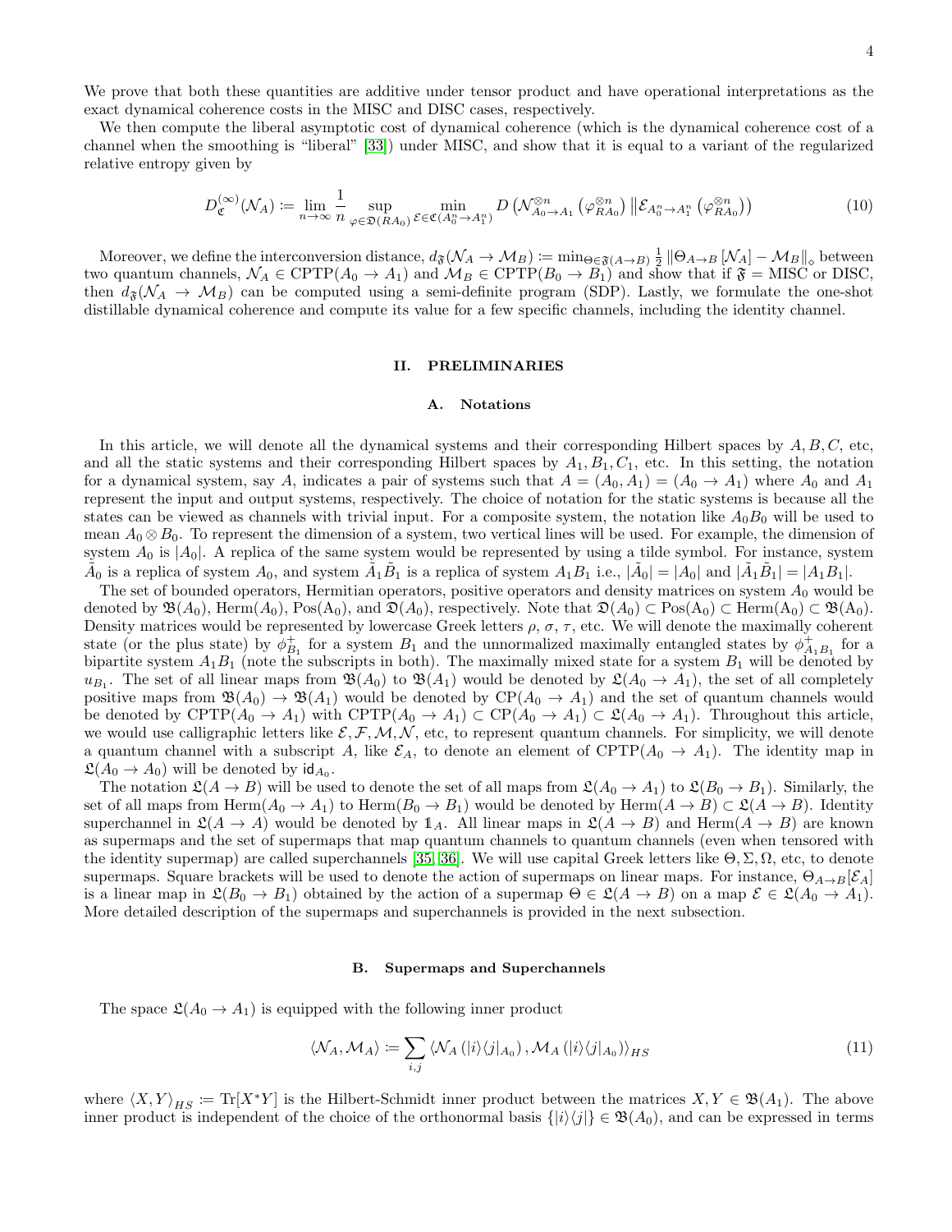We prove that both these quantities are additive under tensor product and have operational interpretations as the exact dynamical coherence costs in the MISC and DISC cases, respectively.

We then compute the liberal asymptotic cost of dynamical coherence (which is the dynamical coherence cost of a channel when the smoothing is "liberal" [33]) under MISC, and show that it is equal to a variant of the regularized relative entropy given by

$$D_{\mathfrak{C}}^{(\infty)}(\mathcal{N}_A) \coloneqq \lim_{n\to\infty} \frac{1}{n} \sup_{\varphi\in\mathfrak{D}(RA_0)} \min_{\mathcal{E}\in\mathfrak{C}(A_0^n\to A_1^n)} D\left(\mathcal{N}_{A_0\to A_1}^{\otimes n}\left(\varphi_{RA_0}^{\otimes n}\right) \middle\| \mathcal{E}_{A_0^n\to A_1^n}\left(\varphi_{RA_0}^{\otimes n}\right)\right) \tag{10}$$

Moreover, we define the interconversion distance, $d_{\mathfrak{F}}(\mathcal{N}_A \to \mathcal{M}_B) \coloneqq \min_{\Theta\in\mathfrak{F}(A\to B)} \frac{1}{2}\left\|\Theta_{A\to B}\left[\mathcal{N}_A\right] - \mathcal{M}_B\right\|_{\diamond}$ between two quantum channels, $\mathcal{N}_A \in \mathrm{CPTP}(A_0 \to A_1)$ and $\mathcal{M}_B \in \mathrm{CPTP}(B_0 \to B_1)$ and show that if $\mathfrak{F} = $ MISC or DISC, then $d_{\mathfrak{F}}(\mathcal{N}_A \to \mathcal{M}_B)$ can be computed using a semi-definite program (SDP). Lastly, we formulate the one-shot distillable dynamical coherence and compute its value for a few specific channels, including the identity channel.

## II. PRELIMINARIES

### A. Notations

In this article, we will denote all the dynamical systems and their corresponding Hilbert spaces by $A, B, C$, etc, and all the static systems and their corresponding Hilbert spaces by $A_1, B_1, C_1$, etc. In this setting, the notation for a dynamical system, say $A$, indicates a pair of systems such that $A = (A_0, A_1) = (A_0 \to A_1)$ where $A_0$ and $A_1$ represent the input and output systems, respectively. The choice of notation for the static systems is because all the states can be viewed as channels with trivial input. For a composite system, the notation like $A_0B_0$ will be used to mean $A_0 \otimes B_0$. To represent the dimension of a system, two vertical lines will be used. For example, the dimension of system $A_0$ is $|A_0|$. A replica of the same system would be represented by using a tilde symbol. For instance, system $\tilde{A}_0$ is a replica of system $A_0$, and system $\tilde{A}_1\tilde{B}_1$ is a replica of system $A_1B_1$ i.e., $|\tilde{A}_0| = |A_0|$ and $|\tilde{A}_1\tilde{B}_1| = |A_1B_1|$.

The set of bounded operators, Hermitian operators, positive operators and density matrices on system $A_0$ would be denoted by $\mathfrak{B}(A_0)$, $\mathrm{Herm}(A_0)$, $\mathrm{Pos}(A_0)$, and $\mathfrak{D}(A_0)$, respectively. Note that $\mathfrak{D}(A_0) \subset \mathrm{Pos}(A_0) \subset \mathrm{Herm}(A_0) \subset \mathfrak{B}(A_0)$. Density matrices would be represented by lowercase Greek letters $\rho$, $\sigma$, $\tau$, etc. We will denote the maximally coherent state (or the plus state) by $\phi_{B_1}^+$ for a system $B_1$ and the unnormalized maximally entangled states by $\phi_{A_1B_1}^+$ for a bipartite system $A_1B_1$ (note the subscripts in both). The maximally mixed state for a system $B_1$ will be denoted by $u_{B_1}$. The set of all linear maps from $\mathfrak{B}(A_0)$ to $\mathfrak{B}(A_1)$ would be denoted by $\mathfrak{L}(A_0 \to A_1)$, the set of all completely positive maps from $\mathfrak{B}(A_0) \to \mathfrak{B}(A_1)$ would be denoted by $\mathrm{CP}(A_0 \to A_1)$ and the set of quantum channels would be denoted by $\mathrm{CPTP}(A_0 \to A_1)$ with $\mathrm{CPTP}(A_0 \to A_1) \subset \mathrm{CP}(A_0 \to A_1) \subset \mathfrak{L}(A_0 \to A_1)$. Throughout this article, we would use calligraphic letters like $\mathcal{E}, \mathcal{F}, \mathcal{M}, \mathcal{N}$, etc, to represent quantum channels. For simplicity, we will denote a quantum channel with a subscript $A$, like $\mathcal{E}_A$, to denote an element of $\mathrm{CPTP}(A_0 \to A_1)$. The identity map in $\mathfrak{L}(A_0 \to A_0)$ will be denoted by $\mathsf{id}_{A_0}$.

The notation $\mathfrak{L}(A \to B)$ will be used to denote the set of all maps from $\mathfrak{L}(A_0 \to A_1)$ to $\mathfrak{L}(B_0 \to B_1)$. Similarly, the set of all maps from $\mathrm{Herm}(A_0 \to A_1)$ to $\mathrm{Herm}(B_0 \to B_1)$ would be denoted by $\mathrm{Herm}(A \to B) \subset \mathfrak{L}(A \to B)$. Identity superchannel in $\mathfrak{L}(A \to A)$ would be denoted by $\mathbb{1}_A$. All linear maps in $\mathfrak{L}(A \to B)$ and $\mathrm{Herm}(A \to B)$ are known as supermaps and the set of supermaps that map quantum channels to quantum channels (even when tensored with the identity supermap) are called superchannels [35, 36]. We will use capital Greek letters like $\Theta, \Sigma, \Omega$, etc, to denote supermaps. Square brackets will be used to denote the action of supermaps on linear maps. For instance, $\Theta_{A\to B}[\mathcal{E}_A]$ is a linear map in $\mathfrak{L}(B_0 \to B_1)$ obtained by the action of a supermap $\Theta \in \mathfrak{L}(A \to B)$ on a map $\mathcal{E} \in \mathfrak{L}(A_0 \to A_1)$. More detailed description of the supermaps and superchannels is provided in the next subsection.

### B. Supermaps and Superchannels

The space $\mathfrak{L}(A_0 \to A_1)$ is equipped with the following inner product

$$\langle \mathcal{N}_A, \mathcal{M}_A \rangle \coloneqq \sum_{i,j} \left\langle \mathcal{N}_A\left(|i\rangle\langle j|_{A_0}\right), \mathcal{M}_A\left(|i\rangle\langle j|_{A_0}\right)\right\rangle_{HS} \tag{11}$$

where $\langle X, Y\rangle_{HS} \coloneqq \mathrm{Tr}[X^*Y]$ is the Hilbert-Schmidt inner product between the matrices $X, Y \in \mathfrak{B}(A_1)$. The above inner product is independent of the choice of the orthonormal basis $\{|i\rangle\langle j|\} \in \mathfrak{B}(A_0)$, and can be expressed in terms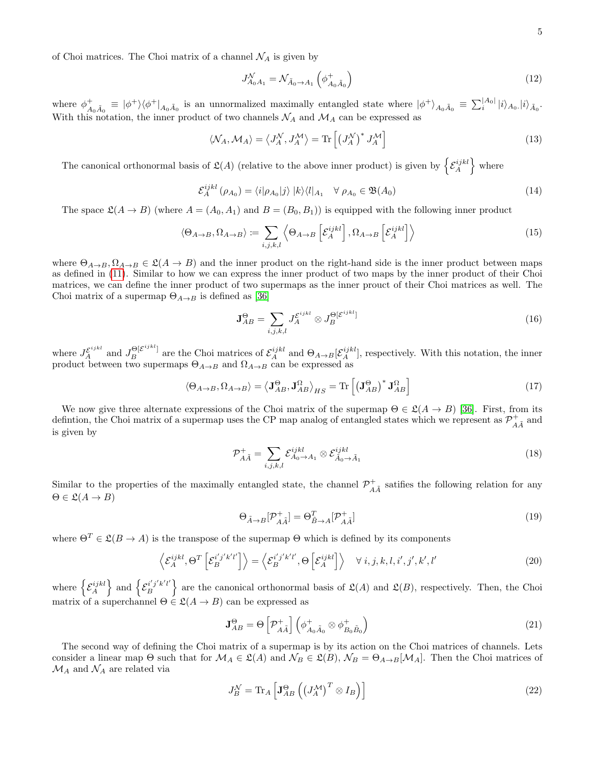of Choi matrices. The Choi matrix of a channel $\mathcal{N}_A$ is given by

$$J^{\mathcal{N}}_{A_0A_1} = \mathcal{N}_{\tilde{A}_0\to A_1}\left(\phi^+_{A_0\tilde{A}_0}\right) \tag{12}$$

where $\phi^+_{A_0\tilde{A}_0} \equiv |\phi^+\rangle\langle\phi^+|_{A_0\tilde{A}_0}$ is an unnormalized maximally entangled state where $|\phi^+\rangle_{A_0\tilde{A}_0} \equiv \sum_i^{|A_0|}|i\rangle_{A_0}.|i\rangle_{\tilde{A}_0}$. With this notation, the inner product of two channels $\mathcal{N}_A$ and $\mathcal{M}_A$ can be expressed as

$$\langle\mathcal{N}_A, \mathcal{M}_A\rangle = \left\langle J^{\mathcal{N}}_A, J^{\mathcal{M}}_A\right\rangle = \mathrm{Tr}\left[\left(J^{\mathcal{N}}_A\right)^* J^{\mathcal{M}}_A\right] \tag{13}$$

The canonical orthonormal basis of $\mathfrak{L}(A)$ (relative to the above inner product) is given by $\left\{\mathcal{E}^{ijkl}_A\right\}$ where

$$\mathcal{E}^{ijkl}_A\left(\rho_{A_0}\right) = \langle i|\rho_{A_0}|j\rangle\, |k\rangle\langle l|_{A_1} \quad \forall\ \rho_{A_0} \in \mathfrak{B}(A_0) \tag{14}$$

The space $\mathfrak{L}(A \to B)$ (where $A = (A_0, A_1)$ and $B = (B_0, B_1)$) is equipped with the following inner product

$$\langle\Theta_{A\to B}, \Omega_{A\to B}\rangle \coloneqq \sum_{i,j,k,l}\left\langle\Theta_{A\to B}\left[\mathcal{E}^{ijkl}_A\right], \Omega_{A\to B}\left[\mathcal{E}^{ijkl}_A\right]\right\rangle \tag{15}$$

where $\Theta_{A\to B}, \Omega_{A\to B} \in \mathfrak{L}(A \to B)$ and the inner product on the right-hand side is the inner product between maps as defined in (11). Similar to how we can express the inner product of two maps by the inner product of their Choi matrices, we can define the inner product of two supermaps as the inner prouct of their Choi matrices as well. The Choi matrix of a supermap $\Theta_{A\to B}$ is defined as [36]

$$\mathbf{J}^{\Theta}_{AB} = \sum_{i,j,k,l} J^{\mathcal{E}^{ijkl}}_A \otimes J^{\Theta[\mathcal{E}^{ijkl}]}_B \tag{16}$$

where $J^{\mathcal{E}^{ijkl}}_A$ and $J^{\Theta[\mathcal{E}^{ijkl}]}_B$ are the Choi matrices of $\mathcal{E}^{ijkl}_A$ and $\Theta_{A\to B}[\mathcal{E}^{ijkl}_A]$, respectively. With this notation, the inner product between two supermaps $\Theta_{A\to B}$ and $\Omega_{A\to B}$ can be expressed as

$$\langle\Theta_{A\to B}, \Omega_{A\to B}\rangle = \left\langle\mathbf{J}^{\Theta}_{AB}, \mathbf{J}^{\Omega}_{AB}\right\rangle_{HS} = \mathrm{Tr}\left[\left(\mathbf{J}^{\Theta}_{AB}\right)^* \mathbf{J}^{\Omega}_{AB}\right] \tag{17}$$

We now give three alternate expressions of the Choi matrix of the supermap $\Theta \in \mathfrak{L}(A \to B)$ [36]. First, from its defintion, the Choi matrix of a supermap uses the CP map analog of entangled states which we represent as $\mathcal{P}^+_{A\tilde{A}}$ and is given by

$$\mathcal{P}^+_{A\tilde{A}} = \sum_{i,j,k,l} \mathcal{E}^{ijkl}_{A_0\to A_1} \otimes \mathcal{E}^{ijkl}_{\tilde{A}_0\to\tilde{A}_1} \tag{18}$$

Similar to the properties of the maximally entangled state, the channel $\mathcal{P}^+_{A\tilde{A}}$ satisfies the following relation for any $\Theta \in \mathfrak{L}(A \to B)$

$$\Theta_{\tilde{A}\to B}[\mathcal{P}^+_{A\tilde{A}}] = \Theta^T_{\tilde{B}\to A}[\mathcal{P}^+_{A\tilde{A}}] \tag{19}$$

where $\Theta^T \in \mathfrak{L}(B \to A)$ is the transpose of the supermap $\Theta$ which is defined by its components

$$\left\langle\mathcal{E}^{ijkl}_A, \Theta^T\left[\mathcal{E}^{i'j'k'l'}_B\right]\right\rangle = \left\langle\mathcal{E}^{i'j'k'l'}_B, \Theta\left[\mathcal{E}^{ijkl}_A\right]\right\rangle \quad \forall\ i,j,k,l,i',j',k',l' \tag{20}$$

where $\left\{\mathcal{E}^{ijkl}_A\right\}$ and $\left\{\mathcal{E}^{i'j'k'l'}_B\right\}$ are the canonical orthonormal basis of $\mathfrak{L}(A)$ and $\mathfrak{L}(B)$, respectively. Then, the Choi matrix of a superchannel $\Theta \in \mathfrak{L}(A \to B)$ can be expressed as

$$\mathbf{J}^{\Theta}_{AB} = \Theta\left[\mathcal{P}^+_{A\tilde{A}}\right]\left(\phi^+_{A_0\tilde{A}_0} \otimes \phi^+_{B_0\tilde{B}_0}\right) \tag{21}$$

The second way of defining the Choi matrix of a supermap is by its action on the Choi matrices of channels. Lets consider a linear map $\Theta$ such that for $\mathcal{M}_A \in \mathfrak{L}(A)$ and $\mathcal{N}_B \in \mathfrak{L}(B)$, $\mathcal{N}_B = \Theta_{A\to B}[\mathcal{M}_A]$. Then the Choi matrices of $\mathcal{M}_A$ and $\mathcal{N}_A$ are related via

$$J^{\mathcal{N}}_B = \mathrm{Tr}_A\left[\mathbf{J}^{\Theta}_{AB}\left(\left(J^{\mathcal{M}}_A\right)^T \otimes I_B\right)\right] \tag{22}$$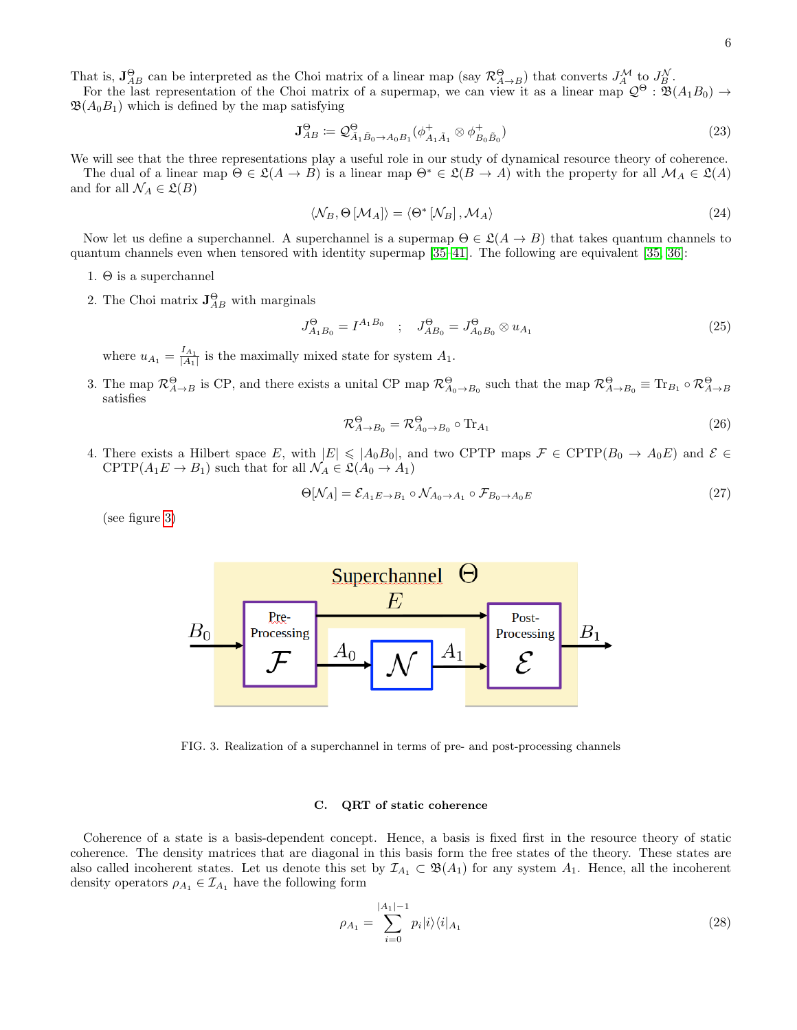That is, $\mathbf{J}^{\Theta}_{AB}$ can be interpreted as the Choi matrix of a linear map (say $\mathcal{R}^{\Theta}_{A\to B}$) that converts $J^{\mathcal{M}}_{A}$ to $J^{\mathcal{N}}_{B}$.

For the last representation of the Choi matrix of a supermap, we can view it as a linear map $\mathcal{Q}^{\Theta} : \mathfrak{B}(A_1B_0) \to \mathfrak{B}(A_0B_1)$ which is defined by the map satisfying

$$\mathbf{J}^{\Theta}_{AB} := \mathcal{Q}^{\Theta}_{\tilde{A}_1\tilde{B}_0\to A_0B_1}(\phi^{+}_{A_1\tilde{A}_1} \otimes \phi^{+}_{B_0\tilde{B}_0}) \tag{23}$$

We will see that the three representations play a useful role in our study of dynamical resource theory of coherence.

The dual of a linear map $\Theta \in \mathfrak{L}(A \to B)$ is a linear map $\Theta^{*} \in \mathfrak{L}(B \to A)$ with the property for all $\mathcal{M}_A \in \mathfrak{L}(A)$ and for all $\mathcal{N}_A \in \mathfrak{L}(B)$

$$\langle \mathcal{N}_B, \Theta\left[\mathcal{M}_A\right]\rangle = \langle \Theta^{*}\left[\mathcal{N}_B\right], \mathcal{M}_A\rangle \tag{24}$$

Now let us define a superchannel. A superchannel is a supermap $\Theta \in \mathfrak{L}(A \to B)$ that takes quantum channels to quantum channels even when tensored with identity supermap [35–41]. The following are equivalent [35, 36]:

1. $\Theta$ is a superchannel
2. The Choi matrix $\mathbf{J}^{\Theta}_{AB}$ with marginals

$$J^{\Theta}_{A_1B_0} = I^{A_1B_0} \quad ; \quad J^{\Theta}_{AB_0} = J^{\Theta}_{A_0B_0} \otimes u_{A_1} \tag{25}$$

   where $u_{A_1} = \frac{I_{A_1}}{|A_1|}$ is the maximally mixed state for system $A_1$.

3. The map $\mathcal{R}^{\Theta}_{A\to B}$ is CP, and there exists a unital CP map $\mathcal{R}^{\Theta}_{A_0\to B_0}$ such that the map $\mathcal{R}^{\Theta}_{A\to B_0} \equiv \mathrm{Tr}_{B_1} \circ \mathcal{R}^{\Theta}_{A\to B}$ satisfies

$$\mathcal{R}^{\Theta}_{A\to B_0} = \mathcal{R}^{\Theta}_{A_0\to B_0} \circ \mathrm{Tr}_{A_1} \tag{26}$$

4. There exists a Hilbert space $E$, with $|E| \leqslant |A_0B_0|$, and two CPTP maps $\mathcal{F} \in \mathrm{CPTP}(B_0 \to A_0E)$ and $\mathcal{E} \in \mathrm{CPTP}(A_1E \to B_1)$ such that for all $\mathcal{N}_A \in \mathfrak{L}(A_0 \to A_1)$

$$\Theta[\mathcal{N}_A] = \mathcal{E}_{A_1E\to B_1} \circ \mathcal{N}_{A_0\to A_1} \circ \mathcal{F}_{B_0\to A_0E} \tag{27}$$

   (see figure 3)

FIG. 3. Realization of a superchannel in terms of pre- and post-processing channels

### C. QRT of static coherence

Coherence of a state is a basis-dependent concept. Hence, a basis is fixed first in the resource theory of static coherence. The density matrices that are diagonal in this basis form the free states of the theory. These states are also called incoherent states. Let us denote this set by $\mathcal{I}_{A_1} \subset \mathfrak{B}(A_1)$ for any system $A_1$. Hence, all the incoherent density operators $\rho_{A_1} \in \mathcal{I}_{A_1}$ have the following form

$$\rho_{A_1} = \sum_{i=0}^{|A_1|-1} p_i |i\rangle\langle i|_{A_1} \tag{28}$$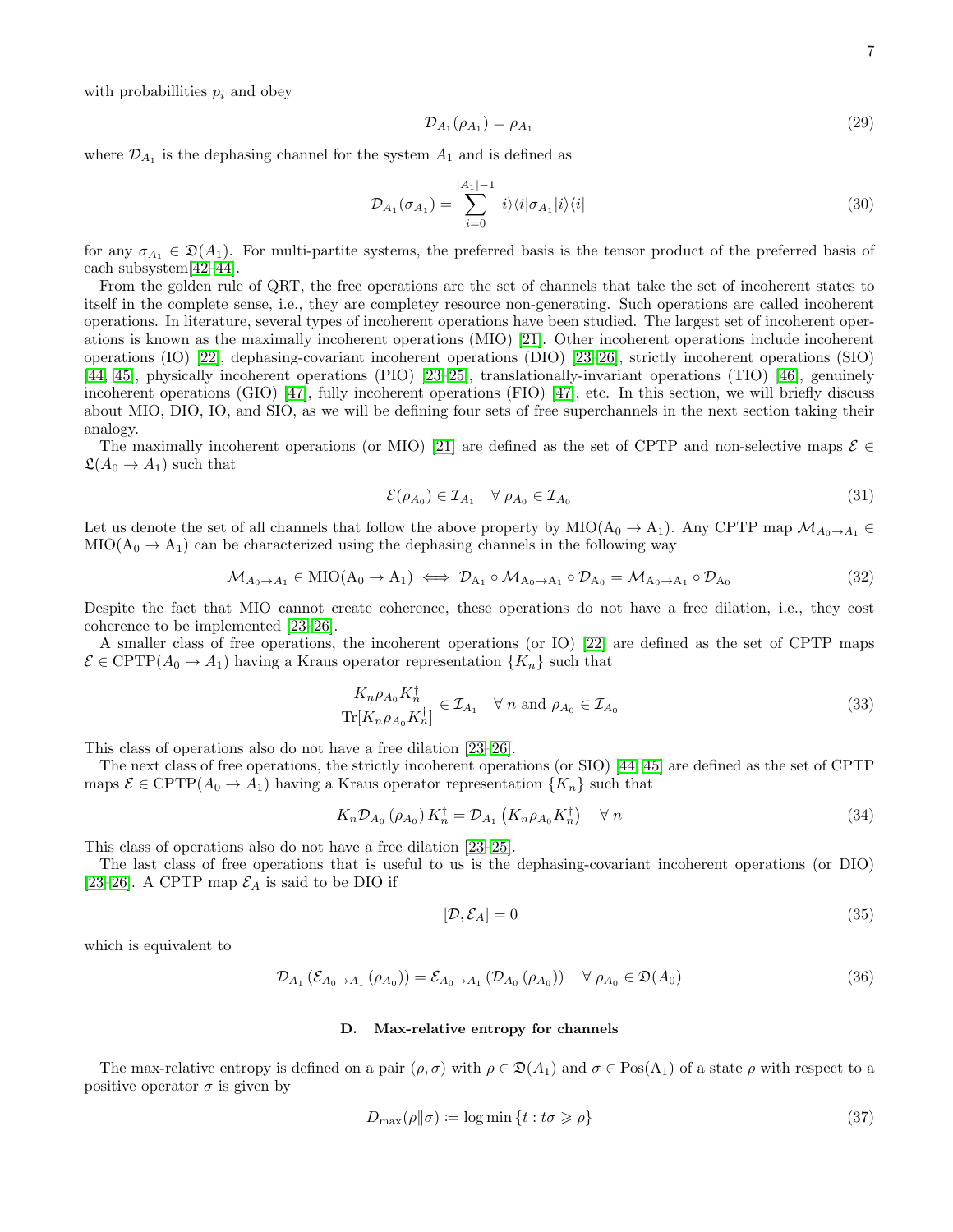with probabillities $p_i$ and obey

$$\mathcal{D}_{A_1}(\rho_{A_1}) = \rho_{A_1} \tag{29}$$

where $\mathcal{D}_{A_1}$ is the dephasing channel for the system $A_1$ and is defined as

$$\mathcal{D}_{A_1}(\sigma_{A_1}) = \sum_{i=0}^{|A_1|-1} |i\rangle\langle i|\sigma_{A_1}|i\rangle\langle i| \tag{30}$$

for any $\sigma_{A_1} \in \mathfrak{D}(A_1)$. For multi-partite systems, the preferred basis is the tensor product of the preferred basis of each subsystem[42–44].

From the golden rule of QRT, the free operations are the set of channels that take the set of incoherent states to itself in the complete sense, i.e., they are completey resource non-generating. Such operations are called incoherent operations. In literature, several types of incoherent operations have been studied. The largest set of incoherent operations is known as the maximally incoherent operations (MIO) [21]. Other incoherent operations include incoherent operations (IO) [22], dephasing-covariant incoherent operations (DIO) [23–26], strictly incoherent operations (SIO) [44, 45], physically incoherent operations (PIO) [23–25], translationally-invariant operations (TIO) [46], genuinely incoherent operations (GIO) [47], fully incoherent operations (FIO) [47], etc. In this section, we will briefly discuss about MIO, DIO, IO, and SIO, as we will be defining four sets of free superchannels in the next section taking their analogy.

The maximally incoherent operations (or MIO) [21] are defined as the set of CPTP and non-selective maps $\mathcal{E} \in \mathfrak{L}(A_0 \to A_1)$ such that

$$\mathcal{E}(\rho_{A_0}) \in \mathcal{I}_{A_1} \quad \forall\ \rho_{A_0} \in \mathcal{I}_{A_0} \tag{31}$$

Let us denote the set of all channels that follow the above property by $\mathrm{MIO(A_0 \to A_1)}$. Any CPTP map $\mathcal{M}_{A_0\to A_1} \in \mathrm{MIO(A_0 \to A_1)}$ can be characterized using the dephasing channels in the following way

$$\mathcal{M}_{A_0\to A_1} \in \mathrm{MIO(A_0 \to A_1)} \iff \mathcal{D}_{A_1} \circ \mathcal{M}_{\mathrm{A_0\to A_1}} \circ \mathcal{D}_{\mathrm{A_0}} = \mathcal{M}_{\mathrm{A_0\to A_1}} \circ \mathcal{D}_{\mathrm{A_0}} \tag{32}$$

Despite the fact that MIO cannot create coherence, these operations do not have a free dilation, i.e., they cost coherence to be implemented [23–26].

A smaller class of free operations, the incoherent operations (or IO) [22] are defined as the set of CPTP maps $\mathcal{E} \in \mathrm{CPTP}(A_0 \to A_1)$ having a Kraus operator representation $\{K_n\}$ such that

$$\frac{K_n\rho_{A_0}K_n^\dagger}{\mathrm{Tr}[K_n\rho_{A_0}K_n^\dagger]} \in \mathcal{I}_{A_1} \quad \forall\ n \text{ and } \rho_{A_0} \in \mathcal{I}_{A_0} \tag{33}$$

This class of operations also do not have a free dilation [23–26].

The next class of free operations, the strictly incoherent operations (or SIO) [44, 45] are defined as the set of CPTP maps $\mathcal{E} \in \mathrm{CPTP}(A_0 \to A_1)$ having a Kraus operator representation $\{K_n\}$ such that

$$K_n\mathcal{D}_{A_0}\left(\rho_{A_0}\right)K_n^\dagger = \mathcal{D}_{A_1}\left(K_n\rho_{A_0}K_n^\dagger\right) \quad \forall\ n \tag{34}$$

This class of operations also do not have a free dilation [23–25].

The last class of free operations that is useful to us is the dephasing-covariant incoherent operations (or DIO) [23–26]. A CPTP map $\mathcal{E}_A$ is said to be DIO if

$$[\mathcal{D}, \mathcal{E}_A] = 0 \tag{35}$$

which is equivalent to

$$\mathcal{D}_{A_1}\left(\mathcal{E}_{A_0\to A_1}\left(\rho_{A_0}\right)\right) = \mathcal{E}_{A_0\to A_1}\left(\mathcal{D}_{A_0}\left(\rho_{A_0}\right)\right) \quad \forall\ \rho_{A_0} \in \mathfrak{D}(A_0) \tag{36}$$

### D. Max-relative entropy for channels

The max-relative entropy is defined on a pair $(\rho, \sigma)$ with $\rho \in \mathfrak{D}(A_1)$ and $\sigma \in \mathrm{Pos(A_1)}$ of a state $\rho$ with respect to a positive operator $\sigma$ is given by

$$D_{\max}(\rho\|\sigma) := \log\min\{t : t\sigma \geqslant \rho\} \tag{37}$$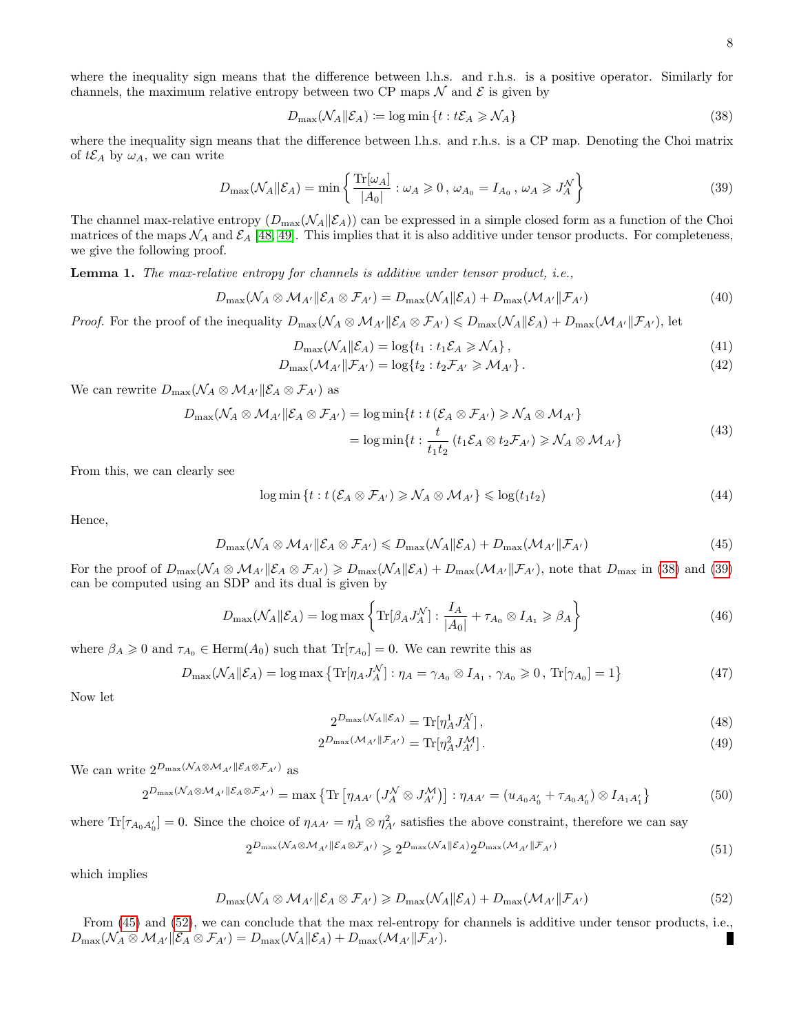where the inequality sign means that the difference between l.h.s. and r.h.s. is a positive operator. Similarly for channels, the maximum relative entropy between two CP maps $\mathcal{N}$ and $\mathcal{E}$ is given by

$$D_{\max}(\mathcal{N}_A\|\mathcal{E}_A) := \log\min\{t : t\mathcal{E}_A \geqslant \mathcal{N}_A\} \tag{38}$$

where the inequality sign means that the difference between l.h.s. and r.h.s. is a CP map. Denoting the Choi matrix of $t\mathcal{E}_A$ by $\omega_A$, we can write

$$D_{\max}(\mathcal{N}_A\|\mathcal{E}_A) = \min\left\{\frac{\mathrm{Tr}[\omega_A]}{|A_0|} : \omega_A \geqslant 0\,,\, \omega_{A_0} = I_{A_0}\,,\, \omega_A \geqslant J_A^{\mathcal{N}}\right\} \tag{39}$$

The channel max-relative entropy ($D_{\max}(\mathcal{N}_A\|\mathcal{E}_A)$) can be expressed in a simple closed form as a function of the Choi matrices of the maps $\mathcal{N}_A$ and $\mathcal{E}_A$ [48, 49]. This implies that it is also additive under tensor products. For completeness, we give the following proof.

**Lemma 1.** *The max-relative entropy for channels is additive under tensor product, i.e.,*

$$D_{\max}(\mathcal{N}_A \otimes \mathcal{M}_{A'}\|\mathcal{E}_A \otimes \mathcal{F}_{A'}) = D_{\max}(\mathcal{N}_A\|\mathcal{E}_A) + D_{\max}(\mathcal{M}_{A'}\|\mathcal{F}_{A'}) \tag{40}$$

*Proof.* For the proof of the inequality $D_{\max}(\mathcal{N}_A \otimes \mathcal{M}_{A'}\|\mathcal{E}_A \otimes \mathcal{F}_{A'}) \leqslant D_{\max}(\mathcal{N}_A\|\mathcal{E}_A) + D_{\max}(\mathcal{M}_{A'}\|\mathcal{F}_{A'})$, let

$$D_{\max}(\mathcal{N}_A\|\mathcal{E}_A) = \log\{t_1 : t_1\mathcal{E}_A \geqslant \mathcal{N}_A\}\,, \tag{41}$$

$$D_{\max}(\mathcal{M}_{A'}\|\mathcal{F}_{A'}) = \log\{t_2 : t_2\mathcal{F}_{A'} \geqslant \mathcal{M}_{A'}\}\,. \tag{42}$$

We can rewrite $D_{\max}(\mathcal{N}_A \otimes \mathcal{M}_{A'}\|\mathcal{E}_A \otimes \mathcal{F}_{A'})$ as

$$\begin{aligned} D_{\max}(\mathcal{N}_A \otimes \mathcal{M}_{A'}\|\mathcal{E}_A \otimes \mathcal{F}_{A'}) &= \log\min\{t : t\,(\mathcal{E}_A \otimes \mathcal{F}_{A'}) \geqslant \mathcal{N}_A \otimes \mathcal{M}_{A'}\} \\ &= \log\min\{t : \frac{t}{t_1 t_2}\,(t_1\mathcal{E}_A \otimes t_2\mathcal{F}_{A'}) \geqslant \mathcal{N}_A \otimes \mathcal{M}_{A'}\} \end{aligned} \tag{43}$$

From this, we can clearly see

$$\log\min\{t : t\,(\mathcal{E}_A \otimes \mathcal{F}_{A'}) \geqslant \mathcal{N}_A \otimes \mathcal{M}_{A'}\} \leqslant \log(t_1 t_2) \tag{44}$$

Hence,

$$D_{\max}(\mathcal{N}_A \otimes \mathcal{M}_{A'}\|\mathcal{E}_A \otimes \mathcal{F}_{A'}) \leqslant D_{\max}(\mathcal{N}_A\|\mathcal{E}_A) + D_{\max}(\mathcal{M}_{A'}\|\mathcal{F}_{A'}) \tag{45}$$

For the proof of $D_{\max}(\mathcal{N}_A \otimes \mathcal{M}_{A'}\|\mathcal{E}_A \otimes \mathcal{F}_{A'}) \geqslant D_{\max}(\mathcal{N}_A\|\mathcal{E}_A) + D_{\max}(\mathcal{M}_{A'}\|\mathcal{F}_{A'})$, note that $D_{\max}$ in (38) and (39) can be computed using an SDP and its dual is given by

$$D_{\max}(\mathcal{N}_A\|\mathcal{E}_A) = \log\max\left\{\mathrm{Tr}[\beta_A J_A^{\mathcal{N}}] : \frac{I_A}{|A_0|} + \tau_{A_0} \otimes I_{A_1} \geqslant \beta_A\right\} \tag{46}$$

where $\beta_A \geqslant 0$ and $\tau_{A_0} \in \mathrm{Herm}(A_0)$ such that $\mathrm{Tr}[\tau_{A_0}] = 0$. We can rewrite this as

$$D_{\max}(\mathcal{N}_A\|\mathcal{E}_A) = \log\max\left\{\mathrm{Tr}[\eta_A J_A^{\mathcal{N}}] : \eta_A = \gamma_{A_0} \otimes I_{A_1}\,,\, \gamma_{A_0} \geqslant 0\,,\, \mathrm{Tr}[\gamma_{A_0}] = 1\right\} \tag{47}$$

Now let

$$2^{D_{\max}(\mathcal{N}_A\|\mathcal{E}_A)} = \mathrm{Tr}[\eta_A^1 J_A^{\mathcal{N}}]\,, \tag{48}$$

$$2^{D_{\max}(\mathcal{M}_{A'}\|\mathcal{F}_{A'})} = \mathrm{Tr}[\eta_A^2 J_{A'}^{\mathcal{M}}]\,. \tag{49}$$

We can write $2^{D_{\max}(\mathcal{N}_A \otimes \mathcal{M}_{A'}\|\mathcal{E}_A \otimes \mathcal{F}_{A'})}$ as

$$2^{D_{\max}(\mathcal{N}_A \otimes \mathcal{M}_{A'}\|\mathcal{E}_A \otimes \mathcal{F}_{A'})} = \max\left\{\mathrm{Tr}\left[\eta_{AA'}\left(J_A^{\mathcal{N}} \otimes J_{A'}^{\mathcal{M}}\right)\right] : \eta_{AA'} = (u_{A_0A_0'} + \tau_{A_0A_0'}) \otimes I_{A_1A_1'}\right\} \tag{50}$$

where $\mathrm{Tr}[\tau_{A_0A_0'}] = 0$. Since the choice of $\eta_{AA'} = \eta_A^1 \otimes \eta_{A'}^2$ satisfies the above constraint, therefore we can say

$$2^{D_{\max}(\mathcal{N}_A \otimes \mathcal{M}_{A'}\|\mathcal{E}_A \otimes \mathcal{F}_{A'})} \geqslant 2^{D_{\max}(\mathcal{N}_A\|\mathcal{E}_A)} 2^{D_{\max}(\mathcal{M}_{A'}\|\mathcal{F}_{A'})} \tag{51}$$

which implies

$$D_{\max}(\mathcal{N}_A \otimes \mathcal{M}_{A'}\|\mathcal{E}_A \otimes \mathcal{F}_{A'}) \geqslant D_{\max}(\mathcal{N}_A\|\mathcal{E}_A) + D_{\max}(\mathcal{M}_{A'}\|\mathcal{F}_{A'}) \tag{52}$$

From (45) and (52), we can conclude that the max rel-entropy for channels is additive under tensor products, i.e., $D_{\max}(\mathcal{N}_A \otimes \mathcal{M}_{A'}\|\mathcal{E}_A \otimes \mathcal{F}_{A'}) = D_{\max}(\mathcal{N}_A\|\mathcal{E}_A) + D_{\max}(\mathcal{M}_{A'}\|\mathcal{F}_{A'})$. ∎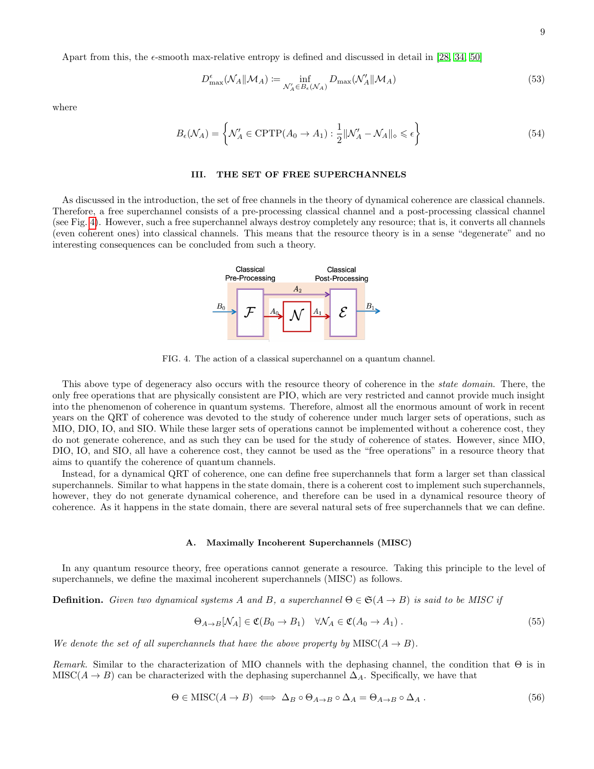Apart from this, the $\epsilon$-smooth max-relative entropy is defined and discussed in detail in [28, 34, 50]

$$D_{\max}^{\epsilon}(\mathcal{N}_A\|\mathcal{M}_A) := \inf_{\mathcal{N}'_A \in B_\epsilon(\mathcal{N}_A)} D_{\max}(\mathcal{N}'_A\|\mathcal{M}_A) \tag{53}$$

where

$$B_\epsilon(\mathcal{N}_A) = \left\{ \mathcal{N}'_A \in \text{CPTP}(A_0 \to A_1) : \frac{1}{2}\|\mathcal{N}'_A - \mathcal{N}_A\|_\diamond \leqslant \epsilon \right\} \tag{54}$$

## III. THE SET OF FREE SUPERCHANNELS

As discussed in the introduction, the set of free channels in the theory of dynamical coherence are classical channels. Therefore, a free superchannel consists of a pre-processing classical channel and a post-processing classical channel (see Fig. 4). However, such a free superchannel always destroy completely any resource; that is, it converts all channels (even coherent ones) into classical channels. This means that the resource theory is in a sense "degenerate" and no interesting consequences can be concluded from such a theory.

FIG. 4. The action of a classical superchannel on a quantum channel.

This above type of degeneracy also occurs with the resource theory of coherence in the *state domain*. There, the only free operations that are physically consistent are PIO, which are very restricted and cannot provide much insight into the phenomenon of coherence in quantum systems. Therefore, almost all the enormous amount of work in recent years on the QRT of coherence was devoted to the study of coherence under much larger sets of operations, such as MIO, DIO, IO, and SIO. While these larger sets of operations cannot be implemented without a coherence cost, they do not generate coherence, and as such they can be used for the study of coherence of states. However, since MIO, DIO, IO, and SIO, all have a coherence cost, they cannot be used as the "free operations" in a resource theory that aims to quantify the coherence of quantum channels.

Instead, for a dynamical QRT of coherence, one can define free superchannels that form a larger set than classical superchannels. Similar to what happens in the state domain, there is a coherent cost to implement such superchannels, however, they do not generate dynamical coherence, and therefore can be used in a dynamical resource theory of coherence. As it happens in the state domain, there are several natural sets of free superchannels that we can define.

### A. Maximally Incoherent Superchannels (MISC)

In any quantum resource theory, free operations cannot generate a resource. Taking this principle to the level of superchannels, we define the maximal incoherent superchannels (MISC) as follows.

**Definition.** *Given two dynamical systems $A$ and $B$, a superchannel $\Theta \in \mathfrak{S}(A \to B)$ is said to be MISC if*

$$\Theta_{A\to B}[\mathcal{N}_A] \in \mathfrak{C}(B_0 \to B_1) \quad \forall \mathcal{N}_A \in \mathfrak{C}(A_0 \to A_1)\,. \tag{55}$$

*We denote the set of all superchannels that have the above property by* $\text{MISC}(A \to B)$.

*Remark.* Similar to the characterization of MIO channels with the dephasing channel, the condition that $\Theta$ is in $\text{MISC}(A \to B)$ can be characterized with the dephasing superchannel $\Delta_A$. Specifically, we have that

$$\Theta \in \text{MISC}(A \to B) \iff \Delta_B \circ \Theta_{A\to B} \circ \Delta_A = \Theta_{A\to B} \circ \Delta_A\,. \tag{56}$$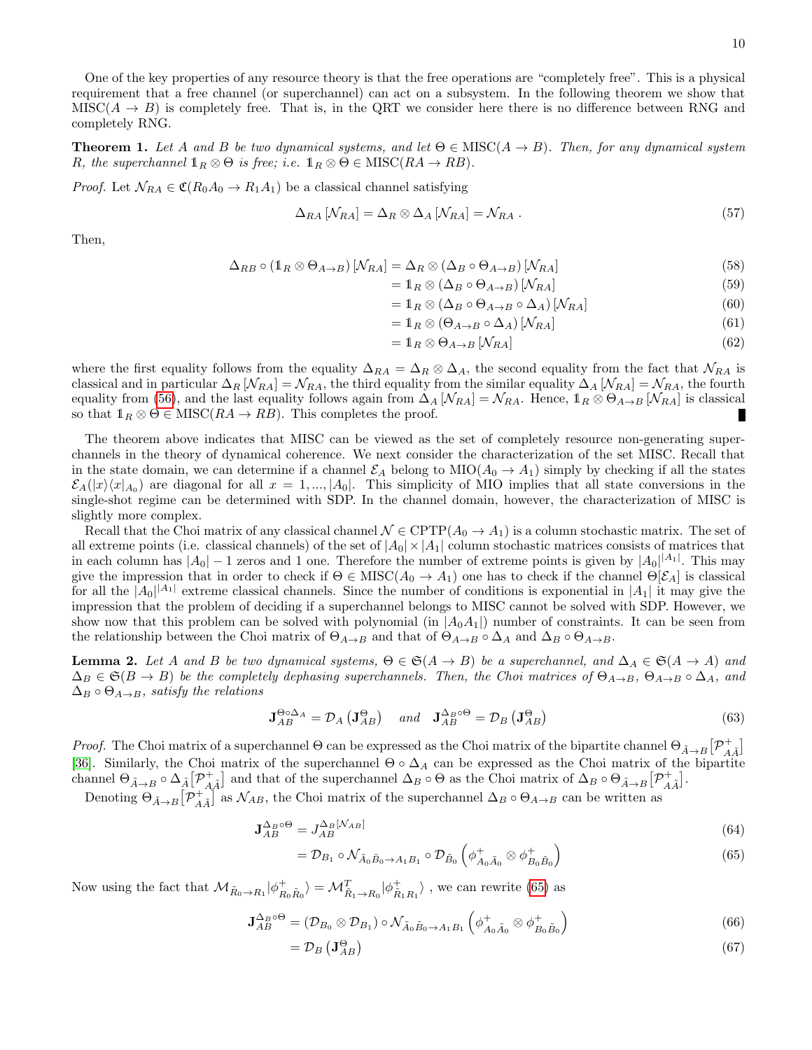One of the key properties of any resource theory is that the free operations are "completely free". This is a physical requirement that a free channel (or superchannel) can act on a subsystem. In the following theorem we show that $\text{MISC}(A \to B)$ is completely free. That is, in the QRT we consider here there is no difference between RNG and completely RNG.

**Theorem 1.** *Let $A$ and $B$ be two dynamical systems, and let $\Theta \in \text{MISC}(A \to B)$. Then, for any dynamical system $R$, the superchannel $\mathbb{1}_R \otimes \Theta$ is free; i.e. $\mathbb{1}_R \otimes \Theta \in \text{MISC}(RA \to RB)$.*

*Proof.* Let $\mathcal{N}_{RA} \in \mathfrak{C}(R_0A_0 \to R_1A_1)$ be a classical channel satisfying

$$\Delta_{RA}\left[\mathcal{N}_{RA}\right] = \Delta_R \otimes \Delta_A \left[\mathcal{N}_{RA}\right] = \mathcal{N}_{RA}\,. \tag{57}$$

Then,

$$\begin{aligned}
\Delta_{RB} \circ \left(\mathbb{1}_R \otimes \Theta_{A\to B}\right)\left[\mathcal{N}_{RA}\right] &= \Delta_R \otimes \left(\Delta_B \circ \Theta_{A\to B}\right)\left[\mathcal{N}_{RA}\right] && (58)\\
&= \mathbb{1}_R \otimes \left(\Delta_B \circ \Theta_{A\to B}\right)\left[\mathcal{N}_{RA}\right] && (59)\\
&= \mathbb{1}_R \otimes \left(\Delta_B \circ \Theta_{A\to B} \circ \Delta_A\right)\left[\mathcal{N}_{RA}\right] && (60)\\
&= \mathbb{1}_R \otimes \left(\Theta_{A\to B} \circ \Delta_A\right)\left[\mathcal{N}_{RA}\right] && (61)\\
&= \mathbb{1}_R \otimes \Theta_{A\to B}\left[\mathcal{N}_{RA}\right] && (62)
\end{aligned}$$

where the first equality follows from the equality $\Delta_{RA} = \Delta_R \otimes \Delta_A$, the second equality from the fact that $\mathcal{N}_{RA}$ is classical and in particular $\Delta_R\left[\mathcal{N}_{RA}\right] = \mathcal{N}_{RA}$, the third equality from the similar equality $\Delta_A\left[\mathcal{N}_{RA}\right] = \mathcal{N}_{RA}$, the fourth equality from (56), and the last equality follows again from $\Delta_A\left[\mathcal{N}_{RA}\right] = \mathcal{N}_{RA}$. Hence, $\mathbb{1}_R \otimes \Theta_{A\to B}\left[\mathcal{N}_{RA}\right]$ is classical so that $\mathbb{1}_R \otimes \Theta \in \text{MISC}(RA \to RB)$. This completes the proof. ∎

The theorem above indicates that MISC can be viewed as the set of completely resource non-generating superchannels in the theory of dynamical coherence. We next consider the characterization of the set MISC. Recall that in the state domain, we can determine if a channel $\mathcal{E}_A$ belong to $\text{MIO}(A_0 \to A_1)$ simply by checking if all the states $\mathcal{E}_A(|x\rangle\langle x|_{A_0})$ are diagonal for all $x = 1, ..., |A_0|$. This simplicity of MIO implies that all state conversions in the single-shot regime can be determined with SDP. In the channel domain, however, the characterization of MISC is slightly more complex.

Recall that the Choi matrix of any classical channel $\mathcal{N} \in \text{CPTP}(A_0 \to A_1)$ is a column stochastic matrix. The set of all extreme points (i.e. classical channels) of the set of $|A_0| \times |A_1|$ column stochastic matrices consists of matrices that in each column has $|A_0| - 1$ zeros and 1 one. Therefore the number of extreme points is given by $|A_0|^{|A_1|}$. This may give the impression that in order to check if $\Theta \in \text{MISC}(A_0 \to A_1)$ one has to check if the channel $\Theta[\mathcal{E}_A]$ is classical for all the $|A_0|^{|A_1|}$ extreme classical channels. Since the number of conditions is exponential in $|A_1|$ it may give the impression that the problem of deciding if a superchannel belongs to MISC cannot be solved with SDP. However, we show now that this problem can be solved with polynomial (in $|A_0A_1|$) number of constraints. It can be seen from the relationship between the Choi matrix of $\Theta_{A\to B}$ and that of $\Theta_{A\to B} \circ \Delta_A$ and $\Delta_B \circ \Theta_{A\to B}$.

**Lemma 2.** *Let $A$ and $B$ be two dynamical systems, $\Theta \in \mathfrak{S}(A \to B)$ be a superchannel, and $\Delta_A \in \mathfrak{S}(A \to A)$ and $\Delta_B \in \mathfrak{S}(B \to B)$ be the completely dephasing superchannels. Then, the Choi matrices of $\Theta_{A\to B}$, $\Theta_{A\to B} \circ \Delta_A$, and $\Delta_B \circ \Theta_{A\to B}$, satisfy the relations*

$$\mathbf{J}_{AB}^{\Theta\circ\Delta_A} = \mathcal{D}_A\left(\mathbf{J}_{AB}^{\Theta}\right) \quad \textit{and} \quad \mathbf{J}_{AB}^{\Delta_B\circ\Theta} = \mathcal{D}_B\left(\mathbf{J}_{AB}^{\Theta}\right) \tag{63}$$

*Proof.* The Choi matrix of a superchannel $\Theta$ can be expressed as the Choi matrix of the bipartite channel $\Theta_{\tilde{A}\to B}\left[\mathcal{P}^+_{A\tilde{A}}\right]$ [36]. Similarly, the Choi matrix of the superchannel $\Theta \circ \Delta_A$ can be expressed as the Choi matrix of the bipartite channel $\Theta_{\tilde{A}\to B} \circ \Delta_{\tilde{A}}\left[\mathcal{P}^+_{A\tilde{A}}\right]$ and that of the superchannel $\Delta_B \circ \Theta$ as the Choi matrix of $\Delta_B \circ \Theta_{\tilde{A}\to B}\left[\mathcal{P}^+_{A\tilde{A}}\right]$.

Denoting $\Theta_{\tilde{A}\to B}\left[\mathcal{P}^+_{A\tilde{A}}\right]$ as $\mathcal{N}_{AB}$, the Choi matrix of the superchannel $\Delta_B \circ \Theta_{A\to B}$ can be written as

$$\begin{aligned}
\mathbf{J}_{AB}^{\Delta_B\circ\Theta} &= J_{AB}^{\Delta_B[\mathcal{N}_{AB}]} && (64)\\
&= \mathcal{D}_{B_1} \circ \mathcal{N}_{\tilde{A}_0\tilde{B}_0 \to A_1B_1} \circ \mathcal{D}_{\tilde{B}_0}\left(\phi^+_{A_0\tilde{A}_0} \otimes \phi^+_{B_0\tilde{B}_0}\right) && (65)
\end{aligned}$$

Now using the fact that $\mathcal{M}_{\tilde{R}_0\to R_1}|\phi^+_{R_0\tilde{R}_0}\rangle = \mathcal{M}^T_{\tilde{R}_1\to R_0}|\phi^+_{\tilde{R}_1R_1}\rangle$ , we can rewrite (65) as

$$\begin{aligned}
\mathbf{J}_{AB}^{\Delta_B\circ\Theta} &= \left(\mathcal{D}_{B_0} \otimes \mathcal{D}_{B_1}\right) \circ \mathcal{N}_{\tilde{A}_0\tilde{B}_0\to A_1B_1}\left(\phi^+_{A_0\tilde{A}_0} \otimes \phi^+_{B_0\tilde{B}_0}\right) && (66)\\
&= \mathcal{D}_B\left(\mathbf{J}_{AB}^{\Theta}\right) && (67)
\end{aligned}$$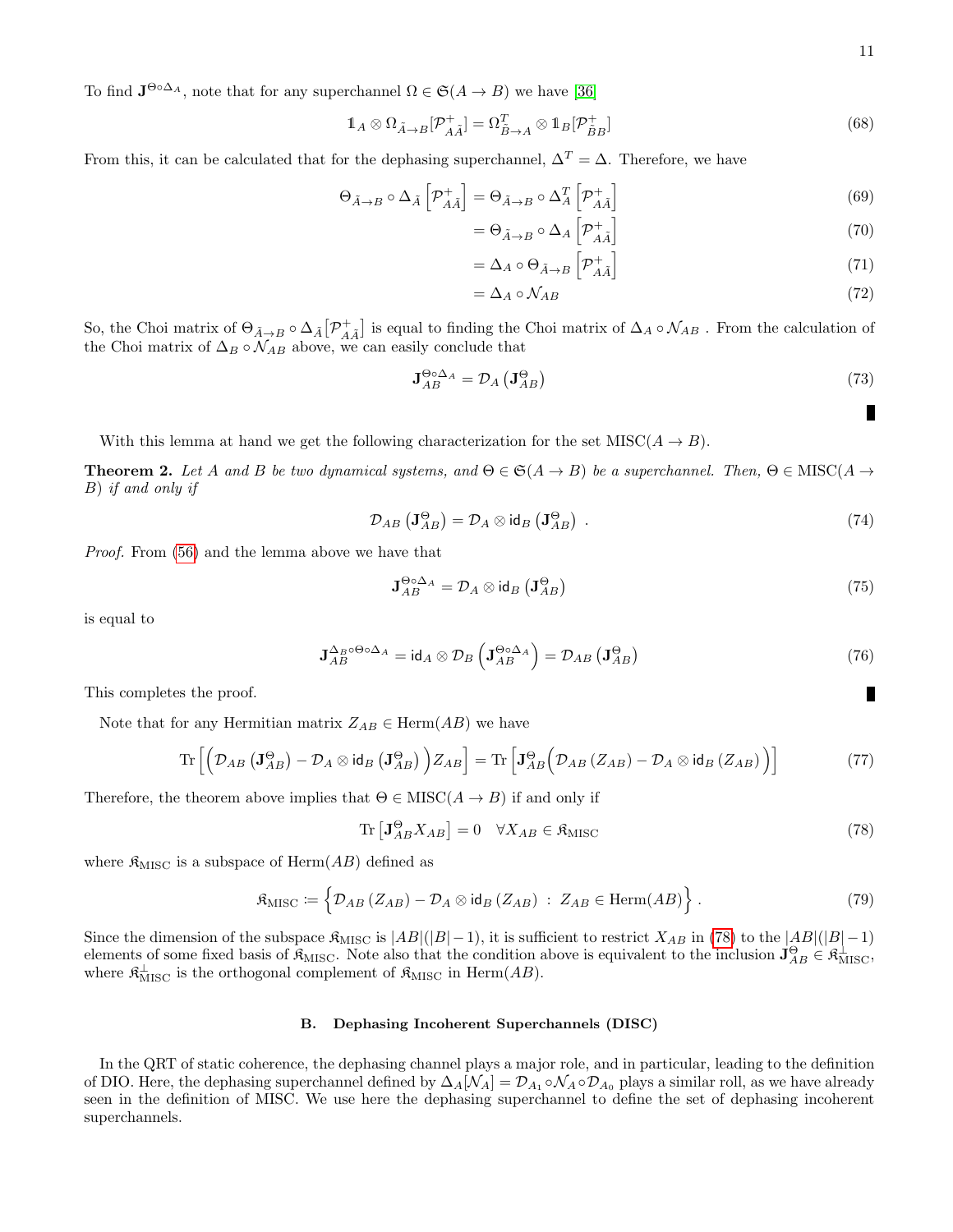To find $\mathbf{J}^{\Theta\circ\Delta_A}$, note that for any superchannel $\Omega \in \mathfrak{S}(A \to B)$ we have [36]

$$\mathbb{1}_A \otimes \Omega_{\tilde{A}\to B}[\mathcal{P}^+_{A\tilde{A}}] = \Omega^T_{\tilde{B}\to A} \otimes \mathbb{1}_B[\mathcal{P}^+_{\tilde{B}B}] \tag{68}$$

From this, it can be calculated that for the dephasing superchannel, $\Delta^T = \Delta$. Therefore, we have

$$\begin{aligned}
\Theta_{\tilde{A}\to B} \circ \Delta_{\tilde{A}}\left[\mathcal{P}^+_{A\tilde{A}}\right] &= \Theta_{\tilde{A}\to B} \circ \Delta^T_A\left[\mathcal{P}^+_{A\tilde{A}}\right] &(69)\\
&= \Theta_{\tilde{A}\to B} \circ \Delta_A\left[\mathcal{P}^+_{A\tilde{A}}\right] &(70)\\
&= \Delta_A \circ \Theta_{\tilde{A}\to B}\left[\mathcal{P}^+_{A\tilde{A}}\right] &(71)\\
&= \Delta_A \circ \mathcal{N}_{AB} &(72)
\end{aligned}$$

So, the Choi matrix of $\Theta_{\tilde{A}\to B} \circ \Delta_{\tilde{A}}\left[\mathcal{P}^+_{A\tilde{A}}\right]$ is equal to finding the Choi matrix of $\Delta_A \circ \mathcal{N}_{AB}$ . From the calculation of the Choi matrix of $\Delta_B \circ \mathcal{N}_{AB}$ above, we can easily conclude that

$$\mathbf{J}^{\Theta\circ\Delta_A}_{AB} = \mathcal{D}_A\left(\mathbf{J}^{\Theta}_{AB}\right) \tag{73}$$

∎

With this lemma at hand we get the following characterization for the set $\mathrm{MISC}(A \to B)$.

**Theorem 2.** *Let $A$ and $B$ be two dynamical systems, and $\Theta \in \mathfrak{S}(A \to B)$ be a superchannel. Then, $\Theta \in \mathrm{MISC}(A \to B)$ if and only if*

$$\mathcal{D}_{AB}\left(\mathbf{J}^{\Theta}_{AB}\right) = \mathcal{D}_A \otimes \mathsf{id}_B\left(\mathbf{J}^{\Theta}_{AB}\right)\ . \tag{74}$$

*Proof.* From (56) and the lemma above we have that

$$\mathbf{J}^{\Theta\circ\Delta_A}_{AB} = \mathcal{D}_A \otimes \mathsf{id}_B\left(\mathbf{J}^{\Theta}_{AB}\right) \tag{75}$$

is equal to

$$\mathbf{J}^{\Delta_B\circ\Theta\circ\Delta_A}_{AB} = \mathsf{id}_A \otimes \mathcal{D}_B\left(\mathbf{J}^{\Theta\circ\Delta_A}_{AB}\right) = \mathcal{D}_{AB}\left(\mathbf{J}^{\Theta}_{AB}\right) \tag{76}$$

This completes the proof. ∎

Note that for any Hermitian matrix $Z_{AB} \in \mathrm{Herm}(AB)$ we have

$$\mathrm{Tr}\left[\Big(\mathcal{D}_{AB}\left(\mathbf{J}^{\Theta}_{AB}\right) - \mathcal{D}_A \otimes \mathsf{id}_B\left(\mathbf{J}^{\Theta}_{AB}\right)\Big)Z_{AB}\right] = \mathrm{Tr}\left[\mathbf{J}^{\Theta}_{AB}\Big(\mathcal{D}_{AB}\left(Z_{AB}\right) - \mathcal{D}_A \otimes \mathsf{id}_B\left(Z_{AB}\right)\Big)\right] \tag{77}$$

Therefore, the theorem above implies that $\Theta \in \mathrm{MISC}(A \to B)$ if and only if

$$\mathrm{Tr}\left[\mathbf{J}^{\Theta}_{AB} X_{AB}\right] = 0 \quad \forall X_{AB} \in \mathfrak{K}_{\mathrm{MISC}} \tag{78}$$

where $\mathfrak{K}_{\mathrm{MISC}}$ is a subspace of $\mathrm{Herm}(AB)$ defined as

$$\mathfrak{K}_{\mathrm{MISC}} := \Big\{\mathcal{D}_{AB}\left(Z_{AB}\right) - \mathcal{D}_A \otimes \mathsf{id}_B\left(Z_{AB}\right)\ :\ Z_{AB} \in \mathrm{Herm}(AB)\Big\}\,. \tag{79}$$

Since the dimension of the subspace $\mathfrak{K}_{\mathrm{MISC}}$ is $|AB|(|B|-1)$, it is sufficient to restrict $X_{AB}$ in (78) to the $|AB|(|B|-1)$ elements of some fixed basis of $\mathfrak{K}_{\mathrm{MISC}}$. Note also that the condition above is equivalent to the inclusion $\mathbf{J}^{\Theta}_{AB} \in \mathfrak{K}^{\perp}_{\mathrm{MISC}}$, where $\mathfrak{K}^{\perp}_{\mathrm{MISC}}$ is the orthogonal complement of $\mathfrak{K}_{\mathrm{MISC}}$ in $\mathrm{Herm}(AB)$.

### B. Dephasing Incoherent Superchannels (DISC)

In the QRT of static coherence, the dephasing channel plays a major role, and in particular, leading to the definition of DIO. Here, the dephasing superchannel defined by $\Delta_A[\mathcal{N}_A] = \mathcal{D}_{A_1} \circ \mathcal{N}_A \circ \mathcal{D}_{A_0}$ plays a similar roll, as we have already seen in the definition of MISC. We use here the dephasing superchannel to define the set of dephasing incoherent superchannels.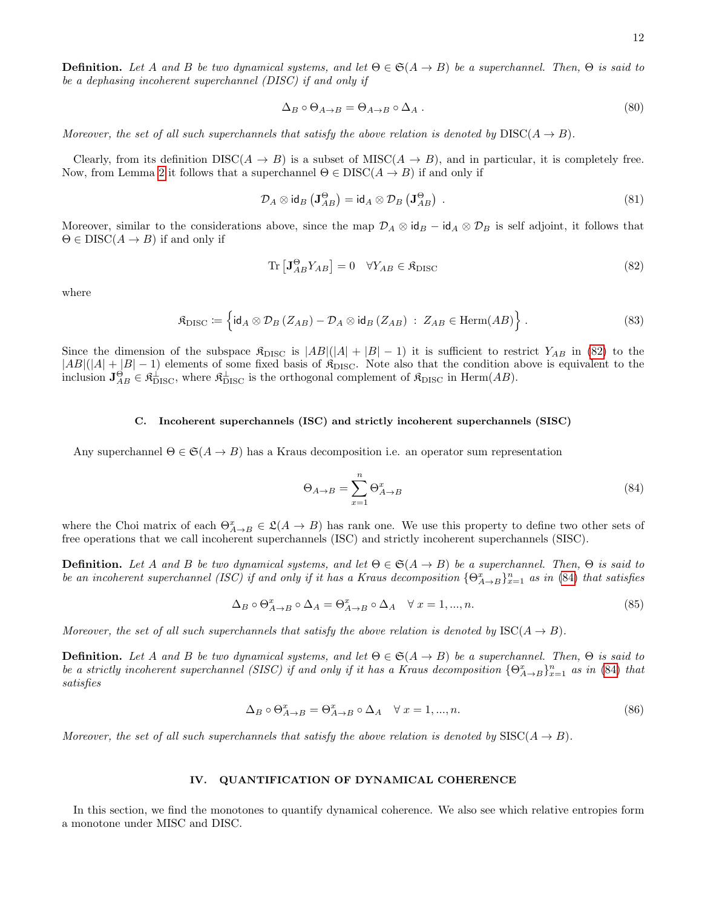**Definition.** *Let $A$ and $B$ be two dynamical systems, and let $\Theta \in \mathfrak{S}(A \to B)$ be a superchannel. Then, $\Theta$ is said to be a dephasing incoherent superchannel (DISC) if and only if*

$$\Delta_B \circ \Theta_{A\to B} = \Theta_{A\to B} \circ \Delta_A \,. \tag{80}$$

*Moreover, the set of all such superchannels that satisfy the above relation is denoted by* $\mathrm{DISC}(A \to B)$.

Clearly, from its definition $\mathrm{DISC}(A \to B)$ is a subset of $\mathrm{MISC}(A \to B)$, and in particular, it is completely free. Now, from Lemma 2 it follows that a superchannel $\Theta \in \mathrm{DISC}(A \to B)$ if and only if

$$\mathcal{D}_A \otimes \mathsf{id}_B \left(\mathbf{J}^{\Theta}_{AB}\right) = \mathsf{id}_A \otimes \mathcal{D}_B \left(\mathbf{J}^{\Theta}_{AB}\right) \,. \tag{81}$$

Moreover, similar to the considerations above, since the map $\mathcal{D}_A \otimes \mathsf{id}_B - \mathsf{id}_A \otimes \mathcal{D}_B$ is self adjoint, it follows that $\Theta \in \mathrm{DISC}(A \to B)$ if and only if

$$\mathrm{Tr}\left[\mathbf{J}^{\Theta}_{AB} Y_{AB}\right] = 0 \quad \forall Y_{AB} \in \mathfrak{K}_{\mathrm{DISC}} \tag{82}$$

where

$$\mathfrak{K}_{\mathrm{DISC}} \coloneqq \Big\{ \mathsf{id}_A \otimes \mathcal{D}_B \left(Z_{AB}\right) - \mathcal{D}_A \otimes \mathsf{id}_B \left(Z_{AB}\right) \;:\; Z_{AB} \in \mathrm{Herm}(AB) \Big\} \,. \tag{83}$$

Since the dimension of the subspace $\mathfrak{K}_{\mathrm{DISC}}$ is $|AB|(|A| + |B| - 1)$ it is sufficient to restrict $Y_{AB}$ in (82) to the $|AB|(|A| + |B| - 1)$ elements of some fixed basis of $\mathfrak{K}_{\mathrm{DISC}}$. Note also that the condition above is equivalent to the inclusion $\mathbf{J}^{\Theta}_{AB} \in \mathfrak{K}^{\perp}_{\mathrm{DISC}}$, where $\mathfrak{K}^{\perp}_{\mathrm{DISC}}$ is the orthogonal complement of $\mathfrak{K}_{\mathrm{DISC}}$ in $\mathrm{Herm}(AB)$.

### C. Incoherent superchannels (ISC) and strictly incoherent superchannels (SISC)

Any superchannel $\Theta \in \mathfrak{S}(A \to B)$ has a Kraus decomposition i.e. an operator sum representation

$$\Theta_{A\to B} = \sum_{x=1}^{n} \Theta^{x}_{A\to B} \tag{84}$$

where the Choi matrix of each $\Theta^{x}_{A\to B} \in \mathfrak{L}(A \to B)$ has rank one. We use this property to define two other sets of free operations that we call incoherent superchannels (ISC) and strictly incoherent superchannels (SISC).

**Definition.** *Let $A$ and $B$ be two dynamical systems, and let $\Theta \in \mathfrak{S}(A \to B)$ be a superchannel. Then, $\Theta$ is said to be an incoherent superchannel (ISC) if and only if it has a Kraus decomposition $\{\Theta^{x}_{A\to B}\}_{x=1}^{n}$ as in (84) that satisfies*

$$\Delta_B \circ \Theta^{x}_{A\to B} \circ \Delta_A = \Theta^{x}_{A\to B} \circ \Delta_A \quad \forall\, x = 1, ..., n. \tag{85}$$

*Moreover, the set of all such superchannels that satisfy the above relation is denoted by* $\mathrm{ISC}(A \to B)$.

**Definition.** *Let $A$ and $B$ be two dynamical systems, and let $\Theta \in \mathfrak{S}(A \to B)$ be a superchannel. Then, $\Theta$ is said to be a strictly incoherent superchannel (SISC) if and only if it has a Kraus decomposition $\{\Theta^{x}_{A\to B}\}_{x=1}^{n}$ as in (84) that satisfies*

$$\Delta_B \circ \Theta^{x}_{A\to B} = \Theta^{x}_{A\to B} \circ \Delta_A \quad \forall\, x = 1, ..., n. \tag{86}$$

*Moreover, the set of all such superchannels that satisfy the above relation is denoted by* $\mathrm{SISC}(A \to B)$.

## IV. QUANTIFICATION OF DYNAMICAL COHERENCE

In this section, we find the monotones to quantify dynamical coherence. We also see which relative entropies form a monotone under MISC and DISC.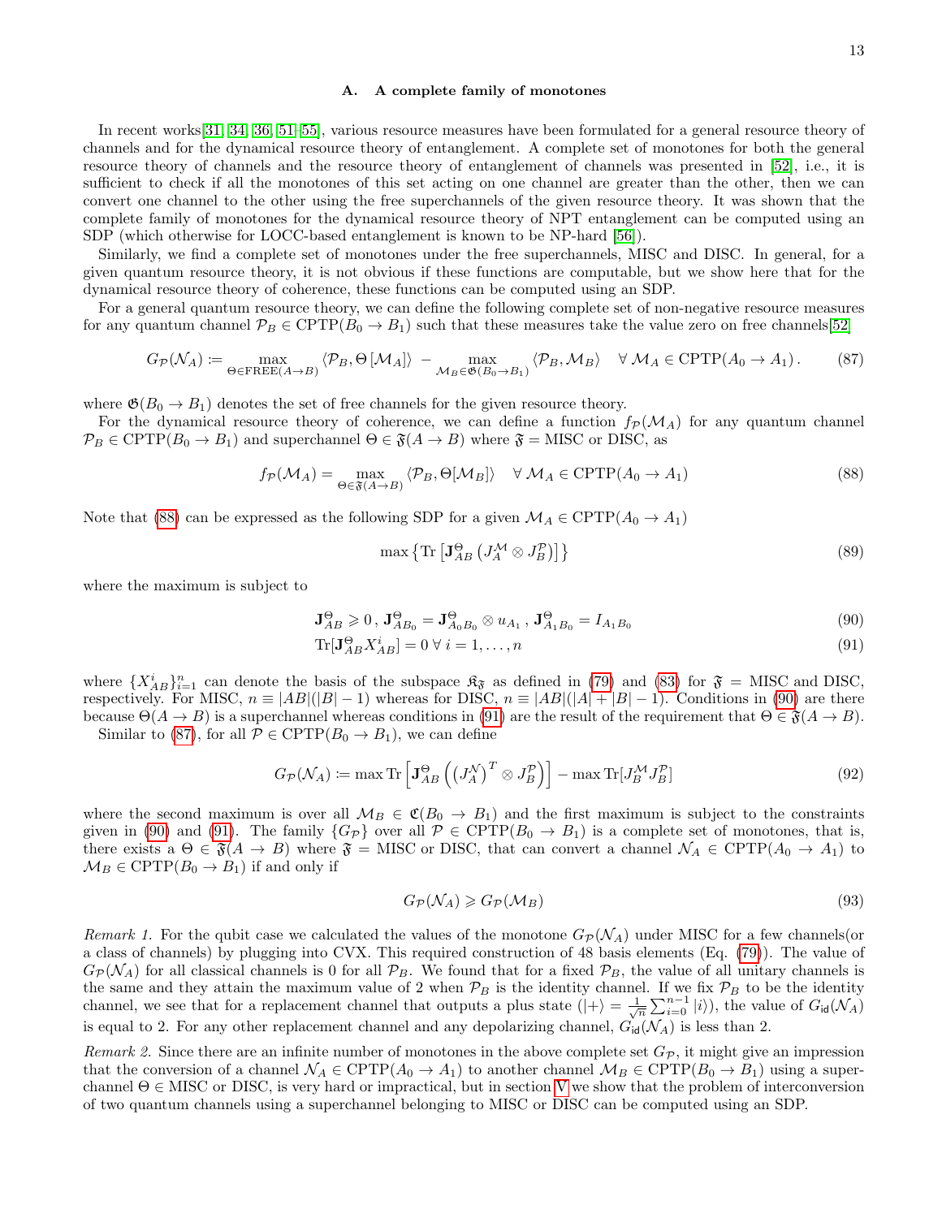### A. A complete family of monotones

In recent works[31, 34, 36, 51–55], various resource measures have been formulated for a general resource theory of channels and for the dynamical resource theory of entanglement. A complete set of monotones for both the general resource theory of channels and the resource theory of entanglement of channels was presented in [52], i.e., it is sufficient to check if all the monotones of this set acting on one channel are greater than the other, then we can convert one channel to the other using the free superchannels of the given resource theory. It was shown that the complete family of monotones for the dynamical resource theory of NPT entanglement can be computed using an SDP (which otherwise for LOCC-based entanglement is known to be NP-hard [56]).

Similarly, we find a complete set of monotones under the free superchannels, MISC and DISC. In general, for a given quantum resource theory, it is not obvious if these functions are computable, but we show here that for the dynamical resource theory of coherence, these functions can be computed using an SDP.

For a general quantum resource theory, we can define the following complete set of non-negative resource measures for any quantum channel $\mathcal{P}_B \in \text{CPTP}(B_0 \to B_1)$ such that these measures take the value zero on free channels[52]

$$G_{\mathcal{P}}(\mathcal{N}_A) \coloneqq \max_{\Theta \in \text{FREE}(A \to B)} \langle \mathcal{P}_B, \Theta[\mathcal{M}_A] \rangle \; - \max_{\mathcal{M}_B \in \mathfrak{G}(B_0 \to B_1)} \langle \mathcal{P}_B, \mathcal{M}_B \rangle \quad \forall \, \mathcal{M}_A \in \text{CPTP}(A_0 \to A_1) \,. \tag{87}$$

where $\mathfrak{G}(B_0 \to B_1)$ denotes the set of free channels for the given resource theory.

For the dynamical resource theory of coherence, we can define a function $f_{\mathcal{P}}(\mathcal{M}_A)$ for any quantum channel $\mathcal{P}_B \in \text{CPTP}(B_0 \to B_1)$ and superchannel $\Theta \in \mathfrak{F}(A \to B)$ where $\mathfrak{F} = $ MISC or DISC, as

$$f_{\mathcal{P}}(\mathcal{M}_A) = \max_{\Theta \in \mathfrak{F}(A \to B)} \langle \mathcal{P}_B, \Theta[\mathcal{M}_B] \rangle \quad \forall \, \mathcal{M}_A \in \text{CPTP}(A_0 \to A_1) \tag{88}$$

Note that (88) can be expressed as the following SDP for a given $\mathcal{M}_A \in \text{CPTP}(A_0 \to A_1)$

$$\max \left\{ \text{Tr} \left[ \mathbf{J}^{\Theta}_{AB} \left( J^{\mathcal{M}}_A \otimes J^{\mathcal{P}}_B \right) \right] \right\} \tag{89}$$

where the maximum is subject to

$$\mathbf{J}^{\Theta}_{AB} \geqslant 0 \,, \, \mathbf{J}^{\Theta}_{AB_0} = \mathbf{J}^{\Theta}_{A_0 B_0} \otimes u_{A_1} \,, \, \mathbf{J}^{\Theta}_{A_1 B_0} = I_{A_1 B_0} \tag{90}$$

$$\text{Tr}[\mathbf{J}^{\Theta}_{AB} X^i_{AB}] = 0 \; \forall \; i = 1, \ldots, n \tag{91}$$

where $\{X^i_{AB}\}_{i=1}^n$ can denote the basis of the subspace $\mathfrak{K}_{\mathfrak{F}}$ as defined in (79) and (83) for $\mathfrak{F} = $ MISC and DISC, respectively. For MISC, $n \equiv |AB|(|B| - 1)$ whereas for DISC, $n \equiv |AB|(|A| + |B| - 1)$. Conditions in (90) are there because $\Theta(A \to B)$ is a superchannel whereas conditions in (91) are the result of the requirement that $\Theta \in \mathfrak{F}(A \to B)$.

Similar to (87), for all $\mathcal{P} \in \text{CPTP}(B_0 \to B_1)$, we can define

$$G_{\mathcal{P}}(\mathcal{N}_A) \coloneqq \max \text{Tr} \left[ \mathbf{J}^{\Theta}_{AB} \left( \left( J^{\mathcal{N}}_A \right)^T \otimes J^{\mathcal{P}}_B \right) \right] - \max \text{Tr}[J^{\mathcal{M}}_B J^{\mathcal{P}}_B] \tag{92}$$

where the second maximum is over all $\mathcal{M}_B \in \mathfrak{C}(B_0 \to B_1)$ and the first maximum is subject to the constraints given in (90) and (91). The family $\{G_{\mathcal{P}}\}$ over all $\mathcal{P} \in \text{CPTP}(B_0 \to B_1)$ is a complete set of monotones, that is, there exists a $\Theta \in \mathfrak{F}(A \to B)$ where $\mathfrak{F} = $ MISC or DISC, that can convert a channel $\mathcal{N}_A \in \text{CPTP}(A_0 \to A_1)$ to $\mathcal{M}_B \in \text{CPTP}(B_0 \to B_1)$ if and only if

$$G_{\mathcal{P}}(\mathcal{N}_A) \geqslant G_{\mathcal{P}}(\mathcal{M}_B) \tag{93}$$

*Remark 1.* For the qubit case we calculated the values of the monotone $G_{\mathcal{P}}(\mathcal{N}_A)$ under MISC for a few channels(or a class of channels) by plugging into CVX. This required construction of 48 basis elements (Eq. (79)). The value of $G_{\mathcal{P}}(\mathcal{N}_A)$ for all classical channels is 0 for all $\mathcal{P}_B$. We found that for a fixed $\mathcal{P}_B$, the value of all unitary channels is the same and they attain the maximum value of 2 when $\mathcal{P}_B$ is the identity channel. If we fix $\mathcal{P}_B$ to be the identity channel, we see that for a replacement channel that outputs a plus state ($|+\rangle = \frac{1}{\sqrt{n}} \sum_{i=0}^{n-1} |i\rangle$), the value of $G_{\mathsf{id}}(\mathcal{N}_A)$ is equal to 2. For any other replacement channel and any depolarizing channel, $G_{\mathsf{id}}(\mathcal{N}_A)$ is less than 2.

*Remark 2.* Since there are an infinite number of monotones in the above complete set $G_{\mathcal{P}}$, it might give an impression that the conversion of a channel $\mathcal{N}_A \in \text{CPTP}(A_0 \to A_1)$ to another channel $\mathcal{M}_B \in \text{CPTP}(B_0 \to B_1)$ using a superchannel $\Theta \in$ MISC or DISC, is very hard or impractical, but in section V we show that the problem of interconversion of two quantum channels using a superchannel belonging to MISC or DISC can be computed using an SDP.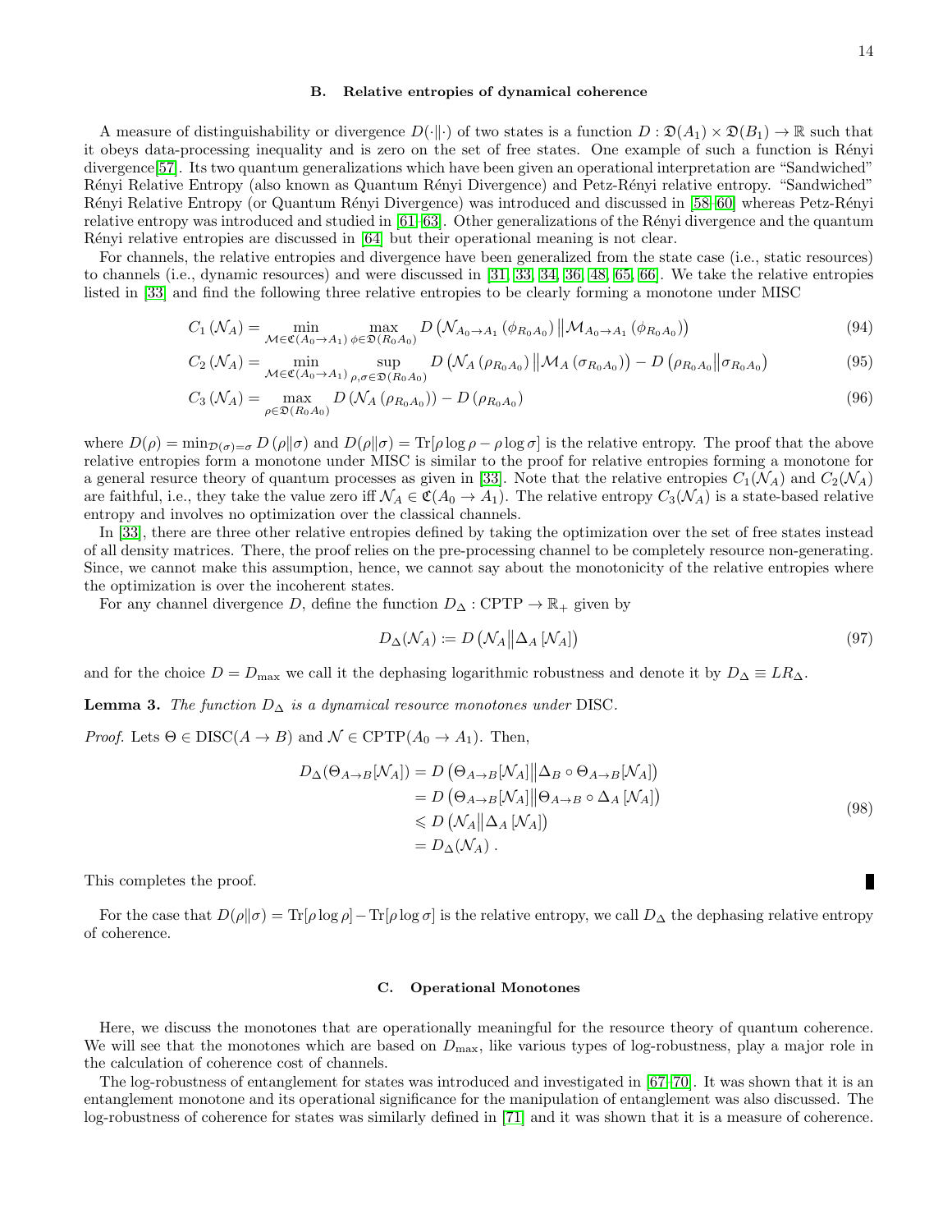### B. Relative entropies of dynamical coherence

A measure of distinguishability or divergence $D(\cdot\|\cdot)$ of two states is a function $D : \mathfrak{D}(A_1) \times \mathfrak{D}(B_1) \to \mathbb{R}$ such that it obeys data-processing inequality and is zero on the set of free states. One example of such a function is Rényi divergence[57]. Its two quantum generalizations which have been given an operational interpretation are "Sandwiched" Rényi Relative Entropy (also known as Quantum Rényi Divergence) and Petz-Rényi relative entropy. "Sandwiched" Rényi Relative Entropy (or Quantum Rényi Divergence) was introduced and discussed in [58–60] whereas Petz-Rényi relative entropy was introduced and studied in [61–63]. Other generalizations of the Rényi divergence and the quantum Rényi relative entropies are discussed in [64] but their operational meaning is not clear.

For channels, the relative entropies and divergence have been generalized from the state case (i.e., static resources) to channels (i.e., dynamic resources) and were discussed in [31, 33, 34, 36, 48, 65, 66]. We take the relative entropies listed in [33] and find the following three relative entropies to be clearly forming a monotone under MISC

$$C_1(\mathcal{N}_A) = \min_{\mathcal{M}\in\mathfrak{C}(A_0\to A_1)} \max_{\phi\in\mathfrak{D}(R_0A_0)} D\left(\mathcal{N}_{A_0\to A_1}(\phi_{R_0A_0}) \middle\| \mathcal{M}_{A_0\to A_1}(\phi_{R_0A_0})\right) \tag{94}$$

$$C_2(\mathcal{N}_A) = \min_{\mathcal{M}\in\mathfrak{C}(A_0\to A_1)} \sup_{\rho,\sigma\in\mathfrak{D}(R_0A_0)} D\left(\mathcal{N}_A(\rho_{R_0A_0}) \middle\| \mathcal{M}_A(\sigma_{R_0A_0})\right) - D\left(\rho_{R_0A_0} \middle\| \sigma_{R_0A_0}\right) \tag{95}$$

$$C_3(\mathcal{N}_A) = \max_{\rho\in\mathfrak{D}(R_0A_0)} D\left(\mathcal{N}_A(\rho_{R_0A_0})\right) - D\left(\rho_{R_0A_0}\right) \tag{96}$$

where $D(\rho) = \min_{\mathcal{D}(\sigma)=\sigma} D(\rho\|\sigma)$ and $D(\rho\|\sigma) = \mathrm{Tr}[\rho\log\rho - \rho\log\sigma]$ is the relative entropy. The proof that the above relative entropies form a monotone under MISC is similar to the proof for relative entropies forming a monotone for a general resurce theory of quantum processes as given in [33]. Note that the relative entropies $C_1(\mathcal{N}_A)$ and $C_2(\mathcal{N}_A)$ are faithful, i.e., they take the value zero iff $\mathcal{N}_A \in \mathfrak{C}(A_0 \to A_1)$. The relative entropy $C_3(\mathcal{N}_A)$ is a state-based relative entropy and involves no optimization over the classical channels.

In [33], there are three other relative entropies defined by taking the optimization over the set of free states instead of all density matrices. There, the proof relies on the pre-processing channel to be completely resource non-generating. Since, we cannot make this assumption, hence, we cannot say about the monotonicity of the relative entropies where the optimization is over the incoherent states.

For any channel divergence $D$, define the function $D_\Delta : \mathrm{CPTP} \to \mathbb{R}_+$ given by

$$D_\Delta(\mathcal{N}_A) := D\left(\mathcal{N}_A \middle\| \Delta_A[\mathcal{N}_A]\right) \tag{97}$$

and for the choice $D = D_{\max}$ we call it the dephasing logarithmic robustness and denote it by $D_\Delta \equiv LR_\Delta$.

**Lemma 3.** *The function $D_\Delta$ is a dynamical resource monotones under* DISC.

*Proof.* Lets $\Theta \in \mathrm{DISC}(A \to B)$ and $\mathcal{N} \in \mathrm{CPTP}(A_0 \to A_1)$. Then,

$$\begin{aligned}
D_\Delta(\Theta_{A\to B}[\mathcal{N}_A]) &= D\left(\Theta_{A\to B}[\mathcal{N}_A] \middle\| \Delta_B \circ \Theta_{A\to B}[\mathcal{N}_A]\right) \\
&= D\left(\Theta_{A\to B}[\mathcal{N}_A] \middle\| \Theta_{A\to B} \circ \Delta_A[\mathcal{N}_A]\right) \\
&\leqslant D\left(\mathcal{N}_A \middle\| \Delta_A[\mathcal{N}_A]\right) \\
&= D_\Delta(\mathcal{N}_A)\,.
\end{aligned} \tag{98}$$

This completes the proof. ∎

For the case that $D(\rho\|\sigma) = \mathrm{Tr}[\rho\log\rho] - \mathrm{Tr}[\rho\log\sigma]$ is the relative entropy, we call $D_\Delta$ the dephasing relative entropy of coherence.

### C. Operational Monotones

Here, we discuss the monotones that are operationally meaningful for the resource theory of quantum coherence. We will see that the monotones which are based on $D_{\max}$, like various types of log-robustness, play a major role in the calculation of coherence cost of channels.

The log-robustness of entanglement for states was introduced and investigated in [67–70]. It was shown that it is an entanglement monotone and its operational significance for the manipulation of entanglement was also discussed. The log-robustness of coherence for states was similarly defined in [71] and it was shown that it is a measure of coherence.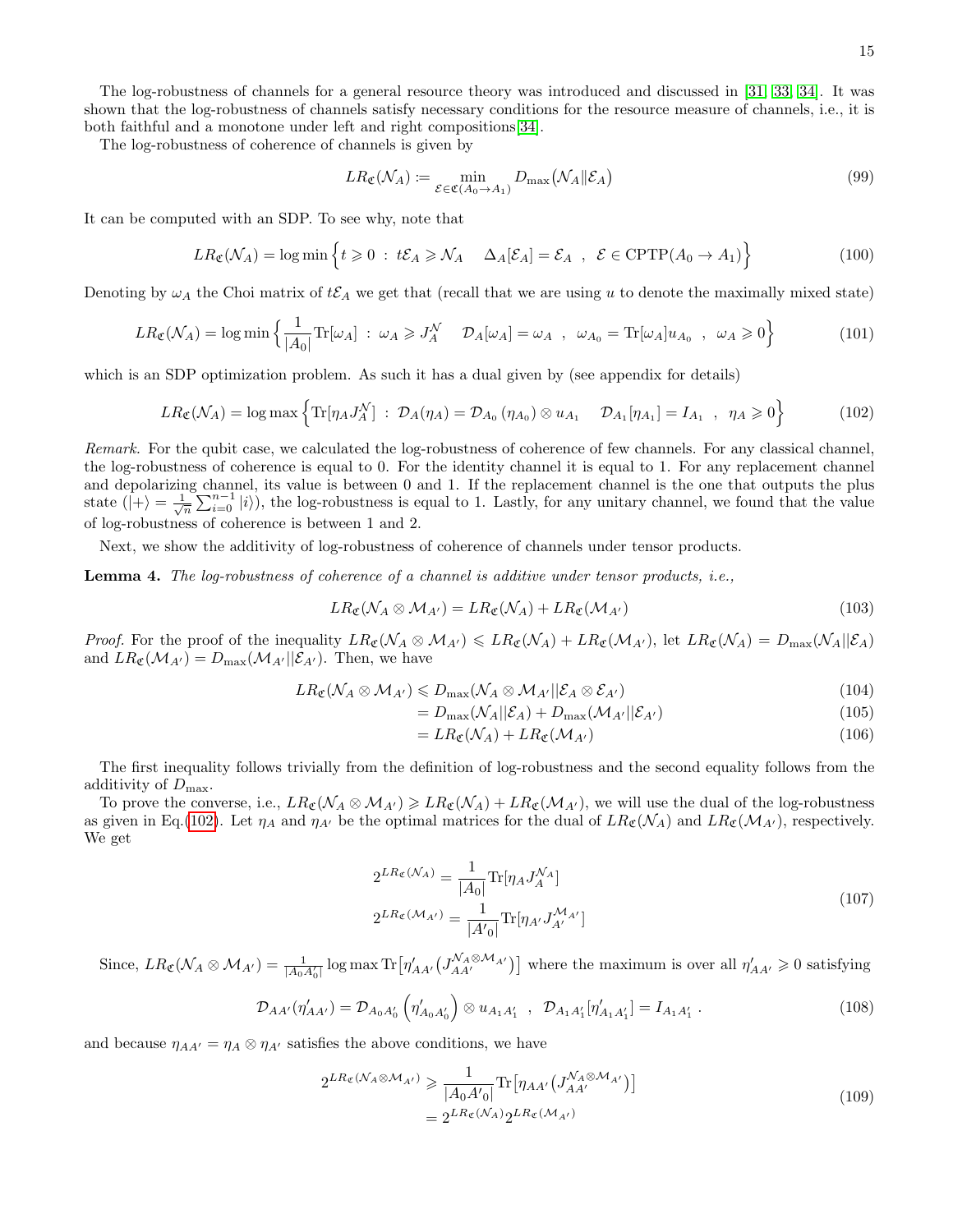The log-robustness of channels for a general resource theory was introduced and discussed in [31, 33, 34]. It was shown that the log-robustness of channels satisfy necessary conditions for the resource measure of channels, i.e., it is both faithful and a monotone under left and right compositions[34].

The log-robustness of coherence of channels is given by

$$LR_{\mathfrak{C}}(\mathcal{N}_A) := \min_{\mathcal{E}\in\mathfrak{C}(A_0\to A_1)} D_{\max}(\mathcal{N}_A\|\mathcal{E}_A) \tag{99}$$

It can be computed with an SDP. To see why, note that

$$LR_{\mathfrak{C}}(\mathcal{N}_A) = \log\min\Big\{t\geqslant 0\ :\ t\mathcal{E}_A \geqslant \mathcal{N}_A \quad \Delta_A[\mathcal{E}_A] = \mathcal{E}_A\ \ ,\ \ \mathcal{E}\in\mathrm{CPTP}(A_0\to A_1)\Big\} \tag{100}$$

Denoting by $\omega_A$ the Choi matrix of $t\mathcal{E}_A$ we get that (recall that we are using $u$ to denote the maximally mixed state)

$$LR_{\mathfrak{C}}(\mathcal{N}_A) = \log\min\Big\{\frac{1}{|A_0|}\mathrm{Tr}[\omega_A]\ :\ \omega_A\geqslant J_A^{\mathcal{N}} \quad \mathcal{D}_A[\omega_A] = \omega_A\ \ ,\ \ \omega_{A_0} = \mathrm{Tr}[\omega_A]u_{A_0}\ \ ,\ \ \omega_A\geqslant 0\Big\} \tag{101}$$

which is an SDP optimization problem. As such it has a dual given by (see appendix for details)

$$LR_{\mathfrak{C}}(\mathcal{N}_A) = \log\max\Big\{\mathrm{Tr}[\eta_A J_A^{\mathcal{N}}]\ :\ \mathcal{D}_A(\eta_A) = \mathcal{D}_{A_0}(\eta_{A_0})\otimes u_{A_1} \quad \mathcal{D}_{A_1}[\eta_{A_1}] = I_{A_1}\ \ ,\ \ \eta_A\geqslant 0\Big\} \tag{102}$$

*Remark.* For the qubit case, we calculated the log-robustness of coherence of few channels. For any classical channel, the log-robustness of coherence is equal to 0. For the identity channel it is equal to 1. For any replacement channel and depolarizing channel, its value is between 0 and 1. If the replacement channel is the one that outputs the plus state ($|+\rangle = \frac{1}{\sqrt{n}}\sum_{i=0}^{n-1}|i\rangle$), the log-robustness is equal to 1. Lastly, for any unitary channel, we found that the value of log-robustness of coherence is between 1 and 2.

Next, we show the additivity of log-robustness of coherence of channels under tensor products.

**Lemma 4.** *The log-robustness of coherence of a channel is additive under tensor products, i.e.,*

$$LR_{\mathfrak{C}}(\mathcal{N}_A\otimes\mathcal{M}_{A'}) = LR_{\mathfrak{C}}(\mathcal{N}_A) + LR_{\mathfrak{C}}(\mathcal{M}_{A'}) \tag{103}$$

*Proof.* For the proof of the inequality $LR_{\mathfrak{C}}(\mathcal{N}_A\otimes\mathcal{M}_{A'}) \leqslant LR_{\mathfrak{C}}(\mathcal{N}_A) + LR_{\mathfrak{C}}(\mathcal{M}_{A'})$, let $LR_{\mathfrak{C}}(\mathcal{N}_A) = D_{\max}(\mathcal{N}_A||\mathcal{E}_A)$ and $LR_{\mathfrak{C}}(\mathcal{M}_{A'}) = D_{\max}(\mathcal{M}_{A'}||\mathcal{E}_{A'})$. Then, we have

$$\begin{aligned}
LR_{\mathfrak{C}}(\mathcal{N}_A\otimes\mathcal{M}_{A'}) &\leqslant D_{\max}(\mathcal{N}_A\otimes\mathcal{M}_{A'}||\mathcal{E}_A\otimes\mathcal{E}_{A'}) &(104)\\
&= D_{\max}(\mathcal{N}_A||\mathcal{E}_A) + D_{\max}(\mathcal{M}_{A'}||\mathcal{E}_{A'}) &(105)\\
&= LR_{\mathfrak{C}}(\mathcal{N}_A) + LR_{\mathfrak{C}}(\mathcal{M}_{A'}) &(106)
\end{aligned}$$

The first inequality follows trivially from the definition of log-robustness and the second equality follows from the additivity of $D_{\max}$.

To prove the converse, i.e., $LR_{\mathfrak{C}}(\mathcal{N}_A\otimes\mathcal{M}_{A'}) \geqslant LR_{\mathfrak{C}}(\mathcal{N}_A) + LR_{\mathfrak{C}}(\mathcal{M}_{A'})$, we will use the dual of the log-robustness as given in Eq.(102). Let $\eta_A$ and $\eta_{A'}$ be the optimal matrices for the dual of $LR_{\mathfrak{C}}(\mathcal{N}_A)$ and $LR_{\mathfrak{C}}(\mathcal{M}_{A'})$, respectively. We get

$$\begin{aligned}
2^{LR_{\mathfrak{C}}(\mathcal{N}_A)} &= \frac{1}{|A_0|}\mathrm{Tr}[\eta_A J_A^{\mathcal{N}_A}]\\
2^{LR_{\mathfrak{C}}(\mathcal{M}_{A'})} &= \frac{1}{|A'_0|}\mathrm{Tr}[\eta_{A'} J_{A'}^{\mathcal{M}_{A'}}]
\end{aligned} \tag{107}$$

Since, $LR_{\mathfrak{C}}(\mathcal{N}_A\otimes\mathcal{M}_{A'}) = \frac{1}{|A_0A'_0|}\log\max\mathrm{Tr}\big[\eta'_{AA'}\big(J_{AA'}^{\mathcal{N}_A\otimes\mathcal{M}_{A'}}\big)\big]$ where the maximum is over all $\eta'_{AA'}\geqslant 0$ satisfying

$$\mathcal{D}_{AA'}(\eta'_{AA'}) = \mathcal{D}_{A_0A'_0}\left(\eta'_{A_0A'_0}\right)\otimes u_{A_1A'_1}\ \ ,\ \ \mathcal{D}_{A_1A'_1}[\eta'_{A_1A'_1}] = I_{A_1A'_1}\ . \tag{108}$$

and because $\eta_{AA'} = \eta_A\otimes\eta_{A'}$ satisfies the above conditions, we have

$$\begin{aligned}
2^{LR_{\mathfrak{C}}(\mathcal{N}_A\otimes\mathcal{M}_{A'})} &\geqslant \frac{1}{|A_0A'_0|}\mathrm{Tr}\big[\eta_{AA'}\big(J_{AA'}^{\mathcal{N}_A\otimes\mathcal{M}_{A'}}\big)\big]\\
&= 2^{LR_{\mathfrak{C}}(\mathcal{N}_A)}2^{LR_{\mathfrak{C}}(\mathcal{M}_{A'})}
\end{aligned} \tag{109}$$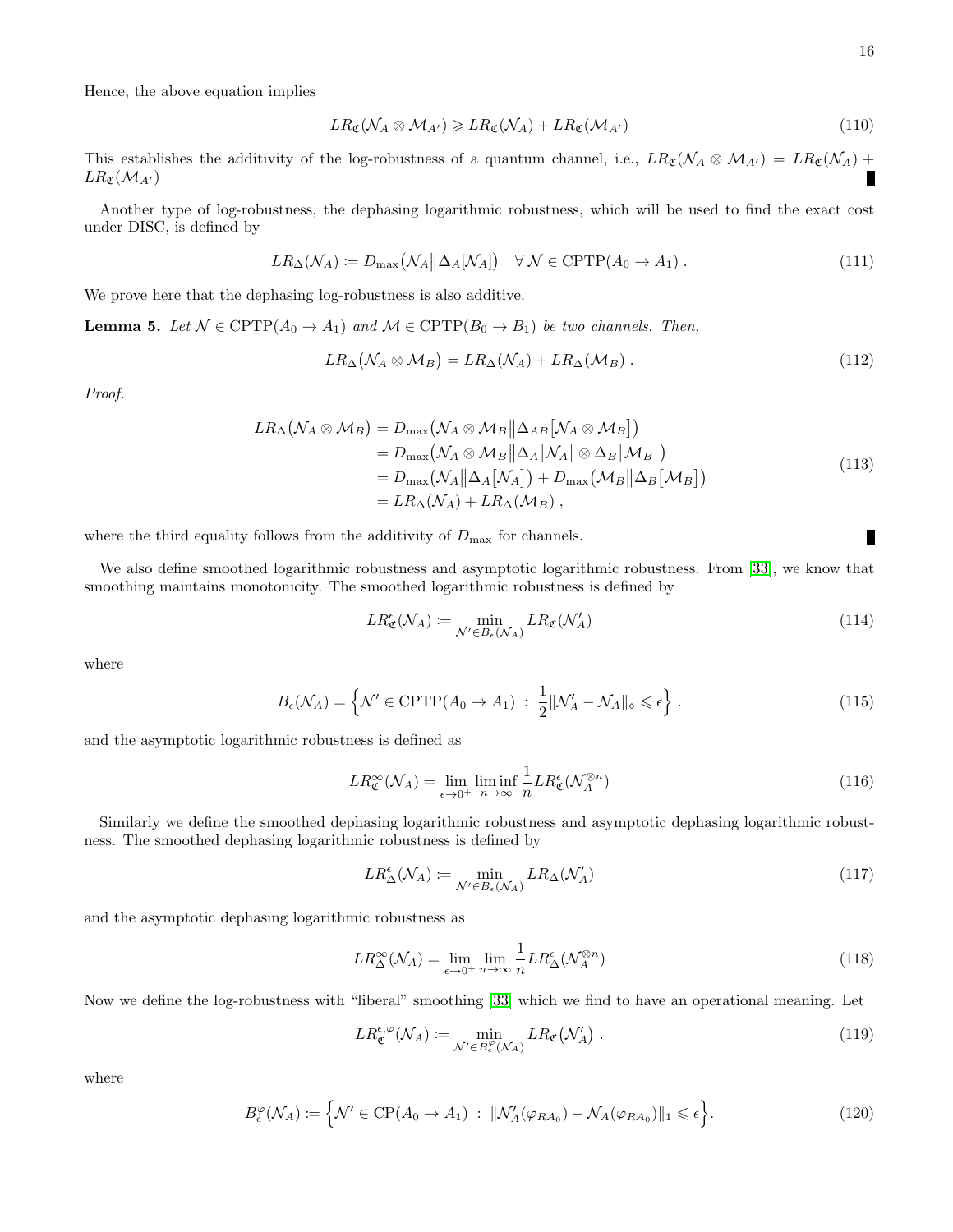Hence, the above equation implies

$$LR_{\mathfrak{C}}(\mathcal{N}_A \otimes \mathcal{M}_{A'}) \geqslant LR_{\mathfrak{C}}(\mathcal{N}_A) + LR_{\mathfrak{C}}(\mathcal{M}_{A'}) \tag{110}$$

This establishes the additivity of the log-robustness of a quantum channel, i.e., $LR_{\mathfrak{C}}(\mathcal{N}_A \otimes \mathcal{M}_{A'}) = LR_{\mathfrak{C}}(\mathcal{N}_A) + LR_{\mathfrak{C}}(\mathcal{M}_{A'})$ ∎

Another type of log-robustness, the dephasing logarithmic robustness, which will be used to find the exact cost under DISC, is defined by

$$LR_{\Delta}(\mathcal{N}_A) := D_{\max}\big(\mathcal{N}_A \big\| \Delta_A[\mathcal{N}_A]\big) \quad \forall\, \mathcal{N} \in \mathrm{CPTP}(A_0 \to A_1)\,. \tag{111}$$

We prove here that the dephasing log-robustness is also additive.

**Lemma 5.** *Let $\mathcal{N} \in \mathrm{CPTP}(A_0 \to A_1)$ and $\mathcal{M} \in \mathrm{CPTP}(B_0 \to B_1)$ be two channels. Then,*

$$LR_{\Delta}\big(\mathcal{N}_A \otimes \mathcal{M}_B\big) = LR_{\Delta}(\mathcal{N}_A) + LR_{\Delta}(\mathcal{M}_B)\,. \tag{112}$$

*Proof.*

$$\begin{aligned}
LR_{\Delta}\big(\mathcal{N}_A \otimes \mathcal{M}_B\big) &= D_{\max}\big(\mathcal{N}_A \otimes \mathcal{M}_B \big\| \Delta_{AB}\big[\mathcal{N}_A \otimes \mathcal{M}_B\big]\big) \\
&= D_{\max}\big(\mathcal{N}_A \otimes \mathcal{M}_B \big\| \Delta_A\big[\mathcal{N}_A\big] \otimes \Delta_B\big[\mathcal{M}_B\big]\big) \\
&= D_{\max}\big(\mathcal{N}_A \big\| \Delta_A\big[\mathcal{N}_A\big]\big) + D_{\max}\big(\mathcal{M}_B \big\| \Delta_B\big[\mathcal{M}_B\big]\big) \\
&= LR_{\Delta}(\mathcal{N}_A) + LR_{\Delta}(\mathcal{M}_B)\,,
\end{aligned} \tag{113}$$

where the third equality follows from the additivity of $D_{\max}$ for channels. ∎

We also define smoothed logarithmic robustness and asymptotic logarithmic robustness. From [33], we know that smoothing maintains monotonicity. The smoothed logarithmic robustness is defined by

$$LR^{\epsilon}_{\mathfrak{C}}(\mathcal{N}_A) := \min_{\mathcal{N}' \in B_{\epsilon}(\mathcal{N}_A)} LR_{\mathfrak{C}}(\mathcal{N}'_A) \tag{114}$$

where

$$B_{\epsilon}(\mathcal{N}_A) = \Big\{\mathcal{N}' \in \mathrm{CPTP}(A_0 \to A_1) \;:\; \frac{1}{2}\|\mathcal{N}'_A - \mathcal{N}_A\|_{\diamond} \leqslant \epsilon\Big\}\,. \tag{115}$$

and the asymptotic logarithmic robustness is defined as

$$LR^{\infty}_{\mathfrak{C}}(\mathcal{N}_A) = \lim_{\epsilon \to 0^+} \liminf_{n \to \infty} \frac{1}{n} LR^{\epsilon}_{\mathfrak{C}}(\mathcal{N}_A^{\otimes n}) \tag{116}$$

Similarly we define the smoothed dephasing logarithmic robustness and asymptotic dephasing logarithmic robustness. The smoothed dephasing logarithmic robustness is defined by

$$LR^{\epsilon}_{\Delta}(\mathcal{N}_A) := \min_{\mathcal{N}' \in B_{\epsilon}(\mathcal{N}_A)} LR_{\Delta}(\mathcal{N}'_A) \tag{117}$$

and the asymptotic dephasing logarithmic robustness as

$$LR^{\infty}_{\Delta}(\mathcal{N}_A) = \lim_{\epsilon \to 0^+} \lim_{n \to \infty} \frac{1}{n} LR^{\epsilon}_{\Delta}(\mathcal{N}_A^{\otimes n}) \tag{118}$$

Now we define the log-robustness with "liberal" smoothing [33] which we find to have an operational meaning. Let

$$LR^{\epsilon,\varphi}_{\mathfrak{C}}(\mathcal{N}_A) := \min_{\mathcal{N}' \in B^{\varphi}_{\epsilon}(\mathcal{N}_A)} LR_{\mathfrak{C}}\big(\mathcal{N}'_A\big)\,. \tag{119}$$

where

$$B^{\varphi}_{\epsilon}(\mathcal{N}_A) := \Big\{\mathcal{N}' \in \mathrm{CP}(A_0 \to A_1) \;:\; \|\mathcal{N}'_A(\varphi_{RA_0}) - \mathcal{N}_A(\varphi_{RA_0})\|_1 \leqslant \epsilon\Big\}. \tag{120}$$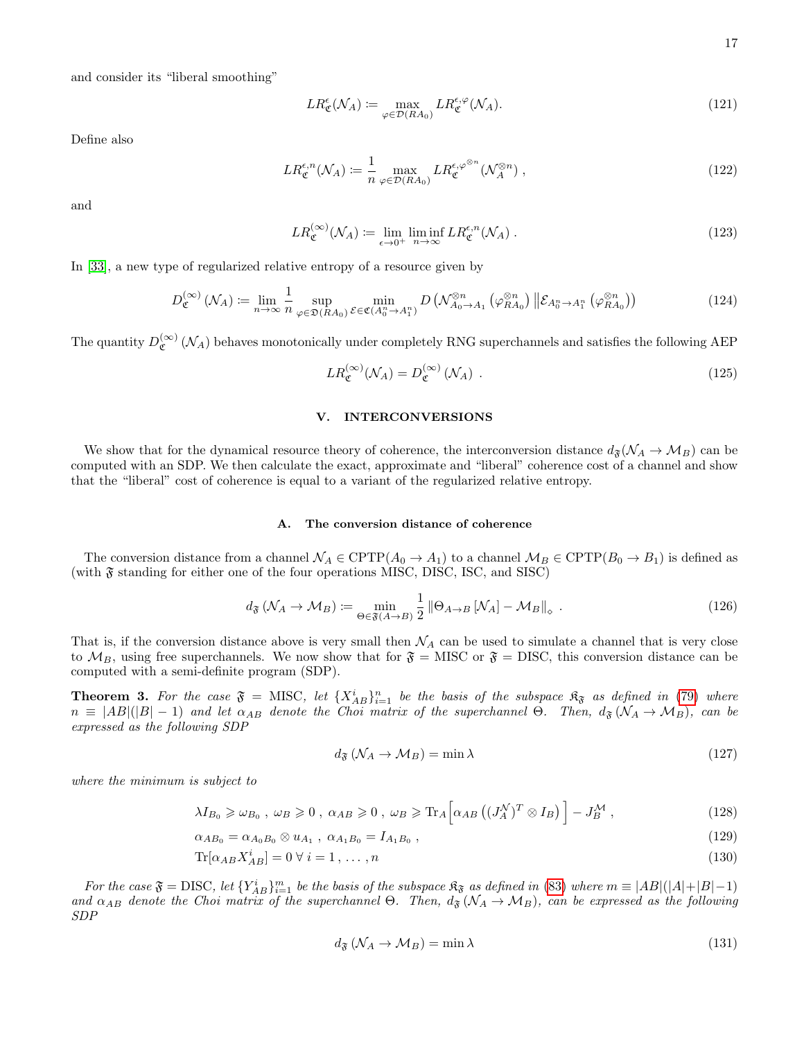and consider its "liberal smoothing"

$$LR_{\mathfrak{C}}^{\epsilon}(\mathcal{N}_A) := \max_{\varphi \in \mathcal{D}(RA_0)} LR_{\mathfrak{C}}^{\epsilon,\varphi}(\mathcal{N}_A). \tag{121}$$

Define also

$$LR_{\mathfrak{C}}^{\epsilon,n}(\mathcal{N}_A) := \frac{1}{n} \max_{\varphi \in \mathcal{D}(RA_0)} LR_{\mathfrak{C}}^{\epsilon,\varphi^{\otimes n}}(\mathcal{N}_A^{\otimes n}) \,, \tag{122}$$

and

$$LR_{\mathfrak{C}}^{(\infty)}(\mathcal{N}_A) := \lim_{\epsilon \to 0^+} \liminf_{n \to \infty} LR_{\mathfrak{C}}^{\epsilon,n}(\mathcal{N}_A) \,. \tag{123}$$

In [33], a new type of regularized relative entropy of a resource given by

$$D_{\mathfrak{C}}^{(\infty)}(\mathcal{N}_A) := \lim_{n \to \infty} \frac{1}{n} \sup_{\varphi \in \mathfrak{D}(RA_0)} \min_{\mathcal{E} \in \mathfrak{C}(A_0^n \to A_1^n)} D\left(\mathcal{N}_{A_0 \to A_1}^{\otimes n}\left(\varphi_{RA_0}^{\otimes n}\right) \middle\| \mathcal{E}_{A_0^n \to A_1^n}\left(\varphi_{RA_0}^{\otimes n}\right)\right) \tag{124}$$

The quantity $D_{\mathfrak{C}}^{(\infty)}(\mathcal{N}_A)$ behaves monotonically under completely RNG superchannels and satisfies the following AEP

$$LR_{\mathfrak{C}}^{(\infty)}(\mathcal{N}_A) = D_{\mathfrak{C}}^{(\infty)}(\mathcal{N}_A) \,. \tag{125}$$

## V. INTERCONVERSIONS

We show that for the dynamical resource theory of coherence, the interconversion distance $d_{\mathfrak{F}}(\mathcal{N}_A \to \mathcal{M}_B)$ can be computed with an SDP. We then calculate the exact, approximate and "liberal" coherence cost of a channel and show that the "liberal" cost of coherence is equal to a variant of the regularized relative entropy.

### A. The conversion distance of coherence

The conversion distance from a channel $\mathcal{N}_A \in \text{CPTP}(A_0 \to A_1)$ to a channel $\mathcal{M}_B \in \text{CPTP}(B_0 \to B_1)$ is defined as (with $\mathfrak{F}$ standing for either one of the four operations MISC, DISC, ISC, and SISC)

$$d_{\mathfrak{F}}(\mathcal{N}_A \to \mathcal{M}_B) := \min_{\Theta \in \mathfrak{F}(A \to B)} \frac{1}{2} \left\| \Theta_{A \to B}[\mathcal{N}_A] - \mathcal{M}_B \right\|_{\diamond} \,. \tag{126}$$

That is, if the conversion distance above is very small then $\mathcal{N}_A$ can be used to simulate a channel that is very close to $\mathcal{M}_B$, using free superchannels. We now show that for $\mathfrak{F} = \text{MISC}$ or $\mathfrak{F} = \text{DISC}$, this conversion distance can be computed with a semi-definite program (SDP).

**Theorem 3.** *For the case $\mathfrak{F} = \text{MISC}$, let $\{X_{AB}^i\}_{i=1}^n$ be the basis of the subspace $\mathfrak{K}_{\mathfrak{F}}$ as defined in (79) where $n \equiv |AB|(|B|-1)$ and let $\alpha_{AB}$ denote the Choi matrix of the superchannel $\Theta$. Then, $d_{\mathfrak{F}}(\mathcal{N}_A \to \mathcal{M}_B)$, can be expressed as the following SDP*

$$d_{\mathfrak{F}}(\mathcal{N}_A \to \mathcal{M}_B) = \min \lambda \tag{127}$$

*where the minimum is subject to*

$$\lambda I_{B_0} \geqslant \omega_{B_0} \,,\; \omega_B \geqslant 0 \,,\; \alpha_{AB} \geqslant 0 \,,\; \omega_B \geqslant \text{Tr}_A\Big[\alpha_{AB}\left((J_A^{\mathcal{N}})^T \otimes I_B\right)\Big] - J_B^{\mathcal{M}} \,, \tag{128}$$

$$\alpha_{AB_0} = \alpha_{A_0B_0} \otimes u_{A_1} \,,\; \alpha_{A_1B_0} = I_{A_1B_0} \,, \tag{129}$$

$$\text{Tr}[\alpha_{AB} X_{AB}^i] = 0 \;\forall\; i = 1, \ldots, n \tag{130}$$

*For the case $\mathfrak{F} = \text{DISC}$, let $\{Y_{AB}^i\}_{i=1}^m$ be the basis of the subspace $\mathfrak{K}_{\mathfrak{F}}$ as defined in (83) where $m \equiv |AB|(|A|+|B|-1)$ and $\alpha_{AB}$ denote the Choi matrix of the superchannel $\Theta$. Then, $d_{\mathfrak{F}}(\mathcal{N}_A \to \mathcal{M}_B)$, can be expressed as the following SDP*

$$d_{\mathfrak{F}}(\mathcal{N}_A \to \mathcal{M}_B) = \min \lambda \tag{131}$$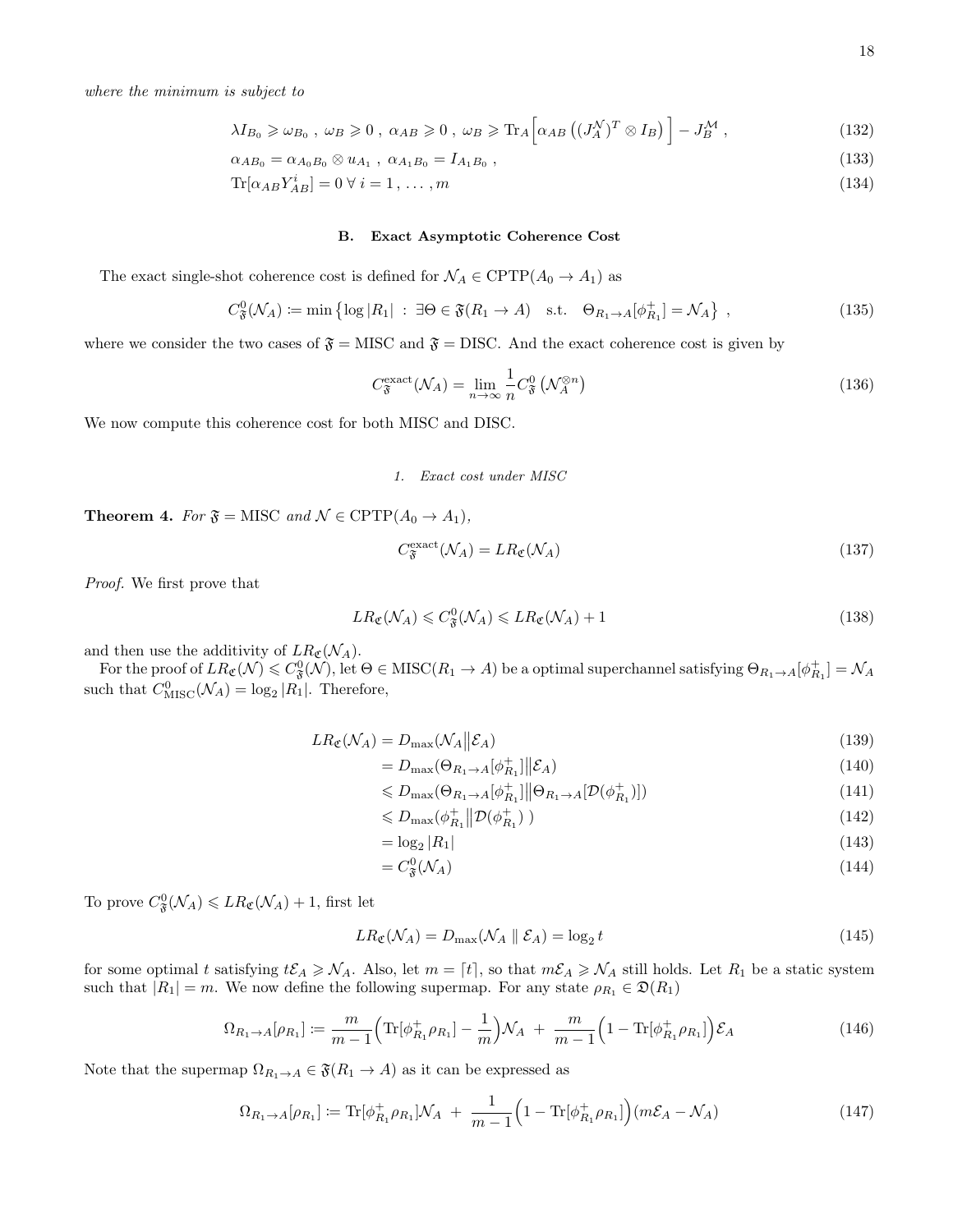*where the minimum is subject to*

$$\lambda I_{B_0} \geqslant \omega_{B_0} \ , \ \omega_B \geqslant 0 \ , \ \alpha_{AB} \geqslant 0 \ , \ \omega_B \geqslant \mathrm{Tr}_A\Big[\alpha_{AB}\left((J_A^{\mathcal{N}})^T \otimes I_B\right)\Big] - J_B^{\mathcal{M}} \ , \tag{132}$$

$$\alpha_{AB_0} = \alpha_{A_0B_0} \otimes u_{A_1} \ , \ \alpha_{A_1B_0} = I_{A_1B_0} \ , \tag{133}$$

$$\mathrm{Tr}[\alpha_{AB} Y^i_{AB}] = 0 \ \forall \ i = 1, \dots, m \tag{134}$$

### B. Exact Asymptotic Coherence Cost

The exact single-shot coherence cost is defined for $\mathcal{N}_A \in \mathrm{CPTP}(A_0 \to A_1)$ as

$$C^0_{\mathfrak{F}}(\mathcal{N}_A) \coloneqq \min\left\{\log|R_1| \ : \ \exists \Theta \in \mathfrak{F}(R_1 \to A) \quad \text{s.t.} \quad \Theta_{R_1 \to A}[\phi^+_{R_1}] = \mathcal{N}_A\right\} \ , \tag{135}$$

where we consider the two cases of $\mathfrak{F} = \mathrm{MISC}$ and $\mathfrak{F} = \mathrm{DISC}$. And the exact coherence cost is given by

$$C^{\mathrm{exact}}_{\mathfrak{F}}(\mathcal{N}_A) = \lim_{n\to\infty} \frac{1}{n} C^0_{\mathfrak{F}}\left(\mathcal{N}_A^{\otimes n}\right) \tag{136}$$

We now compute this coherence cost for both MISC and DISC.

#### 1. Exact cost under MISC

**Theorem 4.** *For $\mathfrak{F} = \mathrm{MISC}$ and $\mathcal{N} \in \mathrm{CPTP}(A_0 \to A_1)$,*

$$C^{\mathrm{exact}}_{\mathfrak{F}}(\mathcal{N}_A) = LR_{\mathfrak{C}}(\mathcal{N}_A) \tag{137}$$

*Proof.* We first prove that

$$LR_{\mathfrak{C}}(\mathcal{N}_A) \leqslant C^0_{\mathfrak{F}}(\mathcal{N}_A) \leqslant LR_{\mathfrak{C}}(\mathcal{N}_A) + 1 \tag{138}$$

and then use the additivity of $LR_{\mathfrak{C}}(\mathcal{N}_A)$.

For the proof of $LR_{\mathfrak{C}}(\mathcal{N}) \leqslant C^0_{\mathfrak{F}}(\mathcal{N})$, let $\Theta \in \mathrm{MISC}(R_1 \to A)$ be a optimal superchannel satisfying $\Theta_{R_1\to A}[\phi^+_{R_1}] = \mathcal{N}_A$ such that $C^0_{\mathrm{MISC}}(\mathcal{N}_A) = \log_2|R_1|$. Therefore,

$$
\begin{aligned}
LR_{\mathfrak{C}}(\mathcal{N}_A) &= D_{\max}(\mathcal{N}_A \| \mathcal{E}_A) &(139)\\
&= D_{\max}(\Theta_{R_1\to A}[\phi^+_{R_1}] \| \mathcal{E}_A) &(140)\\
&\leqslant D_{\max}(\Theta_{R_1\to A}[\phi^+_{R_1}] \| \Theta_{R_1\to A}[\mathcal{D}(\phi^+_{R_1})]) &(141)\\
&\leqslant D_{\max}(\phi^+_{R_1} \| \mathcal{D}(\phi^+_{R_1})\ ) &(142)\\
&= \log_2|R_1| &(143)\\
&= C^0_{\mathfrak{F}}(\mathcal{N}_A) &(144)
\end{aligned}
$$

To prove $C^0_{\mathfrak{F}}(\mathcal{N}_A) \leqslant LR_{\mathfrak{C}}(\mathcal{N}_A) + 1$, first let

$$LR_{\mathfrak{C}}(\mathcal{N}_A) = D_{\max}(\mathcal{N}_A \parallel \mathcal{E}_A) = \log_2 t \tag{145}$$

for some optimal $t$ satisfying $t\mathcal{E}_A \geqslant \mathcal{N}_A$. Also, let $m = \lceil t \rceil$, so that $m\mathcal{E}_A \geqslant \mathcal{N}_A$ still holds. Let $R_1$ be a static system such that $|R_1| = m$. We now define the following supermap. For any state $\rho_{R_1} \in \mathfrak{D}(R_1)$

$$\Omega_{R_1\to A}[\rho_{R_1}] \coloneqq \frac{m}{m-1}\Big(\mathrm{Tr}[\phi^+_{R_1}\rho_{R_1}] - \frac{1}{m}\Big)\mathcal{N}_A \ + \ \frac{m}{m-1}\Big(1 - \mathrm{Tr}[\phi^+_{R_1}\rho_{R_1}]\Big)\mathcal{E}_A \tag{146}$$

Note that the supermap $\Omega_{R_1\to A} \in \mathfrak{F}(R_1 \to A)$ as it can be expressed as

$$\Omega_{R_1\to A}[\rho_{R_1}] \coloneqq \mathrm{Tr}[\phi^+_{R_1}\rho_{R_1}]\mathcal{N}_A \ + \ \frac{1}{m-1}\Big(1 - \mathrm{Tr}[\phi^+_{R_1}\rho_{R_1}]\Big)(m\mathcal{E}_A - \mathcal{N}_A) \tag{147}$$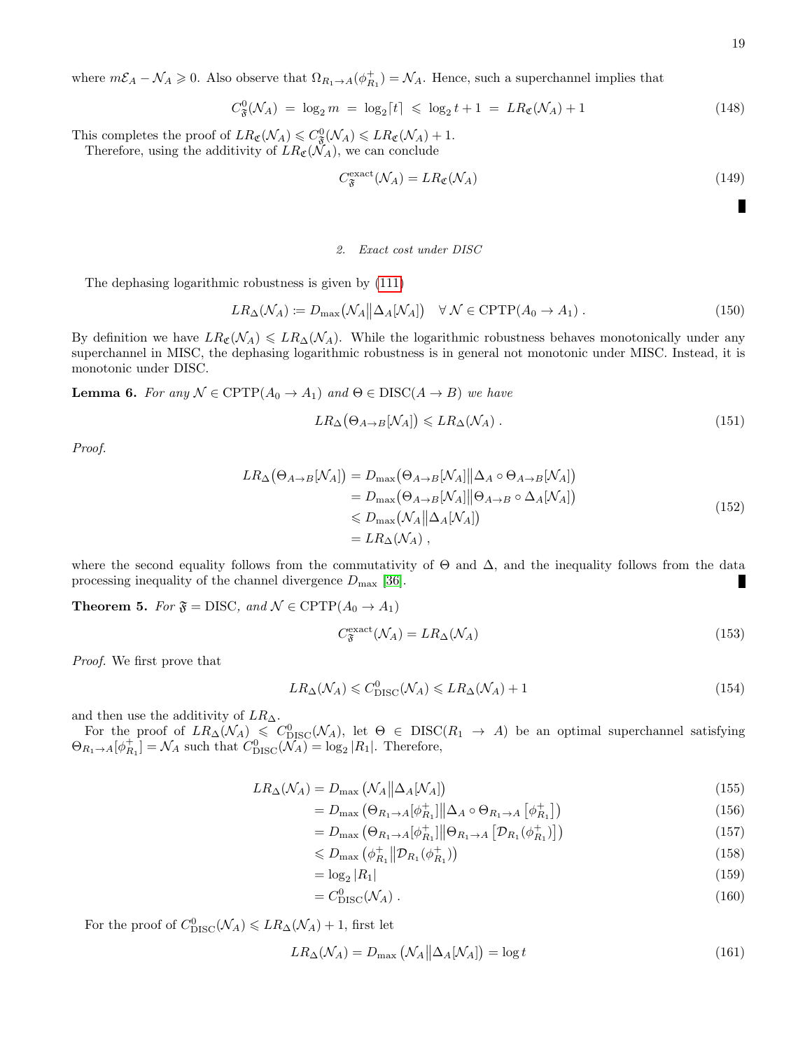where $m\mathcal{E}_A - \mathcal{N}_A \geqslant 0$. Also observe that $\Omega_{R_1\to A}(\phi^+_{R_1}) = \mathcal{N}_A$. Hence, such a superchannel implies that

$$C^0_{\mathfrak{F}}(\mathcal{N}_A) \;=\; \log_2 m \;=\; \log_2\lceil t\rceil \;\leqslant\; \log_2 t + 1 \;=\; LR_{\mathfrak{C}}(\mathcal{N}_A) + 1 \tag{148}$$

This completes the proof of $LR_{\mathfrak{C}}(\mathcal{N}_A) \leqslant C^0_{\mathfrak{F}}(\mathcal{N}_A) \leqslant LR_{\mathfrak{C}}(\mathcal{N}_A) + 1$.

Therefore, using the additivity of $LR_{\mathfrak{C}}(\mathcal{N}_A)$, we can conclude

$$C^{\text{exact}}_{\mathfrak{F}}(\mathcal{N}_A) = LR_{\mathfrak{C}}(\mathcal{N}_A) \tag{149}$$

■

### 2. Exact cost under DISC

The dephasing logarithmic robustness is given by (111)

$$LR_{\Delta}(\mathcal{N}_A) \coloneqq D_{\max}\big(\mathcal{N}_A \big\| \Delta_A[\mathcal{N}_A]\big) \quad \forall\, \mathcal{N} \in \text{CPTP}(A_0 \to A_1)\,. \tag{150}$$

By definition we have $LR_{\mathfrak{C}}(\mathcal{N}_A) \leqslant LR_{\Delta}(\mathcal{N}_A)$. While the logarithmic robustness behaves monotonically under any superchannel in MISC, the dephasing logarithmic robustness is in general not monotonic under MISC. Instead, it is monotonic under DISC.

**Lemma 6.** *For any $\mathcal{N} \in \text{CPTP}(A_0 \to A_1)$ and $\Theta \in \text{DISC}(A \to B)$ we have*

$$LR_{\Delta}\big(\Theta_{A\to B}[\mathcal{N}_A]\big) \leqslant LR_{\Delta}(\mathcal{N}_A)\,. \tag{151}$$

*Proof.*

$$\begin{aligned}
LR_{\Delta}\big(\Theta_{A\to B}[\mathcal{N}_A]\big) &= D_{\max}\big(\Theta_{A\to B}[\mathcal{N}_A]\big\|\Delta_A \circ \Theta_{A\to B}[\mathcal{N}_A]\big)\\
&= D_{\max}\big(\Theta_{A\to B}[\mathcal{N}_A]\big\|\Theta_{A\to B} \circ \Delta_A[\mathcal{N}_A]\big)\\
&\leqslant D_{\max}\big(\mathcal{N}_A\big\|\Delta_A[\mathcal{N}_A]\big)\\
&= LR_{\Delta}(\mathcal{N}_A)\,,
\end{aligned} \tag{152}$$

where the second equality follows from the commutativity of $\Theta$ and $\Delta$, and the inequality follows from the data processing inequality of the channel divergence $D_{\max}$ [36]. ■

**Theorem 5.** *For $\mathfrak{F} = \text{DISC}$, and $\mathcal{N} \in \text{CPTP}(A_0 \to A_1)$*

$$C^{\text{exact}}_{\mathfrak{F}}(\mathcal{N}_A) = LR_{\Delta}(\mathcal{N}_A) \tag{153}$$

*Proof.* We first prove that

$$LR_{\Delta}(\mathcal{N}_A) \leqslant C^0_{\text{DISC}}(\mathcal{N}_A) \leqslant LR_{\Delta}(\mathcal{N}_A) + 1 \tag{154}$$

and then use the additivity of $LR_{\Delta}$.

For the proof of $LR_{\Delta}(\mathcal{N}_A) \leqslant C^0_{\text{DISC}}(\mathcal{N}_A)$, let $\Theta \in \text{DISC}(R_1 \to A)$ be an optimal superchannel satisfying $\Theta_{R_1\to A}[\phi^+_{R_1}] = \mathcal{N}_A$ such that $C^0_{\text{DISC}}(\mathcal{N}_A) = \log_2 |R_1|$. Therefore,

$$\begin{aligned}
LR_{\Delta}(\mathcal{N}_A) &= D_{\max}\left(\mathcal{N}_A\big\|\Delta_A[\mathcal{N}_A]\right) && (155)\\
&= D_{\max}\left(\Theta_{R_1\to A}[\phi^+_{R_1}]\big\|\Delta_A \circ \Theta_{R_1\to A}\left[\phi^+_{R_1}\right]\right) && (156)\\
&= D_{\max}\left(\Theta_{R_1\to A}[\phi^+_{R_1}]\big\|\Theta_{R_1\to A}\left[\mathcal{D}_{R_1}(\phi^+_{R_1})\right]\right) && (157)\\
&\leqslant D_{\max}\left(\phi^+_{R_1}\big\|\mathcal{D}_{R_1}(\phi^+_{R_1})\right) && (158)\\
&= \log_2 |R_1| && (159)\\
&= C^0_{\text{DISC}}(\mathcal{N}_A)\,. && (160)
\end{aligned}$$

For the proof of $C^0_{\text{DISC}}(\mathcal{N}_A) \leqslant LR_{\Delta}(\mathcal{N}_A) + 1$, first let

$$LR_{\Delta}(\mathcal{N}_A) = D_{\max}\left(\mathcal{N}_A\big\|\Delta_A[\mathcal{N}_A]\right) = \log t \tag{161}$$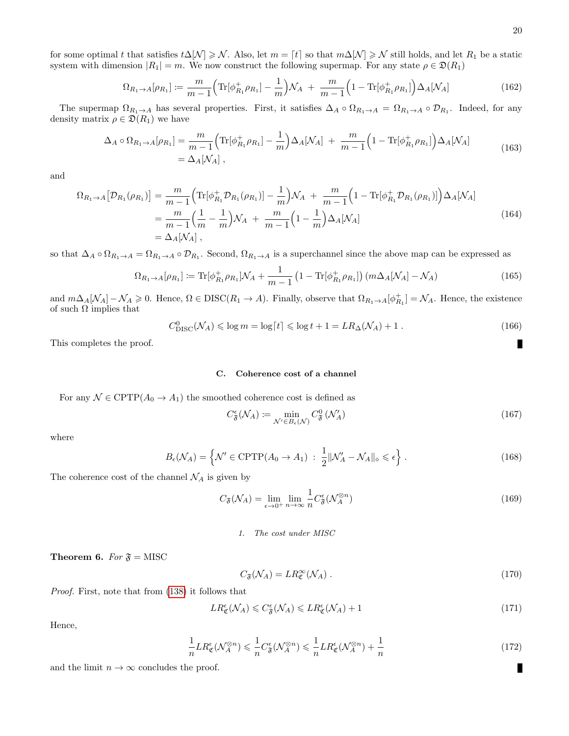for some optimal $t$ that satisfies $t\Delta[\mathcal{N}] \geqslant \mathcal{N}$. Also, let $m = \lceil t \rceil$ so that $m\Delta[\mathcal{N}] \geqslant \mathcal{N}$ still holds, and let $R_1$ be a static system with dimension $|R_1| = m$. We now construct the following supermap. For any state $\rho \in \mathfrak{D}(R_1)$

$$\Omega_{R_1\to A}[\rho_{R_1}] := \frac{m}{m-1}\Big(\mathrm{Tr}[\phi^+_{R_1}\rho_{R_1}] - \frac{1}{m}\Big)\mathcal{N}_A \;+\; \frac{m}{m-1}\Big(1 - \mathrm{Tr}[\phi^+_{R_1}\rho_{R_1}]\Big)\Delta_A[\mathcal{N}_A] \tag{162}$$

The supermap $\Omega_{R_1\to A}$ has several properties. First, it satisfies $\Delta_A \circ \Omega_{R_1\to A} = \Omega_{R_1\to A} \circ \mathcal{D}_{R_1}$. Indeed, for any density matrix $\rho \in \mathfrak{D}(R_1)$ we have

$$\begin{aligned}\Delta_A \circ \Omega_{R_1\to A}[\rho_{R_1}] &= \frac{m}{m-1}\Big(\mathrm{Tr}[\phi^+_{R_1}\rho_{R_1}] - \frac{1}{m}\Big)\Delta_A[\mathcal{N}_A] \;+\; \frac{m}{m-1}\Big(1 - \mathrm{Tr}[\phi^+_{R_1}\rho_{R_1}]\Big)\Delta_A[\mathcal{N}_A] \\ &= \Delta_A[\mathcal{N}_A]\;,\end{aligned} \tag{163}$$

and

$$\begin{aligned}\Omega_{R_1\to A}\big[\mathcal{D}_{R_1}(\rho_{R_1})\big] &= \frac{m}{m-1}\Big(\mathrm{Tr}[\phi^+_{R_1}\mathcal{D}_{R_1}(\rho_{R_1})] - \frac{1}{m}\Big)\mathcal{N}_A \;+\; \frac{m}{m-1}\Big(1 - \mathrm{Tr}[\phi^+_{R_1}\mathcal{D}_{R_1}(\rho_{R_1})]\Big)\Delta_A[\mathcal{N}_A] \\ &= \frac{m}{m-1}\Big(\frac{1}{m} - \frac{1}{m}\Big)\mathcal{N}_A \;+\; \frac{m}{m-1}\Big(1 - \frac{1}{m}\Big)\Delta_A[\mathcal{N}_A] \\ &= \Delta_A[\mathcal{N}_A]\;,\end{aligned} \tag{164}$$

so that $\Delta_A \circ \Omega_{R_1\to A} = \Omega_{R_1\to A} \circ \mathcal{D}_{R_1}$. Second, $\Omega_{R_1\to A}$ is a superchannel since the above map can be expressed as

$$\Omega_{R_1\to A}[\rho_{R_1}] := \mathrm{Tr}[\phi^+_{R_1}\rho_{R_1}]\mathcal{N}_A + \frac{1}{m-1}\left(1 - \mathrm{Tr}[\phi^+_{R_1}\rho_{R_1}]\right)\left(m\Delta_A[\mathcal{N}_A] - \mathcal{N}_A\right) \tag{165}$$

and $m\Delta_A[\mathcal{N}_A] - \mathcal{N}_A \geqslant 0$. Hence, $\Omega \in \mathrm{DISC}(R_1 \to A)$. Finally, observe that $\Omega_{R_1\to A}[\phi^+_{R_1}] = \mathcal{N}_A$. Hence, the existence of such $\Omega$ implies that

$$C^0_{\mathrm{DISC}}(\mathcal{N}_A) \leqslant \log m = \log\lceil t \rceil \leqslant \log t + 1 = LR_\Delta(\mathcal{N}_A) + 1\;. \tag{166}$$

This completes the proof. ∎

### C. Coherence cost of a channel

For any $\mathcal{N} \in \mathrm{CPTP}(A_0 \to A_1)$ the smoothed coherence cost is defined as

$$C^\epsilon_{\mathfrak{F}}(\mathcal{N}_A) := \min_{\mathcal{N}' \in B_\epsilon(\mathcal{N})} C^0_{\mathfrak{F}}\left(\mathcal{N}'_A\right) \tag{167}$$

where

$$B_\epsilon(\mathcal{N}_A) = \left\{\mathcal{N}' \in \mathrm{CPTP}(A_0 \to A_1) \;:\; \frac{1}{2}\|\mathcal{N}'_A - \mathcal{N}_A\|_\diamond \leqslant \epsilon\right\}\;. \tag{168}$$

The coherence cost of the channel $\mathcal{N}_A$ is given by

$$C_{\mathfrak{F}}(\mathcal{N}_A) = \lim_{\epsilon\to 0^+}\lim_{n\to\infty}\frac{1}{n}C^\epsilon_{\mathfrak{F}}(\mathcal{N}_A^{\otimes n}) \tag{169}$$

#### *1. The cost under MISC*

**Theorem 6.** *For* $\mathfrak{F} = \mathrm{MISC}$

$$C_{\mathfrak{F}}(\mathcal{N}_A) = LR^\infty_{\mathfrak{C}}(\mathcal{N}_A)\;. \tag{170}$$

*Proof.* First, note that from (138) it follows that

$$LR^\epsilon_{\mathfrak{C}}(\mathcal{N}_A) \leqslant C^\epsilon_{\mathfrak{F}}(\mathcal{N}_A) \leqslant LR^\epsilon_{\mathfrak{C}}(\mathcal{N}_A) + 1 \tag{171}$$

Hence,

$$\frac{1}{n}LR^\epsilon_{\mathfrak{C}}(\mathcal{N}_A^{\otimes n}) \leqslant \frac{1}{n}C^\epsilon_{\mathfrak{F}}(\mathcal{N}_A^{\otimes n}) \leqslant \frac{1}{n}LR^\epsilon_{\mathfrak{C}}(\mathcal{N}_A^{\otimes n}) + \frac{1}{n} \tag{172}$$

and the limit $n \to \infty$ concludes the proof. ∎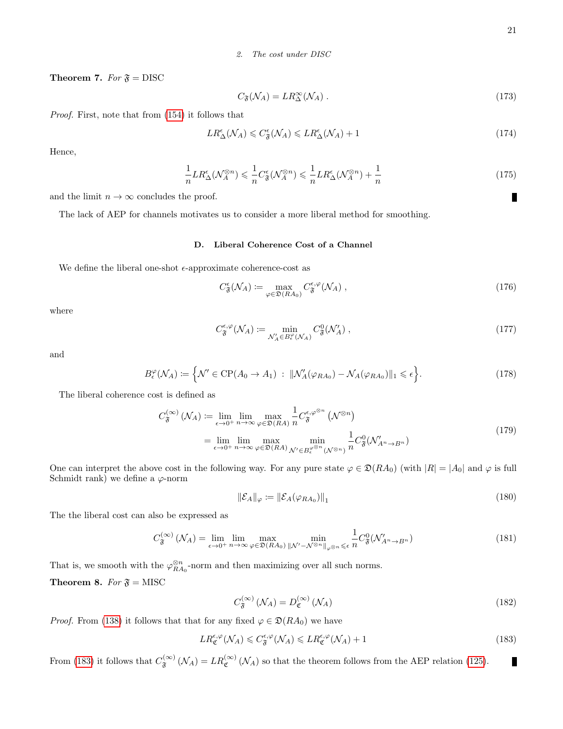*2. The cost under DISC*

**Theorem 7.** *For* $\mathfrak{F} = \text{DISC}$

$$C_{\mathfrak{F}}(\mathcal{N}_A) = LR^{\infty}_{\Delta}(\mathcal{N}_A)\ . \tag{173}$$

*Proof.* First, note that from (154) it follows that

$$LR^{\epsilon}_{\Delta}(\mathcal{N}_A) \leqslant C^{\epsilon}_{\mathfrak{F}}(\mathcal{N}_A) \leqslant LR^{\epsilon}_{\Delta}(\mathcal{N}_A) + 1 \tag{174}$$

Hence,

$$\frac{1}{n}LR^{\epsilon}_{\Delta}(\mathcal{N}_A^{\otimes n}) \leqslant \frac{1}{n}C^{\epsilon}_{\mathfrak{F}}(\mathcal{N}_A^{\otimes n}) \leqslant \frac{1}{n}LR^{\epsilon}_{\Delta}(\mathcal{N}_A^{\otimes n}) + \frac{1}{n} \tag{175}$$

and the limit $n \to \infty$ concludes the proof. ∎

The lack of AEP for channels motivates us to consider a more liberal method for smoothing.

### D. Liberal Coherence Cost of a Channel

We define the liberal one-shot $\epsilon$-approximate coherence-cost as

$$C^{\epsilon}_{\mathfrak{F}}(\mathcal{N}_A) \coloneqq \max_{\varphi\in\mathfrak{D}(RA_0)} C^{\epsilon,\varphi}_{\mathfrak{F}}(\mathcal{N}_A)\ , \tag{176}$$

where

$$C^{\epsilon,\varphi}_{\mathfrak{F}}(\mathcal{N}_A) \coloneqq \min_{\mathcal{N}'_A\in B^{\varphi}_{\epsilon}(\mathcal{N}_A)} C^{0}_{\mathfrak{F}}(\mathcal{N}'_A)\ , \tag{177}$$

and

$$B^{\varphi}_{\epsilon}(\mathcal{N}_A) \coloneqq \Big\{\mathcal{N}' \in \text{CP}(A_0 \to A_1)\ :\ \|\mathcal{N}'_A(\varphi_{RA_0}) - \mathcal{N}_A(\varphi_{RA_0})\|_1 \leqslant \epsilon\Big\}. \tag{178}$$

The liberal coherence cost is defined as

$$\begin{aligned} C^{(\infty)}_{\mathfrak{F}}(\mathcal{N}_A) &\coloneqq \lim_{\epsilon\to 0^+}\lim_{n\to\infty}\max_{\varphi\in\mathfrak{D}(RA)}\frac{1}{n}C^{\epsilon,\varphi^{\otimes n}}_{\mathfrak{F}}\left(\mathcal{N}^{\otimes n}\right) \\ &= \lim_{\epsilon\to 0^+}\lim_{n\to\infty}\max_{\varphi\in\mathfrak{D}(RA)}\min_{\mathcal{N}'\in B^{\varphi^{\otimes n}}_{\epsilon}(\mathcal{N}^{\otimes n})}\frac{1}{n}C^{0}_{\mathfrak{F}}(\mathcal{N}'_{A^n\to B^n}) \end{aligned} \tag{179}$$

One can interpret the above cost in the following way. For any pure state $\varphi \in \mathfrak{D}(RA_0)$ (with $|R| = |A_0|$ and $\varphi$ is full Schmidt rank) we define a $\varphi$-norm

$$\|\mathcal{E}_A\|_{\varphi} \coloneqq \|\mathcal{E}_A(\varphi_{RA_0})\|_1 \tag{180}$$

The the liberal cost can also be expressed as

$$C^{(\infty)}_{\mathfrak{F}}(\mathcal{N}_A) = \lim_{\epsilon\to 0^+}\lim_{n\to\infty}\max_{\varphi\in\mathfrak{D}(RA_0)}\min_{\|\mathcal{N}'-\mathcal{N}^{\otimes n}\|_{\varphi^{\otimes n}}\leqslant\epsilon}\frac{1}{n}C^{0}_{\mathfrak{F}}(\mathcal{N}'_{A^n\to B^n}) \tag{181}$$

That is, we smooth with the $\varphi^{\otimes n}_{RA_0}$-norm and then maximizing over all such norms.

**Theorem 8.** *For* $\mathfrak{F} = \text{MISC}$

$$C^{(\infty)}_{\mathfrak{F}}(\mathcal{N}_A) = D^{(\infty)}_{\mathfrak{C}}(\mathcal{N}_A) \tag{182}$$

*Proof.* From (138) it follows that that for any fixed $\varphi \in \mathfrak{D}(RA_0)$ we have

$$LR^{\epsilon,\varphi}_{\mathfrak{C}}(\mathcal{N}_A) \leqslant C^{\epsilon,\varphi}_{\mathfrak{F}}(\mathcal{N}_A) \leqslant LR^{\epsilon,\varphi}_{\mathfrak{C}}(\mathcal{N}_A) + 1 \tag{183}$$

From (183) it follows that $C^{(\infty)}_{\mathfrak{F}}(\mathcal{N}_A) = LR^{(\infty)}_{\mathfrak{C}}(\mathcal{N}_A)$ so that the theorem follows from the AEP relation (125). ∎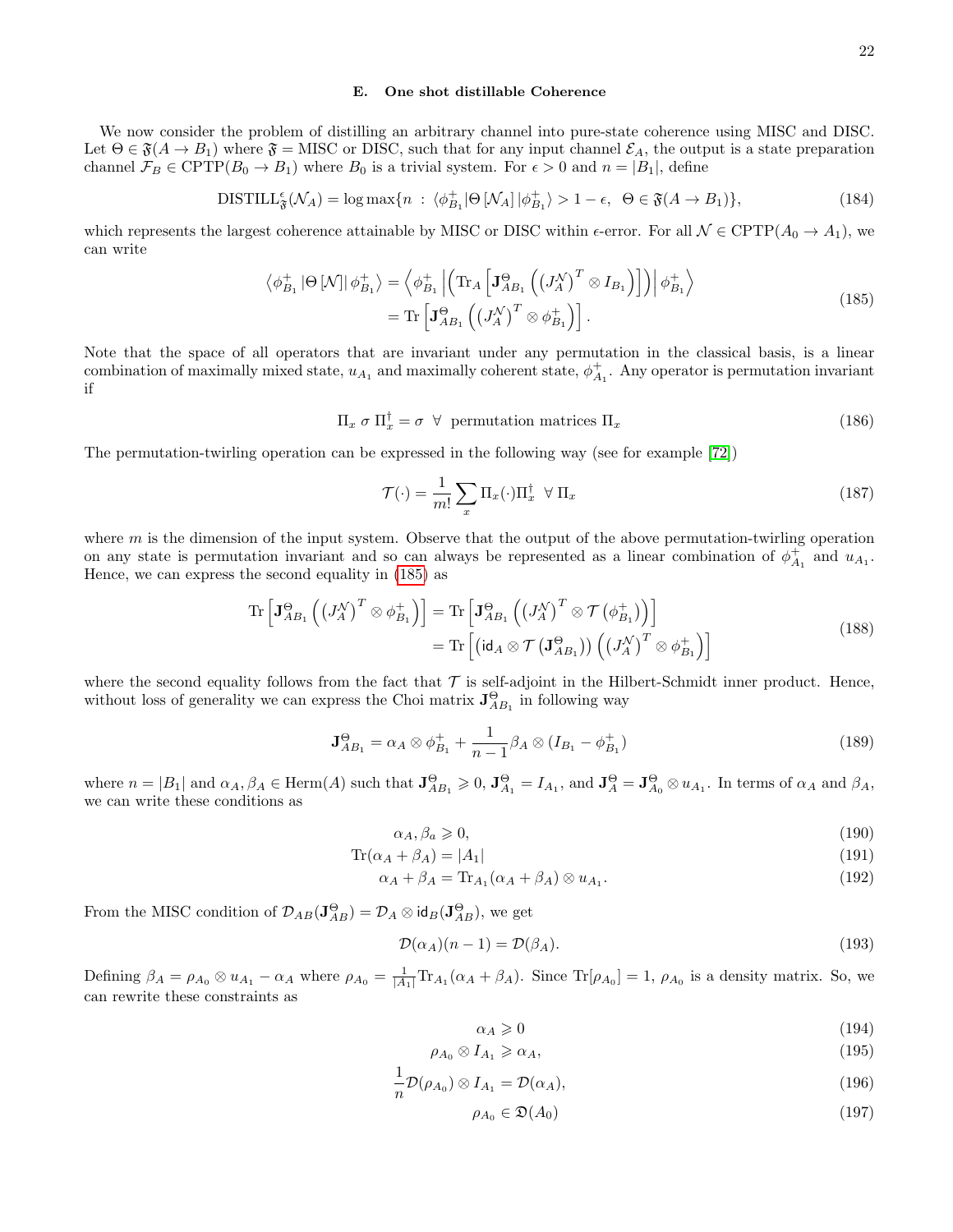### E. One shot distillable Coherence

We now consider the problem of distilling an arbitrary channel into pure-state coherence using MISC and DISC. Let $\Theta \in \mathfrak{F}(A \to B_1)$ where $\mathfrak{F} = \text{MISC}$ or DISC, such that for any input channel $\mathcal{E}_A$, the output is a state preparation channel $\mathcal{F}_B \in \text{CPTP}(B_0 \to B_1)$ where $B_0$ is a trivial system. For $\epsilon > 0$ and $n = |B_1|$, define

$$\text{DISTILL}^{\epsilon}_{\mathfrak{F}}(\mathcal{N}_A) = \log \max\{n \;:\; \langle \phi^+_{B_1} | \Theta\left[\mathcal{N}_A\right] | \phi^+_{B_1} \rangle > 1 - \epsilon, \;\; \Theta \in \mathfrak{F}(A \to B_1)\}, \tag{184}$$

which represents the largest coherence attainable by MISC or DISC within $\epsilon$-error. For all $\mathcal{N} \in \text{CPTP}(A_0 \to A_1)$, we can write

$$\begin{aligned}
\left\langle \phi^+_{B_1} | \Theta\left[\mathcal{N}\right] | \phi^+_{B_1} \right\rangle &= \left\langle \phi^+_{B_1} \left| \left( \text{Tr}_A \left[ \mathbf{J}^{\Theta}_{AB_1} \left( \left(J^{\mathcal{N}}_A\right)^T \otimes I_{B_1} \right) \right] \right) \right| \phi^+_{B_1} \right\rangle \\
&= \text{Tr}\left[ \mathbf{J}^{\Theta}_{AB_1} \left( \left(J^{\mathcal{N}}_A\right)^T \otimes \phi^+_{B_1} \right) \right].
\end{aligned} \tag{185}$$

Note that the space of all operators that are invariant under any permutation in the classical basis, is a linear combination of maximally mixed state, $u_{A_1}$ and maximally coherent state, $\phi^+_{A_1}$. Any operator is permutation invariant if

$$\Pi_x \; \sigma \; \Pi_x^\dagger = \sigma \;\; \forall \;\; \text{permutation matrices } \Pi_x \tag{186}$$

The permutation-twirling operation can be expressed in the following way (see for example [72])

$$\mathcal{T}(\cdot) = \frac{1}{m!} \sum_x \Pi_x (\cdot) \Pi_x^\dagger \;\; \forall \; \Pi_x \tag{187}$$

where $m$ is the dimension of the input system. Observe that the output of the above permutation-twirling operation on any state is permutation invariant and so can always be represented as a linear combination of $\phi^+_{A_1}$ and $u_{A_1}$. Hence, we can express the second equality in (185) as

$$\begin{aligned}
\text{Tr}\left[ \mathbf{J}^{\Theta}_{AB_1} \left( \left(J^{\mathcal{N}}_A\right)^T \otimes \phi^+_{B_1} \right) \right] &= \text{Tr}\left[ \mathbf{J}^{\Theta}_{AB_1} \left( \left(J^{\mathcal{N}}_A\right)^T \otimes \mathcal{T}\left(\phi^+_{B_1}\right) \right) \right] \\
&= \text{Tr}\left[ \left( \mathsf{id}_A \otimes \mathcal{T}\left(\mathbf{J}^{\Theta}_{AB_1}\right) \right) \left( \left(J^{\mathcal{N}}_A\right)^T \otimes \phi^+_{B_1} \right) \right]
\end{aligned} \tag{188}$$

where the second equality follows from the fact that $\mathcal{T}$ is self-adjoint in the Hilbert-Schmidt inner product. Hence, without loss of generality we can express the Choi matrix $\mathbf{J}^{\Theta}_{AB_1}$ in following way

$$\mathbf{J}^{\Theta}_{AB_1} = \alpha_A \otimes \phi^+_{B_1} + \frac{1}{n-1} \beta_A \otimes (I_{B_1} - \phi^+_{B_1}) \tag{189}$$

where $n = |B_1|$ and $\alpha_A, \beta_A \in \text{Herm}(A)$ such that $\mathbf{J}^{\Theta}_{AB_1} \geqslant 0$, $\mathbf{J}^{\Theta}_{A_1} = I_{A_1}$, and $\mathbf{J}^{\Theta}_{A} = \mathbf{J}^{\Theta}_{A_0} \otimes u_{A_1}$. In terms of $\alpha_A$ and $\beta_A$, we can write these conditions as

$$\alpha_A, \beta_a \geqslant 0, \tag{190}$$

$$\text{Tr}(\alpha_A + \beta_A) = |A_1| \tag{191}$$

$$\alpha_A + \beta_A = \text{Tr}_{A_1}(\alpha_A + \beta_A) \otimes u_{A_1}. \tag{192}$$

From the MISC condition of $\mathcal{D}_{AB}(\mathbf{J}^{\Theta}_{AB}) = \mathcal{D}_A \otimes \mathsf{id}_B(\mathbf{J}^{\Theta}_{AB})$, we get

$$\mathcal{D}(\alpha_A)(n-1) = \mathcal{D}(\beta_A). \tag{193}$$

Defining $\beta_A = \rho_{A_0} \otimes u_{A_1} - \alpha_A$ where $\rho_{A_0} = \frac{1}{|A_1|}\text{Tr}_{A_1}(\alpha_A + \beta_A)$. Since $\text{Tr}[\rho_{A_0}] = 1$, $\rho_{A_0}$ is a density matrix. So, we can rewrite these constraints as

$$\alpha_A \geqslant 0 \tag{194}$$

$$\rho_{A_0} \otimes I_{A_1} \geqslant \alpha_A, \tag{195}$$

$$\frac{1}{n}\mathcal{D}(\rho_{A_0}) \otimes I_{A_1} = \mathcal{D}(\alpha_A), \tag{196}$$

$$\rho_{A_0} \in \mathfrak{D}(A_0) \tag{197}$$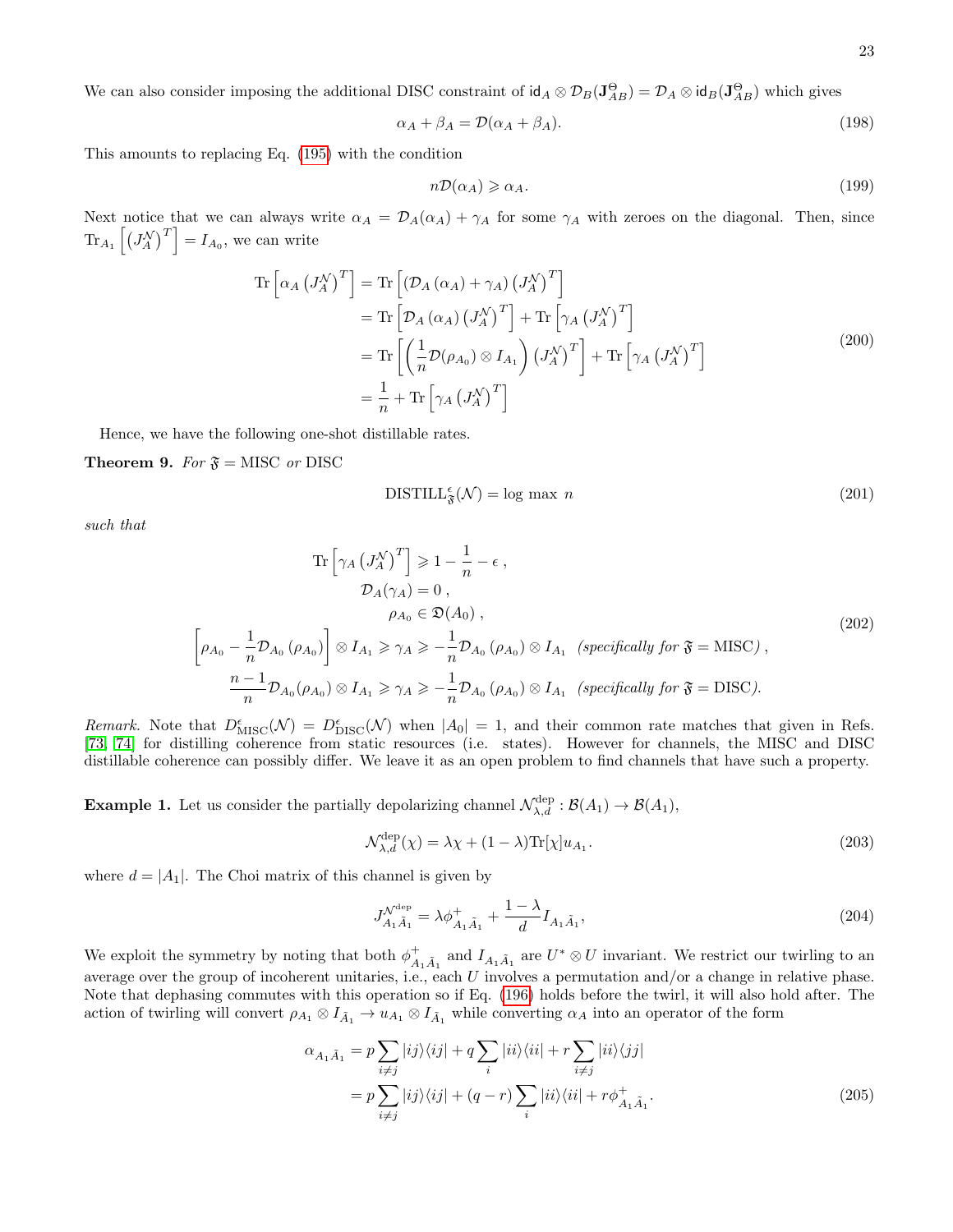We can also consider imposing the additional DISC constraint of $\mathsf{id}_A \otimes \mathcal{D}_B(\mathbf{J}^{\Theta}_{AB}) = \mathcal{D}_A \otimes \mathsf{id}_B(\mathbf{J}^{\Theta}_{AB})$ which gives

$$\alpha_A + \beta_A = \mathcal{D}(\alpha_A + \beta_A). \tag{198}$$

This amounts to replacing Eq. (195) with the condition

$$n\mathcal{D}(\alpha_A) \geqslant \alpha_A. \tag{199}$$

Next notice that we can always write $\alpha_A = \mathcal{D}_A(\alpha_A) + \gamma_A$ for some $\gamma_A$ with zeroes on the diagonal. Then, since $\mathrm{Tr}_{A_1}\left[\left(J^{\mathcal{N}}_A\right)^T\right] = I_{A_0}$, we can write

$$\begin{aligned}
\mathrm{Tr}\left[\alpha_A \left(J^{\mathcal{N}}_A\right)^T\right] &= \mathrm{Tr}\left[\left(\mathcal{D}_A\left(\alpha_A\right) + \gamma_A\right)\left(J^{\mathcal{N}}_A\right)^T\right] \\
&= \mathrm{Tr}\left[\mathcal{D}_A\left(\alpha_A\right)\left(J^{\mathcal{N}}_A\right)^T\right] + \mathrm{Tr}\left[\gamma_A\left(J^{\mathcal{N}}_A\right)^T\right] \\
&= \mathrm{Tr}\left[\left(\frac{1}{n}\mathcal{D}(\rho_{A_0}) \otimes I_{A_1}\right)\left(J^{\mathcal{N}}_A\right)^T\right] + \mathrm{Tr}\left[\gamma_A\left(J^{\mathcal{N}}_A\right)^T\right] \\
&= \frac{1}{n} + \mathrm{Tr}\left[\gamma_A\left(J^{\mathcal{N}}_A\right)^T\right]
\end{aligned} \tag{200}$$

Hence, we have the following one-shot distillable rates.

**Theorem 9.** *For* $\mathfrak{F} = \mathrm{MISC}$ *or* $\mathrm{DISC}$

$$\mathrm{DISTILL}^{\epsilon}_{\mathfrak{F}}(\mathcal{N}) = \log \max\ n \tag{201}$$

*such that*

$$\begin{aligned}
\mathrm{Tr}\left[\gamma_A\left(J^{\mathcal{N}}_A\right)^T\right] &\geqslant 1 - \frac{1}{n} - \epsilon\ , \\
\mathcal{D}_A(\gamma_A) &= 0\ , \\
\rho_{A_0} &\in \mathfrak{D}(A_0)\ , \\
\left[\rho_{A_0} - \frac{1}{n}\mathcal{D}_{A_0}\left(\rho_{A_0}\right)\right] \otimes I_{A_1} \geqslant \gamma_A &\geqslant -\frac{1}{n}\mathcal{D}_{A_0}\left(\rho_{A_0}\right) \otimes I_{A_1} \quad (\textit{specifically for } \mathfrak{F} = \mathrm{MISC})\ , \\
\frac{n-1}{n}\mathcal{D}_{A_0}(\rho_{A_0}) \otimes I_{A_1} \geqslant \gamma_A &\geqslant -\frac{1}{n}\mathcal{D}_{A_0}\left(\rho_{A_0}\right) \otimes I_{A_1} \quad (\textit{specifically for } \mathfrak{F} = \mathrm{DISC}).
\end{aligned} \tag{202}$$

*Remark.* Note that $D^{\epsilon}_{\mathrm{MISC}}(\mathcal{N}) = D^{\epsilon}_{\mathrm{DISC}}(\mathcal{N})$ when $|A_0| = 1$, and their common rate matches that given in Refs. [73, 74] for distilling coherence from static resources (i.e. states). However for channels, the MISC and DISC distillable coherence can possibly differ. We leave it as an open problem to find channels that have such a property.

**Example 1.** Let us consider the partially depolarizing channel $\mathcal{N}^{\mathrm{dep}}_{\lambda,d} : \mathcal{B}(A_1) \to \mathcal{B}(A_1)$,

$$\mathcal{N}^{\mathrm{dep}}_{\lambda,d}(\chi) = \lambda\chi + (1-\lambda)\mathrm{Tr}[\chi]u_{A_1}. \tag{203}$$

where $d = |A_1|$. The Choi matrix of this channel is given by

$$J^{\mathcal{N}^{\mathrm{dep}}}_{A_1\tilde{A}_1} = \lambda\phi^+_{A_1\tilde{A}_1} + \frac{1-\lambda}{d}I_{A_1\tilde{A}_1}, \tag{204}$$

We exploit the symmetry by noting that both $\phi^+_{A_1\tilde{A}_1}$ and $I_{A_1\tilde{A}_1}$ are $U^* \otimes U$ invariant. We restrict our twirling to an average over the group of incoherent unitaries, i.e., each $U$ involves a permutation and/or a change in relative phase. Note that dephasing commutes with this operation so if Eq. (196) holds before the twirl, it will also hold after. The action of twirling will convert $\rho_{A_1} \otimes I_{\tilde{A}_1} \to u_{A_1} \otimes I_{\tilde{A}_1}$ while converting $\alpha_A$ into an operator of the form

$$\begin{aligned}
\alpha_{A_1\tilde{A}_1} &= p\sum_{i\neq j}|ij\rangle\langle ij| + q\sum_i |ii\rangle\langle ii| + r\sum_{i\neq j}|ii\rangle\langle jj| \\
&= p\sum_{i\neq j}|ij\rangle\langle ij| + (q-r)\sum_i |ii\rangle\langle ii| + r\phi^+_{A_1\tilde{A}_1}.
\end{aligned} \tag{205}$$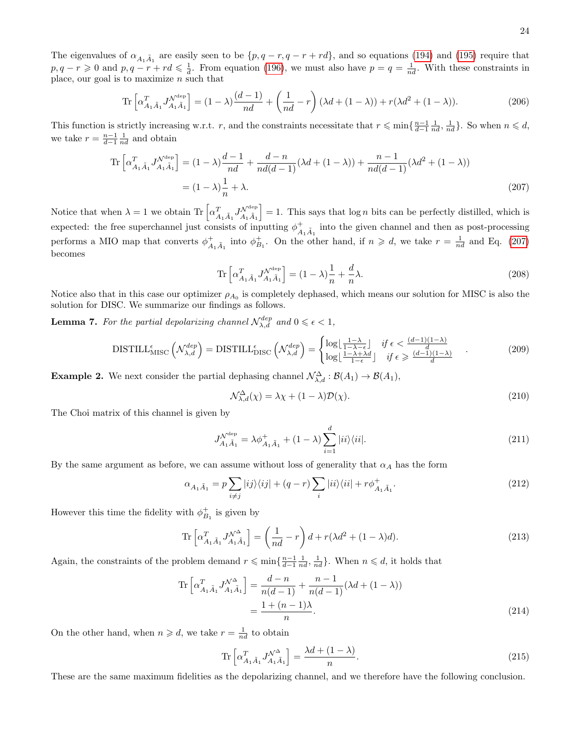The eigenvalues of $\alpha_{A_1\tilde{A}_1}$ are easily seen to be $\{p, q-r, q-r+rd\}$, and so equations (194) and (195) require that $p, q-r \geqslant 0$ and $p, q-r+rd \leqslant \frac{1}{d}$. From equation (196), we must also have $p = q = \frac{1}{nd}$. With these constraints in place, our goal is to maximize $n$ such that

$$\operatorname{Tr}\left[\alpha^T_{A_1\tilde{A}_1} J^{\mathcal{N}^{\text{dep}}}_{A_1\tilde{A}_1}\right] = (1-\lambda)\frac{(d-1)}{nd} + \left(\frac{1}{nd} - r\right)(\lambda d + (1-\lambda)) + r(\lambda d^2 + (1-\lambda)). \tag{206}$$

This function is strictly increasing w.r.t. $r$, and the constraints necessitate that $r \leqslant \min\{\frac{n-1}{d-1}\frac{1}{nd}, \frac{1}{nd}\}$. So when $n \leqslant d$, we take $r = \frac{n-1}{d-1}\frac{1}{nd}$ and obtain

$$\begin{aligned}\operatorname{Tr}\left[\alpha^T_{A_1\tilde{A}_1} J^{\mathcal{N}^{\text{dep}}}_{A_1\tilde{A}_1}\right] &= (1-\lambda)\frac{d-1}{nd} + \frac{d-n}{nd(d-1)}(\lambda d + (1-\lambda)) + \frac{n-1}{nd(d-1)}(\lambda d^2 + (1-\lambda)) \\ &= (1-\lambda)\frac{1}{n} + \lambda.\end{aligned} \tag{207}$$

Notice that when $\lambda = 1$ we obtain $\operatorname{Tr}\left[\alpha^T_{A_1\tilde{A}_1} J^{\mathcal{N}^{\text{dep}}}_{A_1\tilde{A}_1}\right] = 1$. This says that $\log n$ bits can be perfectly distilled, which is expected: the free superchannel just consists of inputting $\phi^+_{A_1\tilde{A}_1}$ into the given channel and then as post-processing performs a MIO map that converts $\phi^+_{A_1\tilde{A}_1}$ into $\phi^+_{B_1}$. On the other hand, if $n \geqslant d$, we take $r = \frac{1}{nd}$ and Eq. (207) becomes

$$\operatorname{Tr}\left[\alpha^T_{A_1\tilde{A}_1} J^{\mathcal{N}^{\text{dep}}}_{A_1\tilde{A}_1}\right] = (1-\lambda)\frac{1}{n} + \frac{d}{n}\lambda. \tag{208}$$

Notice also that in this case our optimizer $\rho_{A_0}$ is completely dephased, which means our solution for MISC is also the solution for DISC. We summarize our findings as follows.

**Lemma 7.** *For the partial depolarizing channel $\mathcal{N}^{dep}_{\lambda,d}$ and $0 \leqslant \epsilon < 1$,*

$$\text{DISTILL}^{\epsilon}_{\text{MISC}}\left(\mathcal{N}^{dep}_{\lambda,d}\right) = \text{DISTILL}^{\epsilon}_{\text{DISC}}\left(\mathcal{N}^{dep}_{\lambda,d}\right) = \begin{cases}\log\lfloor\frac{1-\lambda}{1-\lambda-\epsilon}\rfloor & \text{if } \epsilon < \frac{(d-1)(1-\lambda)}{d} \\ \log\lfloor\frac{1-\lambda+\lambda d}{1-\epsilon}\rfloor & \text{if } \epsilon \geqslant \frac{(d-1)(1-\lambda)}{d}\end{cases}. \tag{209}$$

**Example 2.** We next consider the partial dephasing channel $\mathcal{N}^{\Delta}_{\lambda,d} : \mathcal{B}(A_1) \to \mathcal{B}(A_1)$,

$$\mathcal{N}^{\Delta}_{\lambda,d}(\chi) = \lambda\chi + (1-\lambda)\mathcal{D}(\chi). \tag{210}$$

The Choi matrix of this channel is given by

$$J^{\mathcal{N}^{\text{dep}}}_{A_1\tilde{A}_1} = \lambda\phi^+_{A_1\tilde{A}_1} + (1-\lambda)\sum_{i=1}^{d}|ii\rangle\langle ii|. \tag{211}$$

By the same argument as before, we can assume without loss of generality that $\alpha_A$ has the form

$$\alpha_{A_1\tilde{A}_1} = p\sum_{i\neq j}|ij\rangle\langle ij| + (q-r)\sum_i |ii\rangle\langle ii| + r\phi^+_{A_1\tilde{A}_1}. \tag{212}$$

However this time the fidelity with $\phi^+_{B_1}$ is given by

$$\operatorname{Tr}\left[\alpha^T_{A_1\tilde{A}_1} J^{\mathcal{N}^{\Delta}}_{A_1\tilde{A}_1}\right] = \left(\frac{1}{nd} - r\right)d + r(\lambda d^2 + (1-\lambda)d). \tag{213}$$

Again, the constraints of the problem demand $r \leqslant \min\{\frac{n-1}{d-1}\frac{1}{nd}, \frac{1}{nd}\}$. When $n \leqslant d$, it holds that

$$\begin{aligned}\operatorname{Tr}\left[\alpha^T_{A_1\tilde{A}_1} J^{\mathcal{N}^{\Delta}}_{A_1\tilde{A}_1}\right] &= \frac{d-n}{n(d-1)} + \frac{n-1}{n(d-1)}(\lambda d + (1-\lambda)) \\ &= \frac{1+(n-1)\lambda}{n}.\end{aligned} \tag{214}$$

On the other hand, when $n \geqslant d$, we take $r = \frac{1}{nd}$ to obtain

$$\operatorname{Tr}\left[\alpha^T_{A_1\tilde{A}_1} J^{\mathcal{N}^{\Delta}}_{A_1\tilde{A}_1}\right] = \frac{\lambda d + (1-\lambda)}{n}. \tag{215}$$

These are the same maximum fidelities as the depolarizing channel, and we therefore have the following conclusion.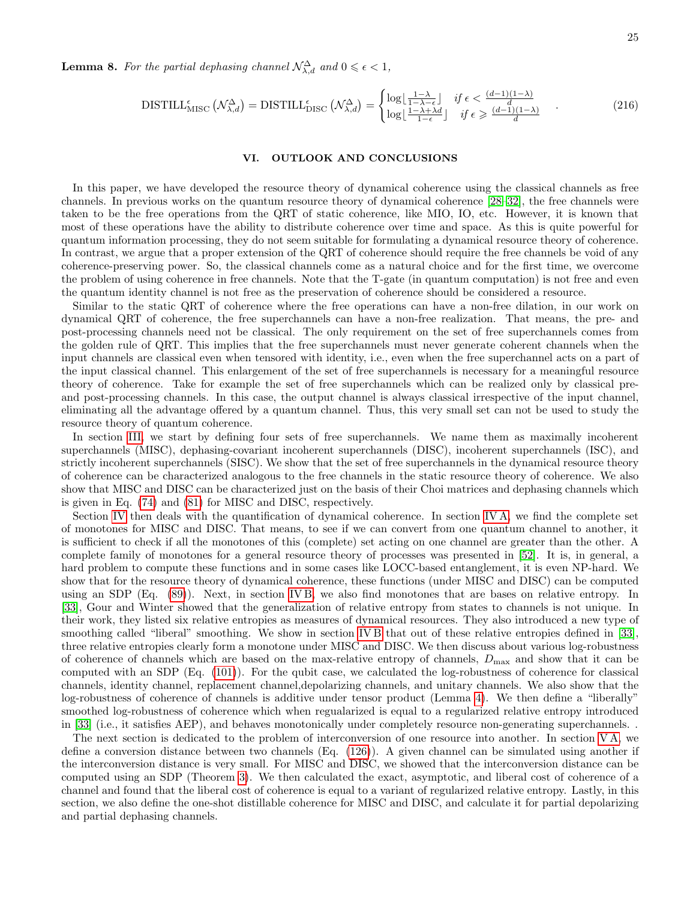**Lemma 8.** *For the partial dephasing channel $\mathcal{N}^{\Delta}_{\lambda,d}$ and $0 \leqslant \epsilon < 1$,*

$$\text{DISTILL}^{\epsilon}_{\text{MISC}}\left(\mathcal{N}^{\Delta}_{\lambda,d}\right) = \text{DISTILL}^{\epsilon}_{\text{DISC}}\left(\mathcal{N}^{\Delta}_{\lambda,d}\right) = \begin{cases} \log\lfloor \frac{1-\lambda}{1-\lambda-\epsilon} \rfloor & \text{if } \epsilon < \frac{(d-1)(1-\lambda)}{d} \\ \log\lfloor \frac{1-\lambda+\lambda d}{1-\epsilon} \rfloor & \text{if } \epsilon \geqslant \frac{(d-1)(1-\lambda)}{d} \end{cases}. \tag{216}$$

## VI. OUTLOOK AND CONCLUSIONS

In this paper, we have developed the resource theory of dynamical coherence using the classical channels as free channels. In previous works on the quantum resource theory of dynamical coherence [28–32], the free channels were taken to be the free operations from the QRT of static coherence, like MIO, IO, etc. However, it is known that most of these operations have the ability to distribute coherence over time and space. As this is quite powerful for quantum information processing, they do not seem suitable for formulating a dynamical resource theory of coherence. In contrast, we argue that a proper extension of the QRT of coherence should require the free channels be void of any coherence-preserving power. So, the classical channels come as a natural choice and for the first time, we overcome the problem of using coherence in free channels. Note that the T-gate (in quantum computation) is not free and even the quantum identity channel is not free as the preservation of coherence should be considered a resource.

Similar to the static QRT of coherence where the free operations can have a non-free dilation, in our work on dynamical QRT of coherence, the free superchannels can have a non-free realization. That means, the pre- and post-processing channels need not be classical. The only requirement on the set of free superchannels comes from the golden rule of QRT. This implies that the free superchannels must never generate coherent channels when the input channels are classical even when tensored with identity, i.e., even when the free superchannel acts on a part of the input classical channel. This enlargement of the set of free superchannels is necessary for a meaningful resource theory of coherence. Take for example the set of free superchannels which can be realized only by classical pre- and post-processing channels. In this case, the output channel is always classical irrespective of the input channel, eliminating all the advantage offered by a quantum channel. Thus, this very small set can not be used to study the resource theory of quantum coherence.

In section III, we start by defining four sets of free superchannels. We name them as maximally incoherent superchannels (MISC), dephasing-covariant incoherent superchannels (DISC), incoherent superchannels (ISC), and strictly incoherent superchannels (SISC). We show that the set of free superchannels in the dynamical resource theory of coherence can be characterized analogous to the free channels in the static resource theory of coherence. We also show that MISC and DISC can be characterized just on the basis of their Choi matrices and dephasing channels which is given in Eq. (74) and (81) for MISC and DISC, respectively.

Section IV then deals with the quantification of dynamical coherence. In section IV A, we find the complete set of monotones for MISC and DISC. That means, to see if we can convert from one quantum channel to another, it is sufficient to check if all the monotones of this (complete) set acting on one channel are greater than the other. A complete family of monotones for a general resource theory of processes was presented in [52]. It is, in general, a hard problem to compute these functions and in some cases like LOCC-based entanglement, it is even NP-hard. We show that for the resource theory of dynamical coherence, these functions (under MISC and DISC) can be computed using an SDP (Eq. (89)). Next, in section IV B, we also find monotones that are bases on relative entropy. In [33], Gour and Winter showed that the generalization of relative entropy from states to channels is not unique. In their work, they listed six relative entropies as measures of dynamical resources. They also introduced a new type of smoothing called "liberal" smoothing. We show in section IV B that out of these relative entropies defined in [33], three relative entropies clearly form a monotone under MISC and DISC. We then discuss about various log-robustness of coherence of channels which are based on the max-relative entropy of channels, $D_{\max}$ and show that it can be computed with an SDP (Eq. (101)). For the qubit case, we calculated the log-robustness of coherence for classical channels, identity channel, replacement channel,depolarizing channels, and unitary channels. We also show that the log-robustness of coherence of channels is additive under tensor product (Lemma 4). We then define a "liberally" smoothed log-robustness of coherence which when regualarized is equal to a regularized relative entropy introduced in [33] (i.e., it satisfies AEP), and behaves monotonically under completely resource non-generating superchannels. .

The next section is dedicated to the problem of interconversion of one resource into another. In section V A, we define a conversion distance between two channels (Eq. (126)). A given channel can be simulated using another if the interconversion distance is very small. For MISC and DISC, we showed that the interconversion distance can be computed using an SDP (Theorem 3). We then calculated the exact, asymptotic, and liberal cost of coherence of a channel and found that the liberal cost of coherence is equal to a variant of regularized relative entropy. Lastly, in this section, we also define the one-shot distillable coherence for MISC and DISC, and calculate it for partial depolarizing and partial dephasing channels.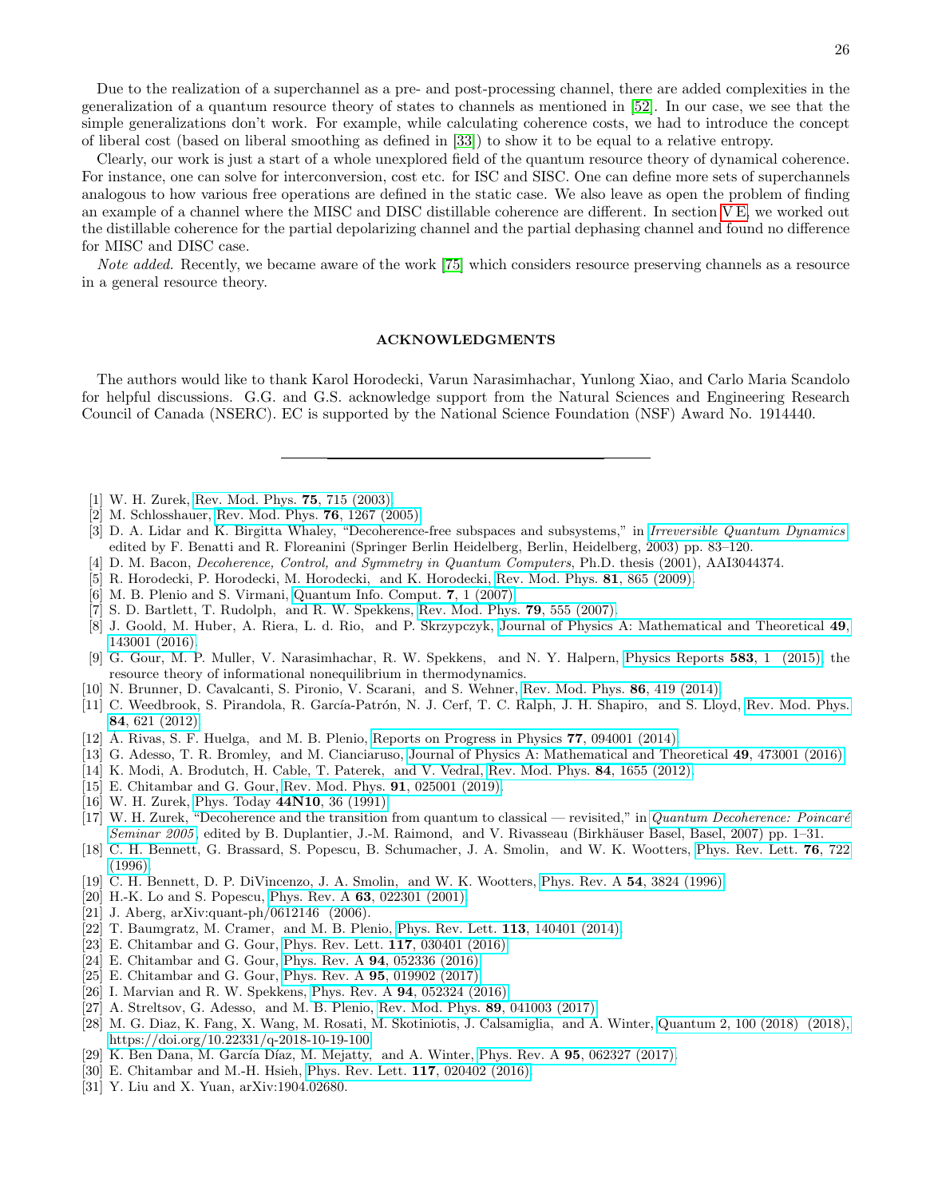Due to the realization of a superchannel as a pre- and post-processing channel, there are added complexities in the generalization of a quantum resource theory of states to channels as mentioned in [52]. In our case, we see that the simple generalizations don't work. For example, while calculating coherence costs, we had to introduce the concept of liberal cost (based on liberal smoothing as defined in [33]) to show it to be equal to a relative entropy.

Clearly, our work is just a start of a whole unexplored field of the quantum resource theory of dynamical coherence. For instance, one can solve for interconversion, cost etc. for ISC and SISC. One can define more sets of superchannels analogous to how various free operations are defined in the static case. We also leave as open the problem of finding an example of a channel where the MISC and DISC distillable coherence are different. In section V E, we worked out the distillable coherence for the partial depolarizing channel and the partial dephasing channel and found no difference for MISC and DISC case.

*Note added.* Recently, we became aware of the work [75] which considers resource preserving channels as a resource in a general resource theory.

## ACKNOWLEDGMENTS

The authors would like to thank Karol Horodecki, Varun Narasimhachar, Yunlong Xiao, and Carlo Maria Scandolo for helpful discussions. G.G. and G.S. acknowledge support from the Natural Sciences and Engineering Research Council of Canada (NSERC). EC is supported by the National Science Foundation (NSF) Award No. 1914440.

---

[1] W. H. Zurek, Rev. Mod. Phys. **75**, 715 (2003).
[2] M. Schlosshauer, Rev. Mod. Phys. **76**, 1267 (2005).
[3] D. A. Lidar and K. Birgitta Whaley, "Decoherence-free subspaces and subsystems," in *Irreversible Quantum Dynamics*, edited by F. Benatti and R. Floreanini (Springer Berlin Heidelberg, Berlin, Heidelberg, 2003) pp. 83–120.
[4] D. M. Bacon, *Decoherence, Control, and Symmetry in Quantum Computers*, Ph.D. thesis (2001), AAI3044374.
[5] R. Horodecki, P. Horodecki, M. Horodecki, and K. Horodecki, Rev. Mod. Phys. **81**, 865 (2009).
[6] M. B. Plenio and S. Virmani, Quantum Info. Comput. **7**, 1 (2007).
[7] S. D. Bartlett, T. Rudolph, and R. W. Spekkens, Rev. Mod. Phys. **79**, 555 (2007).
[8] J. Goold, M. Huber, A. Riera, L. d. Rio, and P. Skrzypczyk, Journal of Physics A: Mathematical and Theoretical **49**, 143001 (2016).
[9] G. Gour, M. P. Muller, V. Narasimhachar, R. W. Spekkens, and N. Y. Halpern, Physics Reports **583**, 1 (2015), the resource theory of informational nonequilibrium in thermodynamics.
[10] N. Brunner, D. Cavalcanti, S. Pironio, V. Scarani, and S. Wehner, Rev. Mod. Phys. **86**, 419 (2014).
[11] C. Weedbrook, S. Pirandola, R. García-Patrón, N. J. Cerf, T. C. Ralph, J. H. Shapiro, and S. Lloyd, Rev. Mod. Phys. **84**, 621 (2012).
[12] Á. Rivas, S. F. Huelga, and M. B. Plenio, Reports on Progress in Physics **77**, 094001 (2014).
[13] G. Adesso, T. R. Bromley, and M. Cianciaruso, Journal of Physics A: Mathematical and Theoretical **49**, 473001 (2016).
[14] K. Modi, A. Brodutch, H. Cable, T. Paterek, and V. Vedral, Rev. Mod. Phys. **84**, 1655 (2012).
[15] E. Chitambar and G. Gour, Rev. Mod. Phys. **91**, 025001 (2019).
[16] W. H. Zurek, Phys. Today **44N10**, 36 (1991).
[17] W. H. Zurek, "Decoherence and the transition from quantum to classical — revisited," in *Quantum Decoherence: Poincaré Seminar 2005*, edited by B. Duplantier, J.-M. Raimond, and V. Rivasseau (Birkhäuser Basel, Basel, 2007) pp. 1–31.
[18] C. H. Bennett, G. Brassard, S. Popescu, B. Schumacher, J. A. Smolin, and W. K. Wootters, Phys. Rev. Lett. **76**, 722 (1996).
[19] C. H. Bennett, D. P. DiVincenzo, J. A. Smolin, and W. K. Wootters, Phys. Rev. A **54**, 3824 (1996).
[20] H.-K. Lo and S. Popescu, Phys. Rev. A **63**, 022301 (2001).
[21] J. Aberg, arXiv:quant-ph/0612146 (2006).
[22] T. Baumgratz, M. Cramer, and M. B. Plenio, Phys. Rev. Lett. **113**, 140401 (2014).
[23] E. Chitambar and G. Gour, Phys. Rev. Lett. **117**, 030401 (2016).
[24] E. Chitambar and G. Gour, Phys. Rev. A **94**, 052336 (2016).
[25] E. Chitambar and G. Gour, Phys. Rev. A **95**, 019902 (2017).
[26] I. Marvian and R. W. Spekkens, Phys. Rev. A **94**, 052324 (2016).
[27] A. Streltsov, G. Adesso, and M. B. Plenio, Rev. Mod. Phys. **89**, 041003 (2017).
[28] M. G. Diaz, K. Fang, X. Wang, M. Rosati, M. Skotiniotis, J. Calsamiglia, and A. Winter, Quantum 2, 100 (2018) (2018), https://doi.org/10.22331/q-2018-10-19-100.
[29] K. Ben Dana, M. García Díaz, M. Mejatty, and A. Winter, Phys. Rev. A **95**, 062327 (2017).
[30] E. Chitambar and M.-H. Hsieh, Phys. Rev. Lett. **117**, 020402 (2016).
[31] Y. Liu and X. Yuan, arXiv:1904.02680.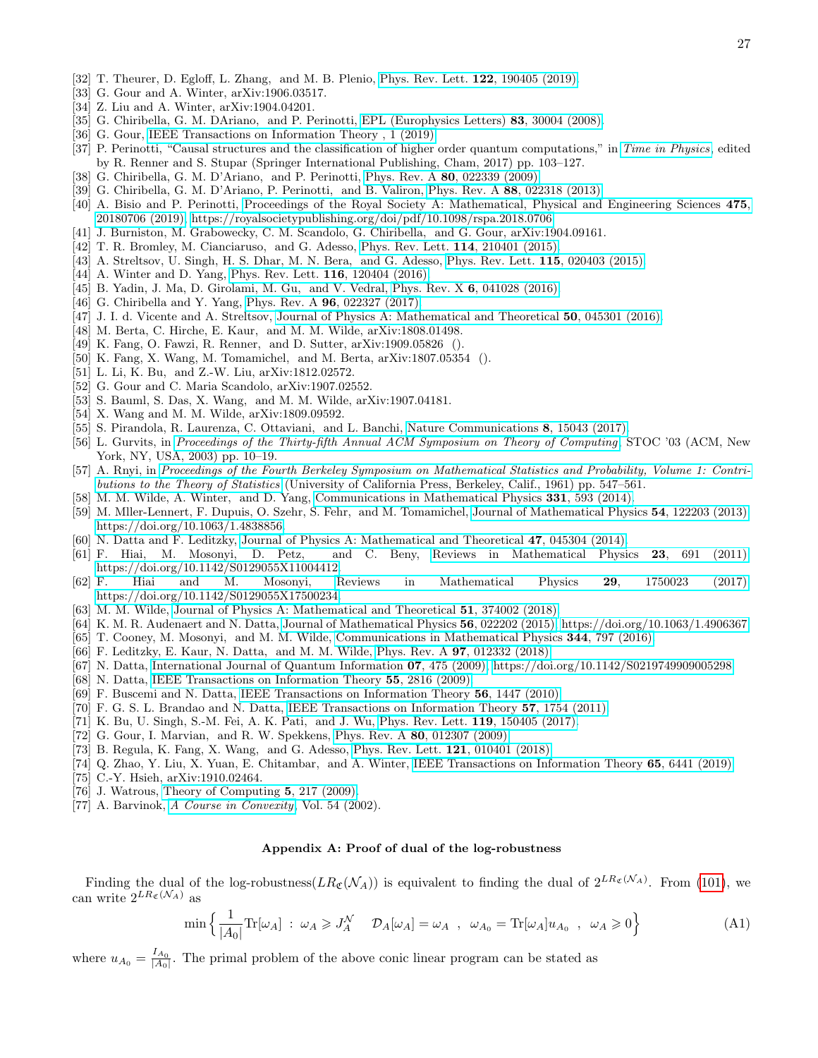[32] T. Theurer, D. Egloff, L. Zhang, and M. B. Plenio, Phys. Rev. Lett. **122**, 190405 (2019).
[33] G. Gour and A. Winter, arXiv:1906.03517.
[34] Z. Liu and A. Winter, arXiv:1904.04201.
[35] G. Chiribella, G. M. DAriano, and P. Perinotti, EPL (Europhysics Letters) **83**, 30004 (2008).
[36] G. Gour, IEEE Transactions on Information Theory , 1 (2019).
[37] P. Perinotti, "Causal structures and the classification of higher order quantum computations," in *Time in Physics*, edited by R. Renner and S. Stupar (Springer International Publishing, Cham, 2017) pp. 103–127.
[38] G. Chiribella, G. M. D'Ariano, and P. Perinotti, Phys. Rev. A **80**, 022339 (2009).
[39] G. Chiribella, G. M. D'Ariano, P. Perinotti, and B. Valiron, Phys. Rev. A **88**, 022318 (2013).
[40] A. Bisio and P. Perinotti, Proceedings of the Royal Society A: Mathematical, Physical and Engineering Sciences **475**, 20180706 (2019), https://royalsocietypublishing.org/doi/pdf/10.1098/rspa.2018.0706.
[41] J. Burniston, M. Grabowecky, C. M. Scandolo, G. Chiribella, and G. Gour, arXiv:1904.09161.
[42] T. R. Bromley, M. Cianciaruso, and G. Adesso, Phys. Rev. Lett. **114**, 210401 (2015).
[43] A. Streltsov, U. Singh, H. S. Dhar, M. N. Bera, and G. Adesso, Phys. Rev. Lett. **115**, 020403 (2015).
[44] A. Winter and D. Yang, Phys. Rev. Lett. **116**, 120404 (2016).
[45] B. Yadin, J. Ma, D. Girolami, M. Gu, and V. Vedral, Phys. Rev. X **6**, 041028 (2016).
[46] G. Chiribella and Y. Yang, Phys. Rev. A **96**, 022327 (2017).
[47] J. I. d. Vicente and A. Streltsov, Journal of Physics A: Mathematical and Theoretical **50**, 045301 (2016).
[48] M. Berta, C. Hirche, E. Kaur, and M. M. Wilde, arXiv:1808.01498.
[49] K. Fang, O. Fawzi, R. Renner, and D. Sutter, arXiv:1909.05826 ().
[50] K. Fang, X. Wang, M. Tomamichel, and M. Berta, arXiv:1807.05354 ().
[51] L. Li, K. Bu, and Z.-W. Liu, arXiv:1812.02572.
[52] G. Gour and C. Maria Scandolo, arXiv:1907.02552.
[53] S. Bauml, S. Das, X. Wang, and M. M. Wilde, arXiv:1907.04181.
[54] X. Wang and M. M. Wilde, arXiv:1809.09592.
[55] S. Pirandola, R. Laurenza, C. Ottaviani, and L. Banchi, Nature Communications **8**, 15043 (2017).
[56] L. Gurvits, in *Proceedings of the Thirty-fifth Annual ACM Symposium on Theory of Computing*, STOC '03 (ACM, New York, NY, USA, 2003) pp. 10–19.
[57] A. Rnyi, in *Proceedings of the Fourth Berkeley Symposium on Mathematical Statistics and Probability, Volume 1: Contributions to the Theory of Statistics* (University of California Press, Berkeley, Calif., 1961) pp. 547–561.
[58] M. M. Wilde, A. Winter, and D. Yang, Communications in Mathematical Physics **331**, 593 (2014).
[59] M. Mller-Lennert, F. Dupuis, O. Szehr, S. Fehr, and M. Tomamichel, Journal of Mathematical Physics **54**, 122203 (2013), https://doi.org/10.1063/1.4838856.
[60] N. Datta and F. Leditzky, Journal of Physics A: Mathematical and Theoretical **47**, 045304 (2014).
[61] F. Hiai, M. Mosonyi, D. Petz, and C. Beny, Reviews in Mathematical Physics **23**, 691 (2011), https://doi.org/10.1142/S0129055X11004412.
[62] F. Hiai and M. Mosonyi, Reviews in Mathematical Physics **29**, 1750023 (2017), https://doi.org/10.1142/S0129055X17500234.
[63] M. M. Wilde, Journal of Physics A: Mathematical and Theoretical **51**, 374002 (2018).
[64] K. M. R. Audenaert and N. Datta, Journal of Mathematical Physics **56**, 022202 (2015), https://doi.org/10.1063/1.4906367.
[65] T. Cooney, M. Mosonyi, and M. M. Wilde, Communications in Mathematical Physics **344**, 797 (2016).
[66] F. Leditzky, E. Kaur, N. Datta, and M. M. Wilde, Phys. Rev. A **97**, 012332 (2018).
[67] N. Datta, International Journal of Quantum Information **07**, 475 (2009), https://doi.org/10.1142/S0219749909005298.
[68] N. Datta, IEEE Transactions on Information Theory **55**, 2816 (2009).
[69] F. Buscemi and N. Datta, IEEE Transactions on Information Theory **56**, 1447 (2010).
[70] F. G. S. L. Brandao and N. Datta, IEEE Transactions on Information Theory **57**, 1754 (2011).
[71] K. Bu, U. Singh, S.-M. Fei, A. K. Pati, and J. Wu, Phys. Rev. Lett. **119**, 150405 (2017).
[72] G. Gour, I. Marvian, and R. W. Spekkens, Phys. Rev. A **80**, 012307 (2009).
[73] B. Regula, K. Fang, X. Wang, and G. Adesso, Phys. Rev. Lett. **121**, 010401 (2018).
[74] Q. Zhao, Y. Liu, X. Yuan, E. Chitambar, and A. Winter, IEEE Transactions on Information Theory **65**, 6441 (2019).
[75] C.-Y. Hsieh, arXiv:1910.02464.
[76] J. Watrous, Theory of Computing **5**, 217 (2009).
[77] A. Barvinok, *A Course in Convexity*, Vol. 54 (2002).

## Appendix A: Proof of dual of the log-robustness

Finding the dual of the log-robustness($LR_{\mathfrak{C}}(\mathcal{N}_A)$) is equivalent to finding the dual of $2^{LR_{\mathfrak{C}}(\mathcal{N}_A)}$. From (101), we can write $2^{LR_{\mathfrak{C}}(\mathcal{N}_A)}$ as

$$\min\Big\{\frac{1}{|A_0|}\mathrm{Tr}[\omega_A]\ :\ \omega_A \geqslant J_A^{\mathcal{N}} \quad \mathcal{D}_A[\omega_A] = \omega_A\ \ ,\ \ \omega_{A_0} = \mathrm{Tr}[\omega_A]u_{A_0}\ \ ,\ \ \omega_A \geqslant 0\Big\} \tag{A1}$$

where $u_{A_0} = \frac{I_{A_0}}{|A_0|}$. The primal problem of the above conic linear program can be stated as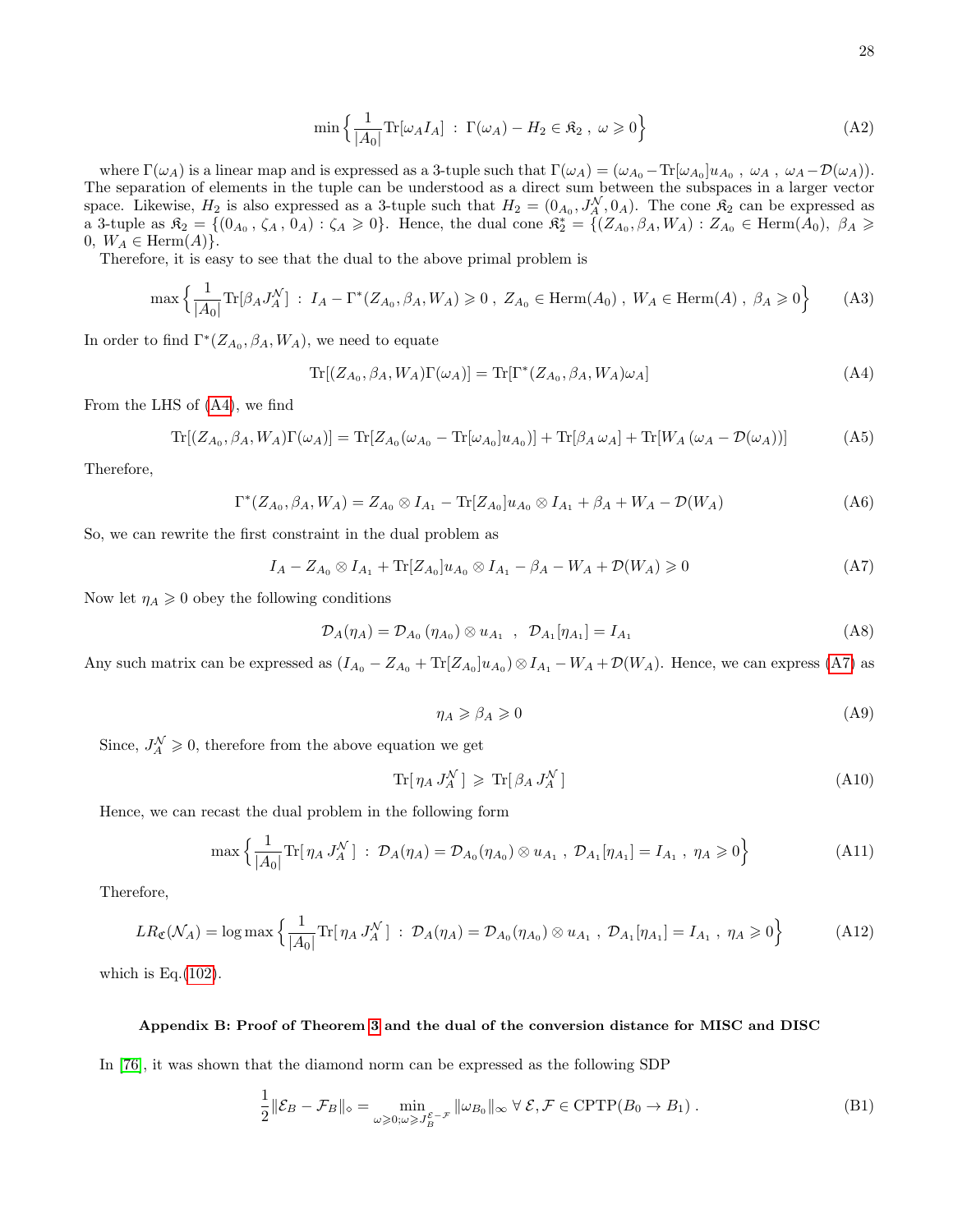$$\min\Big\{\frac{1}{|A_0|}\text{Tr}[\omega_A I_A]\ :\ \Gamma(\omega_A)-H_2\in\mathfrak{K}_2\ ,\ \omega\geqslant 0\Big\} \tag{A2}$$

where $\Gamma(\omega_A)$ is a linear map and is expressed as a 3-tuple such that $\Gamma(\omega_A)=(\omega_{A_0}-\text{Tr}[\omega_{A_0}]u_{A_0}\ ,\ \omega_A\ ,\ \omega_A-\mathcal{D}(\omega_A))$. The separation of elements in the tuple can be understood as a direct sum between the subspaces in a larger vector space. Likewise, $H_2$ is also expressed as a 3-tuple such that $H_2=(0_{A_0},J_A^{\mathcal{N}},0_A)$. The cone $\mathfrak{K}_2$ can be expressed as a 3-tuple as $\mathfrak{K}_2=\{(0_{A_0}\,,\,\zeta_A\,,\,0_A):\zeta_A\geqslant 0\}$. Hence, the dual cone $\mathfrak{K}_2^*=\{(Z_{A_0},\beta_A,W_A):Z_{A_0}\in\text{Herm}(A_0),\ \beta_A\geqslant 0,\ W_A\in\text{Herm}(A)\}$.

Therefore, it is easy to see that the dual to the above primal problem is

$$\max\Big\{\frac{1}{|A_0|}\text{Tr}[\beta_A J_A^{\mathcal{N}}]\ :\ I_A-\Gamma^*(Z_{A_0},\beta_A,W_A)\geqslant 0\ ,\ Z_{A_0}\in\text{Herm}(A_0)\ ,\ W_A\in\text{Herm}(A)\ ,\ \beta_A\geqslant 0\Big\} \tag{A3}$$

In order to find $\Gamma^*(Z_{A_0},\beta_A,W_A)$, we need to equate

$$\text{Tr}[(Z_{A_0},\beta_A,W_A)\Gamma(\omega_A)]=\text{Tr}[\Gamma^*(Z_{A_0},\beta_A,W_A)\omega_A] \tag{A4}$$

From the LHS of (A4), we find

$$\text{Tr}[(Z_{A_0},\beta_A,W_A)\Gamma(\omega_A)]=\text{Tr}[Z_{A_0}(\omega_{A_0}-\text{Tr}[\omega_{A_0}]u_{A_0})]+\text{Tr}[\beta_A\,\omega_A]+\text{Tr}[W_A\,(\omega_A-\mathcal{D}(\omega_A))] \tag{A5}$$

Therefore,

$$\Gamma^*(Z_{A_0},\beta_A,W_A)=Z_{A_0}\otimes I_{A_1}-\text{Tr}[Z_{A_0}]u_{A_0}\otimes I_{A_1}+\beta_A+W_A-\mathcal{D}(W_A) \tag{A6}$$

So, we can rewrite the first constraint in the dual problem as

$$I_A-Z_{A_0}\otimes I_{A_1}+\text{Tr}[Z_{A_0}]u_{A_0}\otimes I_{A_1}-\beta_A-W_A+\mathcal{D}(W_A)\geqslant 0 \tag{A7}$$

Now let $\eta_A\geqslant 0$ obey the following conditions

$$\mathcal{D}_A(\eta_A)=\mathcal{D}_{A_0}(\eta_{A_0})\otimes u_{A_1}\ \ ,\ \ \mathcal{D}_{A_1}[\eta_{A_1}]=I_{A_1} \tag{A8}$$

Any such matrix can be expressed as $(I_{A_0}-Z_{A_0}+\text{Tr}[Z_{A_0}]u_{A_0})\otimes I_{A_1}-W_A+\mathcal{D}(W_A)$. Hence, we can express (A7) as

$$\eta_A\geqslant\beta_A\geqslant 0 \tag{A9}$$

Since, $J_A^{\mathcal{N}}\geqslant 0$, therefore from the above equation we get

$$\text{Tr}[\,\eta_A\,J_A^{\mathcal{N}}\,]\ \geqslant\ \text{Tr}[\,\beta_A\,J_A^{\mathcal{N}}\,] \tag{A10}$$

Hence, we can recast the dual problem in the following form

$$\max\Big\{\frac{1}{|A_0|}\text{Tr}[\,\eta_A\,J_A^{\mathcal{N}}\,]\ :\ \mathcal{D}_A(\eta_A)=\mathcal{D}_{A_0}(\eta_{A_0})\otimes u_{A_1}\ ,\ \mathcal{D}_{A_1}[\eta_{A_1}]=I_{A_1}\ ,\ \eta_A\geqslant 0\Big\} \tag{A11}$$

Therefore,

$$LR_{\mathfrak{C}}(\mathcal{N}_A)=\log\max\Big\{\frac{1}{|A_0|}\text{Tr}[\,\eta_A\,J_A^{\mathcal{N}}\,]\ :\ \mathcal{D}_A(\eta_A)=\mathcal{D}_{A_0}(\eta_{A_0})\otimes u_{A_1}\ ,\ \mathcal{D}_{A_1}[\eta_{A_1}]=I_{A_1}\ ,\ \eta_A\geqslant 0\Big\} \tag{A12}$$

which is Eq.(102).

### Appendix B: Proof of Theorem 3 and the dual of the conversion distance for MISC and DISC

In [76], it was shown that the diamond norm can be expressed as the following SDP

$$\frac{1}{2}\|\mathcal{E}_B-\mathcal{F}_B\|_\diamond=\min_{\omega\geqslant 0;\omega\geqslant J_B^{\mathcal{E}-\mathcal{F}}}\|\omega_{B_0}\|_\infty\ \forall\ \mathcal{E},\mathcal{F}\in\text{CPTP}(B_0\to B_1)\ . \tag{B1}$$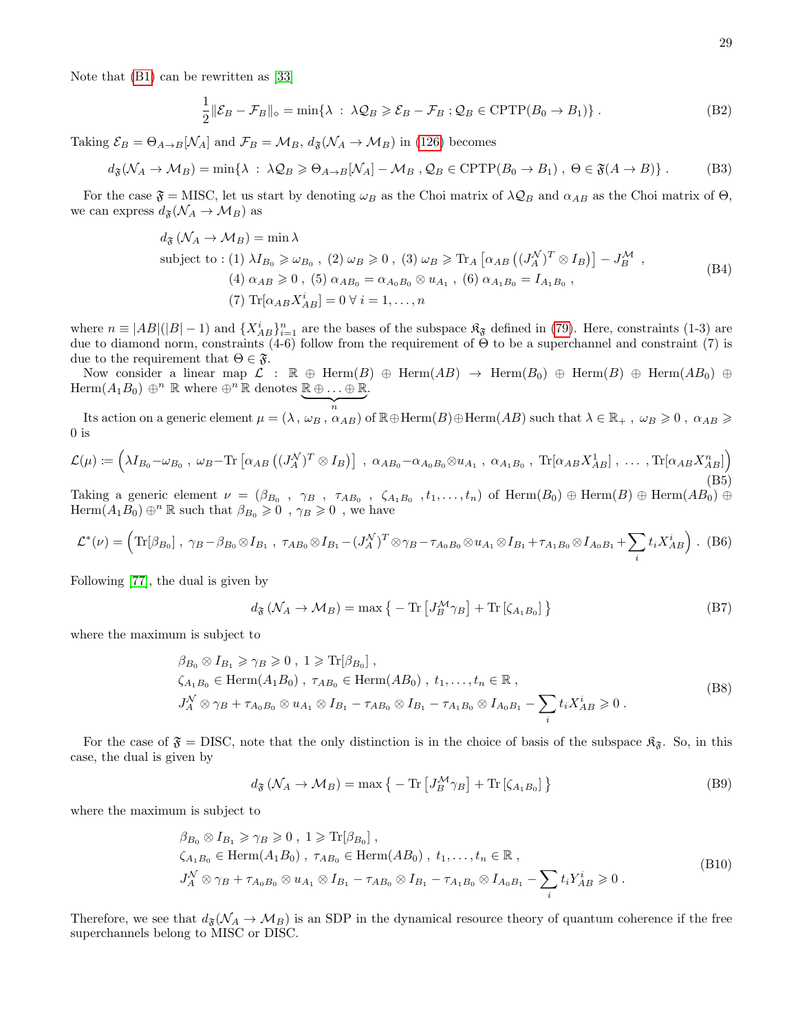Note that (B1) can be rewritten as [33]

$$\frac{1}{2}\|\mathcal{E}_B - \mathcal{F}_B\|_\diamond = \min\{\lambda \,:\, \lambda\mathcal{Q}_B \geqslant \mathcal{E}_B - \mathcal{F}_B \,;\, \mathcal{Q}_B \in \mathrm{CPTP}(B_0 \to B_1)\}\,. \tag{B2}$$

Taking $\mathcal{E}_B = \Theta_{A\to B}[\mathcal{N}_A]$ and $\mathcal{F}_B = \mathcal{M}_B$, $d_{\mathfrak{F}}(\mathcal{N}_A \to \mathcal{M}_B)$ in (126) becomes

$$d_{\mathfrak{F}}(\mathcal{N}_A \to \mathcal{M}_B) = \min\{\lambda \,:\, \lambda\mathcal{Q}_B \geqslant \Theta_{A\to B}[\mathcal{N}_A] - \mathcal{M}_B \,,\, \mathcal{Q}_B \in \mathrm{CPTP}(B_0 \to B_1)\,,\, \Theta \in \mathfrak{F}(A \to B)\}\,. \tag{B3}$$

For the case $\mathfrak{F} = \mathrm{MISC}$, let us start by denoting $\omega_B$ as the Choi matrix of $\lambda\mathcal{Q}_B$ and $\alpha_{AB}$ as the Choi matrix of $\Theta$, we can express $d_{\mathfrak{F}}(\mathcal{N}_A \to \mathcal{M}_B)$ as

$$\begin{aligned}
&d_{\mathfrak{F}}\left(\mathcal{N}_A \to \mathcal{M}_B\right) = \min \lambda \\
&\text{subject to : (1) } \lambda I_{B_0} \geqslant \omega_{B_0}\,,\ (2)\ \omega_B \geqslant 0\,,\ (3)\ \omega_B \geqslant \mathrm{Tr}_A\left[\alpha_{AB}\left((J_A^{\mathcal{N}})^T \otimes I_B\right)\right] - J_B^{\mathcal{M}}\,, \\
&\qquad\qquad\ (4)\ \alpha_{AB} \geqslant 0\,,\ (5)\ \alpha_{AB_0} = \alpha_{A_0B_0} \otimes u_{A_1}\,,\ (6)\ \alpha_{A_1B_0} = I_{A_1B_0}\,, \\
&\qquad\qquad\ (7)\ \mathrm{Tr}[\alpha_{AB}X^i_{AB}] = 0\ \forall\, i = 1,\ldots,n
\end{aligned} \tag{B4}$$

where $n \equiv |AB|(|B|-1)$ and $\{X^i_{AB}\}_{i=1}^n$ are the bases of the subspace $\mathfrak{K}_{\mathfrak{F}}$ defined in (79). Here, constraints (1-3) are due to diamond norm, constraints (4-6) follow from the requirement of $\Theta$ to be a superchannel and constraint (7) is due to the requirement that $\Theta \in \mathfrak{F}$.

Now consider a linear map $\mathcal{L} : \mathbb{R} \oplus \mathrm{Herm}(B) \oplus \mathrm{Herm}(AB) \to \mathrm{Herm}(B_0) \oplus \mathrm{Herm}(B) \oplus \mathrm{Herm}(AB_0) \oplus \mathrm{Herm}(A_1B_0) \oplus^n \mathbb{R}$ where $\oplus^n \mathbb{R}$ denotes $\underbrace{\mathbb{R} \oplus \ldots \oplus \mathbb{R}}_{n}$.

Its action on a generic element $\mu = (\lambda\,,\, \omega_B\,,\, \alpha_{AB})$ of $\mathbb{R}\oplus\mathrm{Herm}(B)\oplus\mathrm{Herm}(AB)$ such that $\lambda \in \mathbb{R}_+\,,\ \omega_B \geqslant 0\,,\ \alpha_{AB} \geqslant 0$ is

$$\mathcal{L}(\mu) := \Big(\lambda I_{B_0} - \omega_{B_0}\,,\ \omega_B - \mathrm{Tr}\left[\alpha_{AB}\left((J_A^{\mathcal{N}})^T \otimes I_B\right)\right]\,,\ \alpha_{AB_0} - \alpha_{A_0B_0} \otimes u_{A_1}\,,\ \alpha_{A_1B_0}\,,\ \mathrm{Tr}[\alpha_{AB}X^1_{AB}]\,,\ \ldots\,,\ \mathrm{Tr}[\alpha_{AB}X^n_{AB}]\Big) \tag{B5}$$

Taking a generic element $\nu = (\beta_{B_0}\,,\, \gamma_B\,,\, \tau_{AB_0}\,,\, \zeta_{A_1B_0}\,, t_1,\ldots,t_n)$ of $\mathrm{Herm}(B_0) \oplus \mathrm{Herm}(B) \oplus \mathrm{Herm}(AB_0) \oplus \mathrm{Herm}(A_1B_0) \oplus^n \mathbb{R}$ such that $\beta_{B_0} \geqslant 0\,,\ \gamma_B \geqslant 0$, we have

$$\mathcal{L}^*(\nu) = \Big(\mathrm{Tr}[\beta_{B_0}]\,,\ \gamma_B - \beta_{B_0} \otimes I_{B_1}\,,\ \tau_{AB_0} \otimes I_{B_1} - (J_A^{\mathcal{N}})^T \otimes \gamma_B - \tau_{A_0B_0} \otimes u_{A_1} \otimes I_{B_1} + \tau_{A_1B_0} \otimes I_{A_0B_1} + \sum_i t_i X^i_{AB}\Big)\,. \tag{B6}$$

Following [77], the dual is given by

$$d_{\mathfrak{F}}\left(\mathcal{N}_A \to \mathcal{M}_B\right) = \max\left\{ - \mathrm{Tr}\left[J_B^{\mathcal{M}}\gamma_B\right] + \mathrm{Tr}\left[\zeta_{A_1B_0}\right] \right\} \tag{B7}$$

where the maximum is subject to

$$\begin{aligned}
&\beta_{B_0} \otimes I_{B_1} \geqslant \gamma_B \geqslant 0\,,\ 1 \geqslant \mathrm{Tr}[\beta_{B_0}]\,, \\
&\zeta_{A_1B_0} \in \mathrm{Herm}(A_1B_0)\,,\ \tau_{AB_0} \in \mathrm{Herm}(AB_0)\,,\ t_1,\ldots,t_n \in \mathbb{R}\,, \\
&J_A^{\mathcal{N}} \otimes \gamma_B + \tau_{A_0B_0} \otimes u_{A_1} \otimes I_{B_1} - \tau_{AB_0} \otimes I_{B_1} - \tau_{A_1B_0} \otimes I_{A_0B_1} - \sum_i t_i X^i_{AB} \geqslant 0\,.
\end{aligned} \tag{B8}$$

For the case of $\mathfrak{F} = \mathrm{DISC}$, note that the only distinction is in the choice of basis of the subspace $\mathfrak{K}_{\mathfrak{F}}$. So, in this case, the dual is given by

$$d_{\mathfrak{F}}\left(\mathcal{N}_A \to \mathcal{M}_B\right) = \max\left\{ - \mathrm{Tr}\left[J_B^{\mathcal{M}}\gamma_B\right] + \mathrm{Tr}\left[\zeta_{A_1B_0}\right] \right\} \tag{B9}$$

where the maximum is subject to

$$\begin{aligned}
&\beta_{B_0} \otimes I_{B_1} \geqslant \gamma_B \geqslant 0\,,\ 1 \geqslant \mathrm{Tr}[\beta_{B_0}]\,, \\
&\zeta_{A_1B_0} \in \mathrm{Herm}(A_1B_0)\,,\ \tau_{AB_0} \in \mathrm{Herm}(AB_0)\,,\ t_1,\ldots,t_n \in \mathbb{R}\,, \\
&J_A^{\mathcal{N}} \otimes \gamma_B + \tau_{A_0B_0} \otimes u_{A_1} \otimes I_{B_1} - \tau_{AB_0} \otimes I_{B_1} - \tau_{A_1B_0} \otimes I_{A_0B_1} - \sum_i t_i Y^i_{AB} \geqslant 0\,.
\end{aligned} \tag{B10}$$

Therefore, we see that $d_{\mathfrak{F}}(\mathcal{N}_A \to \mathcal{M}_B)$ is an SDP in the dynamical resource theory of quantum coherence if the free superchannels belong to MISC or DISC.